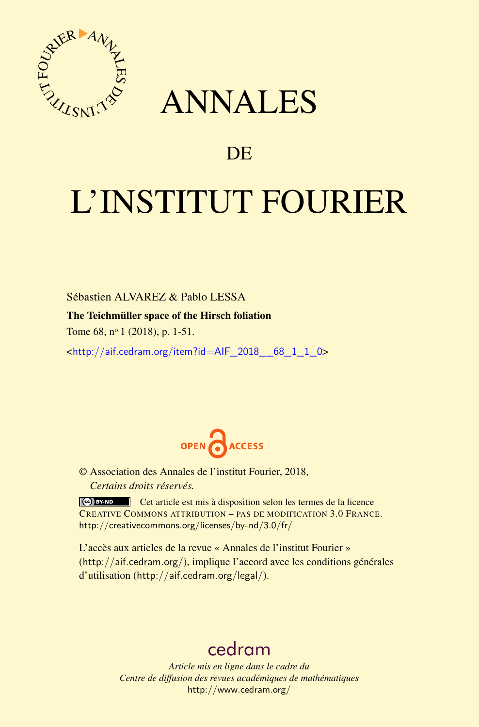# ANNALES

## DE

# L'INSTITUT FOURIER

Sébastien ALVAREZ & Pablo LESSA

**The Teichmüller space of the Hirsch foliation**

Tome 68, nº 1 (2018), p. 1-51.

<http://aif.cedram.org/item?id=AIF_2018__68_1_1_0>

OPEN ACCESS

© Association des Annales de l'institut Fourier, 2018,
*Certains droits réservés.*

Cet article est mis à disposition selon les termes de la licence CREATIVE COMMONS ATTRIBUTION – PAS DE MODIFICATION 3.0 FRANCE.
http://creativecommons.org/licenses/by-nd/3.0/fr/

L'accès aux articles de la revue « Annales de l'institut Fourier » (http://aif.cedram.org/), implique l'accord avec les conditions générales d'utilisation (http://aif.cedram.org/legal/).

cedram

*Article mis en ligne dans le cadre du*
*Centre de diffusion des revues académiques de mathématiques*
http://www.cedram.org/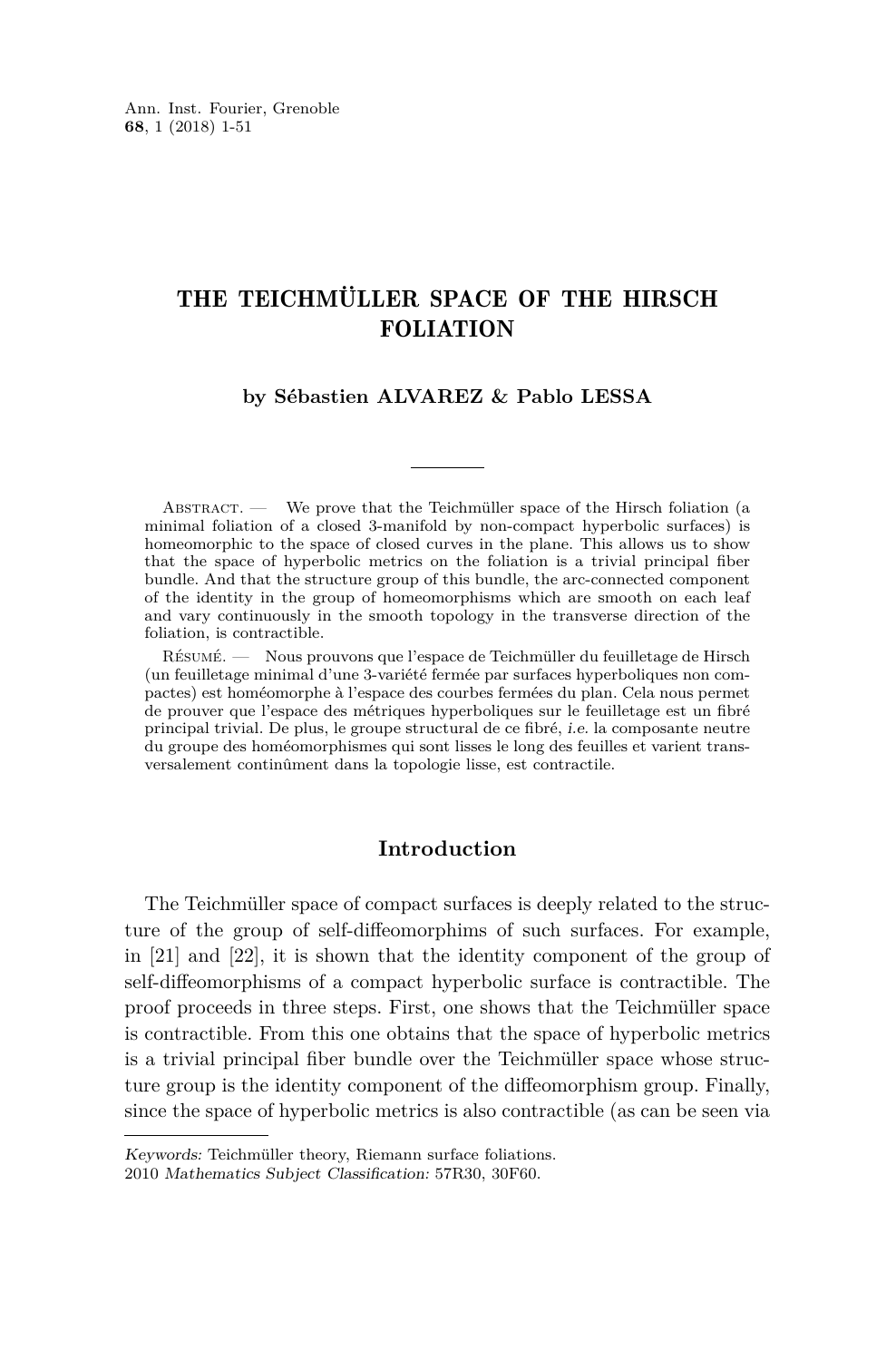# THE TEICHMÜLLER SPACE OF THE HIRSCH FOLIATION

**by Sébastien ALVAREZ & Pablo LESSA**

Abstract. — We prove that the Teichmüller space of the Hirsch foliation (a minimal foliation of a closed 3-manifold by non-compact hyperbolic surfaces) is homeomorphic to the space of closed curves in the plane. This allows us to show that the space of hyperbolic metrics on the foliation is a trivial principal fiber bundle. And that the structure group of this bundle, the arc-connected component of the identity in the group of homeomorphisms which are smooth on each leaf and vary continuously in the smooth topology in the transverse direction of the foliation, is contractible.

Résumé. — Nous prouvons que l'espace de Teichmüller du feuilletage de Hirsch (un feuilletage minimal d'une 3-variété fermée par surfaces hyperboliques non compactes) est homéomorphe à l'espace des courbes fermées du plan. Cela nous permet de prouver que l'espace des métriques hyperboliques sur le feuilletage est un fibré principal trivial. De plus, le groupe structural de ce fibré, *i.e.* la composante neutre du groupe des homéomorphismes qui sont lisses le long des feuilles et varient transversalement continûment dans la topologie lisse, est contractile.

## Introduction

The Teichmüller space of compact surfaces is deeply related to the structure of the group of self-diffeomorphims of such surfaces. For example, in [21] and [22], it is shown that the identity component of the group of self-diffeomorphisms of a compact hyperbolic surface is contractible. The proof proceeds in three steps. First, one shows that the Teichmüller space is contractible. From this one obtains that the space of hyperbolic metrics is a trivial principal fiber bundle over the Teichmüller space whose structure group is the identity component of the diffeomorphism group. Finally, since the space of hyperbolic metrics is also contractible (as can be seen via

*Keywords:* Teichmüller theory, Riemann surface foliations.
2010 *Mathematics Subject Classification:* 57R30, 30F60.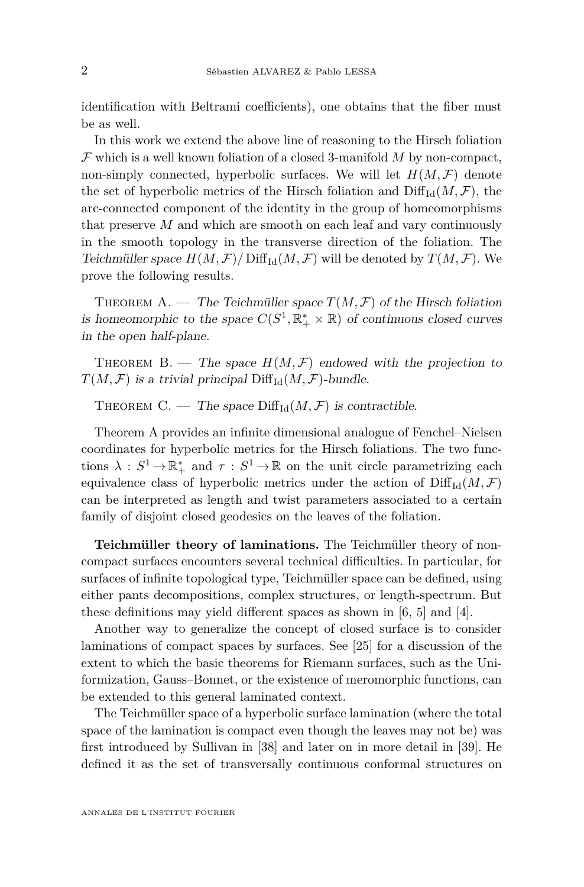identification with Beltrami coefficients), one obtains that the fiber must be as well.

In this work we extend the above line of reasoning to the Hirsch foliation $\mathcal{F}$ which is a well known foliation of a closed 3-manifold $M$ by non-compact, non-simply connected, hyperbolic surfaces. We will let $H(M,\mathcal{F})$ denote the set of hyperbolic metrics of the Hirsch foliation and $\mathrm{Diff}_{\mathrm{Id}}(M,\mathcal{F})$, the arc-connected component of the identity in the group of homeomorphisms that preserve $M$ and which are smooth on each leaf and vary continuously in the smooth topology in the transverse direction of the foliation. The *Teichmüller space* $H(M,\mathcal{F})/\mathrm{Diff}_{\mathrm{Id}}(M,\mathcal{F})$ will be denoted by $T(M,\mathcal{F})$. We prove the following results.

Theorem A. — *The Teichmüller space $T(M,\mathcal{F})$ of the Hirsch foliation is homeomorphic to the space $C(S^1,\mathbb{R}_+^*\times\mathbb{R})$ of continuous closed curves in the open half-plane.*

Theorem B. — *The space $H(M,\mathcal{F})$ endowed with the projection to $T(M,\mathcal{F})$ is a trivial principal $\mathrm{Diff}_{\mathrm{Id}}(M,\mathcal{F})$-bundle.*

Theorem C. — *The space $\mathrm{Diff}_{\mathrm{Id}}(M,\mathcal{F})$ is contractible.*

Theorem A provides an infinite dimensional analogue of Fenchel–Nielsen coordinates for hyperbolic metrics for the Hirsch foliations. The two functions $\lambda : S^1 \to \mathbb{R}_+^*$ and $\tau : S^1 \to \mathbb{R}$ on the unit circle parametrizing each equivalence class of hyperbolic metrics under the action of $\mathrm{Diff}_{\mathrm{Id}}(M,\mathcal{F})$ can be interpreted as length and twist parameters associated to a certain family of disjoint closed geodesics on the leaves of the foliation.

**Teichmüller theory of laminations.** The Teichmüller theory of non-compact surfaces encounters several technical difficulties. In particular, for surfaces of infinite topological type, Teichmüller space can be defined, using either pants decompositions, complex structures, or length-spectrum. But these definitions may yield different spaces as shown in [6, 5] and [4].

Another way to generalize the concept of closed surface is to consider laminations of compact spaces by surfaces. See [25] for a discussion of the extent to which the basic theorems for Riemann surfaces, such as the Uniformization, Gauss–Bonnet, or the existence of meromorphic functions, can be extended to this general laminated context.

The Teichmüller space of a hyperbolic surface lamination (where the total space of the lamination is compact even though the leaves may not be) was first introduced by Sullivan in [38] and later on in more detail in [39]. He defined it as the set of transversally continuous conformal structures on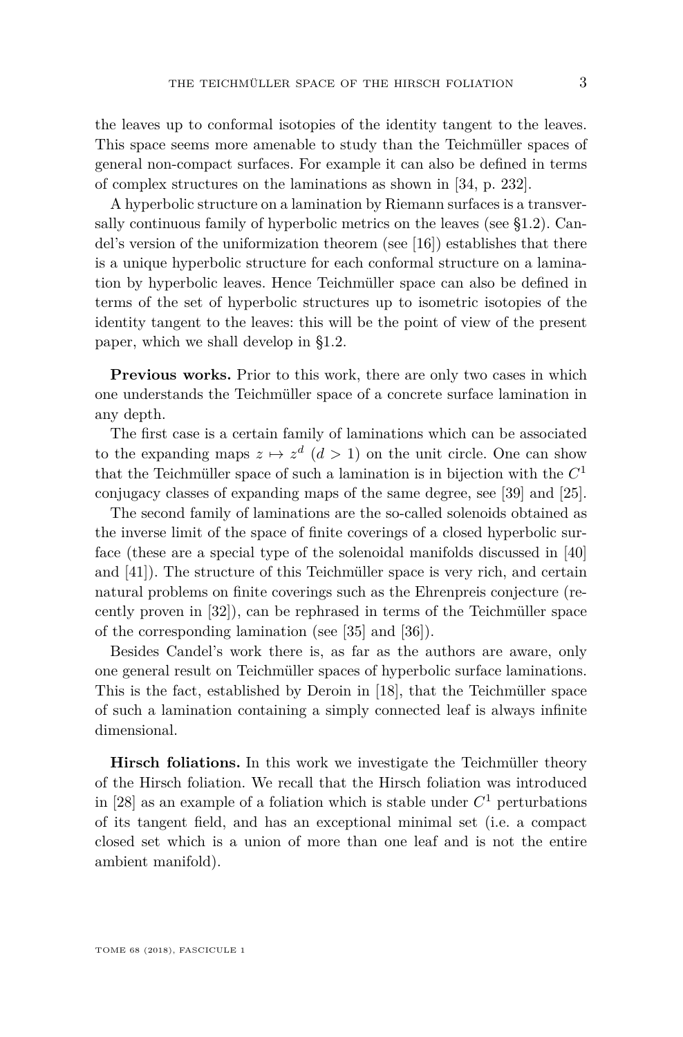the leaves up to conformal isotopies of the identity tangent to the leaves. This space seems more amenable to study than the Teichmüller spaces of general non-compact surfaces. For example it can also be defined in terms of complex structures on the laminations as shown in [34, p. 232].

A hyperbolic structure on a lamination by Riemann surfaces is a transversally continuous family of hyperbolic metrics on the leaves (see §1.2). Candel's version of the uniformization theorem (see [16]) establishes that there is a unique hyperbolic structure for each conformal structure on a lamination by hyperbolic leaves. Hence Teichmüller space can also be defined in terms of the set of hyperbolic structures up to isometric isotopies of the identity tangent to the leaves: this will be the point of view of the present paper, which we shall develop in §1.2.

**Previous works.** Prior to this work, there are only two cases in which one understands the Teichmüller space of a concrete surface lamination in any depth.

The first case is a certain family of laminations which can be associated to the expanding maps $z \mapsto z^d$ ($d > 1$) on the unit circle. One can show that the Teichmüller space of such a lamination is in bijection with the $C^1$ conjugacy classes of expanding maps of the same degree, see [39] and [25].

The second family of laminations are the so-called solenoids obtained as the inverse limit of the space of finite coverings of a closed hyperbolic surface (these are a special type of the solenoidal manifolds discussed in [40] and [41]). The structure of this Teichmüller space is very rich, and certain natural problems on finite coverings such as the Ehrenpreis conjecture (recently proven in [32]), can be rephrased in terms of the Teichmüller space of the corresponding lamination (see [35] and [36]).

Besides Candel's work there is, as far as the authors are aware, only one general result on Teichmüller spaces of hyperbolic surface laminations. This is the fact, established by Deroin in [18], that the Teichmüller space of such a lamination containing a simply connected leaf is always infinite dimensional.

**Hirsch foliations.** In this work we investigate the Teichmüller theory of the Hirsch foliation. We recall that the Hirsch foliation was introduced in [28] as an example of a foliation which is stable under $C^1$ perturbations of its tangent field, and has an exceptional minimal set (i.e. a compact closed set which is a union of more than one leaf and is not the entire ambient manifold).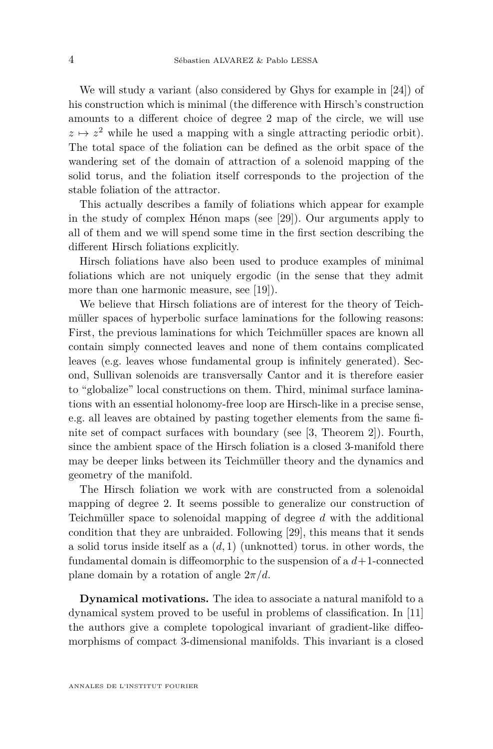We will study a variant (also considered by Ghys for example in [24]) of his construction which is minimal (the difference with Hirsch's construction amounts to a different choice of degree 2 map of the circle, we will use $z \mapsto z^2$ while he used a mapping with a single attracting periodic orbit). The total space of the foliation can be defined as the orbit space of the wandering set of the domain of attraction of a solenoid mapping of the solid torus, and the foliation itself corresponds to the projection of the stable foliation of the attractor.

This actually describes a family of foliations which appear for example in the study of complex Hénon maps (see [29]). Our arguments apply to all of them and we will spend some time in the first section describing the different Hirsch foliations explicitly.

Hirsch foliations have also been used to produce examples of minimal foliations which are not uniquely ergodic (in the sense that they admit more than one harmonic measure, see [19]).

We believe that Hirsch foliations are of interest for the theory of Teichmüller spaces of hyperbolic surface laminations for the following reasons: First, the previous laminations for which Teichmüller spaces are known all contain simply connected leaves and none of them contains complicated leaves (e.g. leaves whose fundamental group is infinitely generated). Second, Sullivan solenoids are transversally Cantor and it is therefore easier to "globalize" local constructions on them. Third, minimal surface laminations with an essential holonomy-free loop are Hirsch-like in a precise sense, e.g. all leaves are obtained by pasting together elements from the same finite set of compact surfaces with boundary (see [3, Theorem 2]). Fourth, since the ambient space of the Hirsch foliation is a closed 3-manifold there may be deeper links between its Teichmüller theory and the dynamics and geometry of the manifold.

The Hirsch foliation we work with are constructed from a solenoidal mapping of degree 2. It seems possible to generalize our construction of Teichmüller space to solenoidal mapping of degree $d$ with the additional condition that they are unbraided. Following [29], this means that it sends a solid torus inside itself as a $(d, 1)$ (unknotted) torus. in other words, the fundamental domain is diffeomorphic to the suspension of a $d+1$-connected plane domain by a rotation of angle $2\pi/d$.

**Dynamical motivations.** The idea to associate a natural manifold to a dynamical system proved to be useful in problems of classification. In [11] the authors give a complete topological invariant of gradient-like diffeomorphisms of compact 3-dimensional manifolds. This invariant is a closed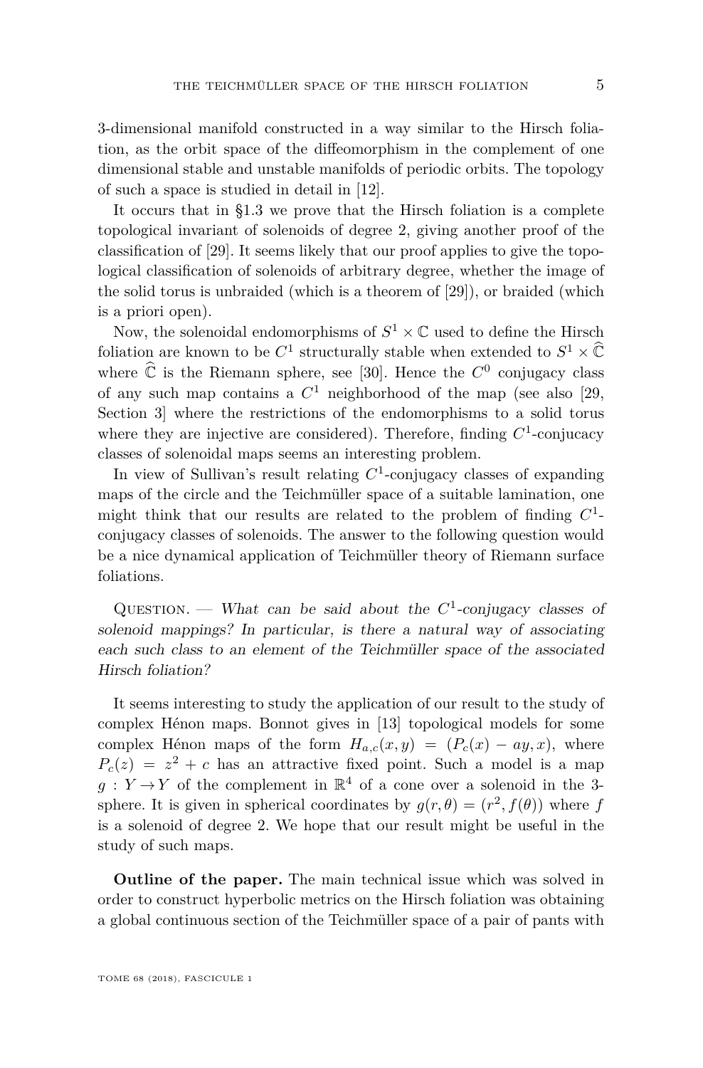3-dimensional manifold constructed in a way similar to the Hirsch foliation, as the orbit space of the diffeomorphism in the complement of one dimensional stable and unstable manifolds of periodic orbits. The topology of such a space is studied in detail in [12].

It occurs that in §1.3 we prove that the Hirsch foliation is a complete topological invariant of solenoids of degree 2, giving another proof of the classification of [29]. It seems likely that our proof applies to give the topological classification of solenoids of arbitrary degree, whether the image of the solid torus is unbraided (which is a theorem of [29]), or braided (which is a priori open).

Now, the solenoidal endomorphisms of $S^1 \times \mathbb{C}$ used to define the Hirsch foliation are known to be $C^1$ structurally stable when extended to $S^1 \times \widehat{\mathbb{C}}$ where $\widehat{\mathbb{C}}$ is the Riemann sphere, see [30]. Hence the $C^0$ conjugacy class of any such map contains a $C^1$ neighborhood of the map (see also [29, Section 3] where the restrictions of the endomorphisms to a solid torus where they are injective are considered). Therefore, finding $C^1$-conjucacy classes of solenoidal maps seems an interesting problem.

In view of Sullivan's result relating $C^1$-conjugacy classes of expanding maps of the circle and the Teichmüller space of a suitable lamination, one might think that our results are related to the problem of finding $C^1$-conjugacy classes of solenoids. The answer to the following question would be a nice dynamical application of Teichmüller theory of Riemann surface foliations.

Question. — *What can be said about the $C^1$-conjugacy classes of solenoid mappings? In particular, is there a natural way of associating each such class to an element of the Teichmüller space of the associated Hirsch foliation?*

It seems interesting to study the application of our result to the study of complex Hénon maps. Bonnot gives in [13] topological models for some complex Hénon maps of the form $H_{a,c}(x,y) = (P_c(x) - ay, x)$, where $P_c(z) = z^2 + c$ has an attractive fixed point. Such a model is a map $g : Y \to Y$ of the complement in $\mathbb{R}^4$ of a cone over a solenoid in the 3-sphere. It is given in spherical coordinates by $g(r,\theta) = (r^2, f(\theta))$ where $f$ is a solenoid of degree 2. We hope that our result might be useful in the study of such maps.

**Outline of the paper.** The main technical issue which was solved in order to construct hyperbolic metrics on the Hirsch foliation was obtaining a global continuous section of the Teichmüller space of a pair of pants with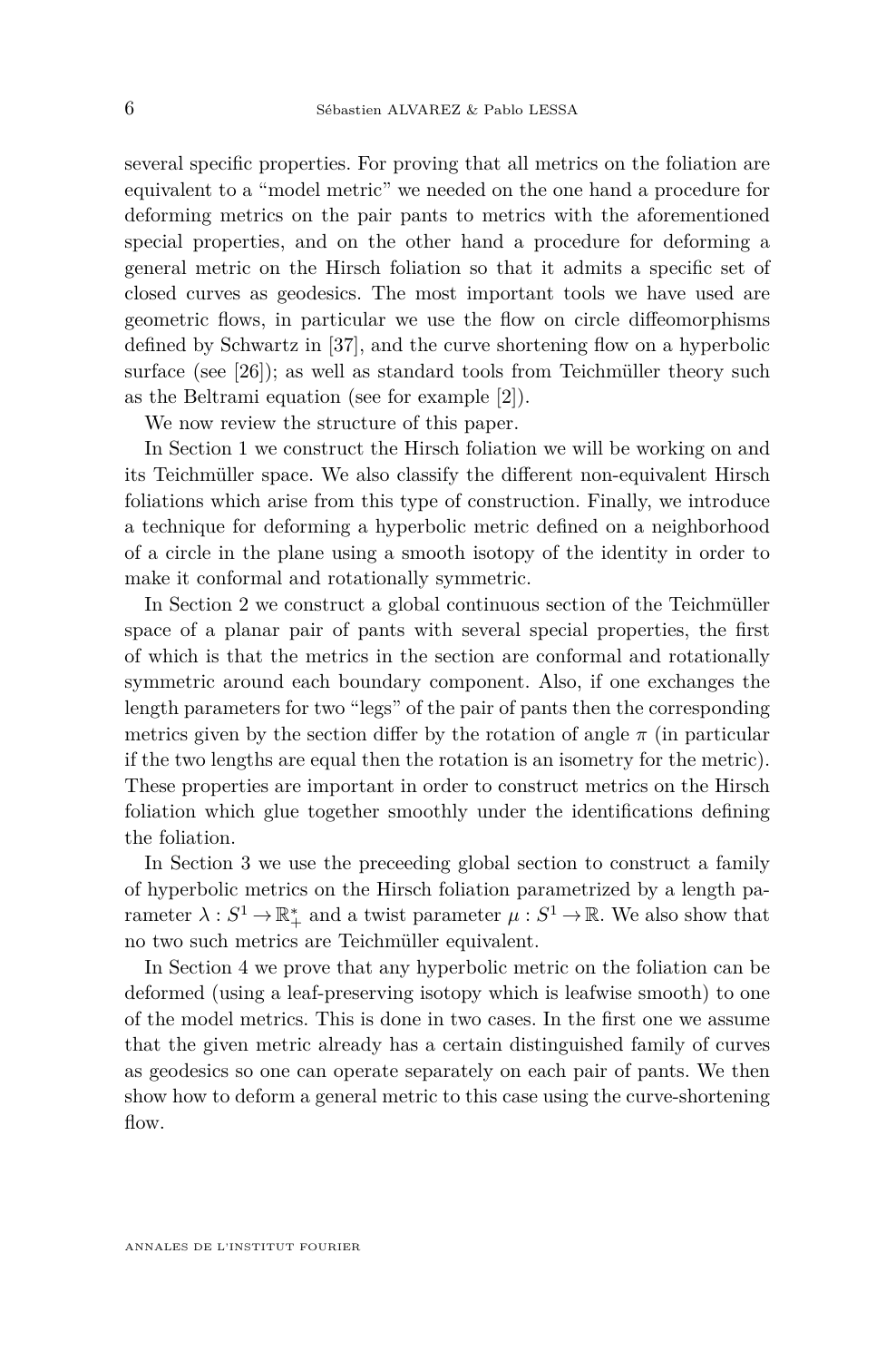several specific properties. For proving that all metrics on the foliation are equivalent to a "model metric" we needed on the one hand a procedure for deforming metrics on the pair pants to metrics with the aforementioned special properties, and on the other hand a procedure for deforming a general metric on the Hirsch foliation so that it admits a specific set of closed curves as geodesics. The most important tools we have used are geometric flows, in particular we use the flow on circle diffeomorphisms defined by Schwartz in [37], and the curve shortening flow on a hyperbolic surface (see [26]); as well as standard tools from Teichmüller theory such as the Beltrami equation (see for example [2]).

We now review the structure of this paper.

In Section 1 we construct the Hirsch foliation we will be working on and its Teichmüller space. We also classify the different non-equivalent Hirsch foliations which arise from this type of construction. Finally, we introduce a technique for deforming a hyperbolic metric defined on a neighborhood of a circle in the plane using a smooth isotopy of the identity in order to make it conformal and rotationally symmetric.

In Section 2 we construct a global continuous section of the Teichmüller space of a planar pair of pants with several special properties, the first of which is that the metrics in the section are conformal and rotationally symmetric around each boundary component. Also, if one exchanges the length parameters for two "legs" of the pair of pants then the corresponding metrics given by the section differ by the rotation of angle $\pi$ (in particular if the two lengths are equal then the rotation is an isometry for the metric). These properties are important in order to construct metrics on the Hirsch foliation which glue together smoothly under the identifications defining the foliation.

In Section 3 we use the preceeding global section to construct a family of hyperbolic metrics on the Hirsch foliation parametrized by a length parameter $\lambda : S^1 \to \mathbb{R}_+^*$ and a twist parameter $\mu : S^1 \to \mathbb{R}$. We also show that no two such metrics are Teichmüller equivalent.

In Section 4 we prove that any hyperbolic metric on the foliation can be deformed (using a leaf-preserving isotopy which is leafwise smooth) to one of the model metrics. This is done in two cases. In the first one we assume that the given metric already has a certain distinguished family of curves as geodesics so one can operate separately on each pair of pants. We then show how to deform a general metric to this case using the curve-shortening flow.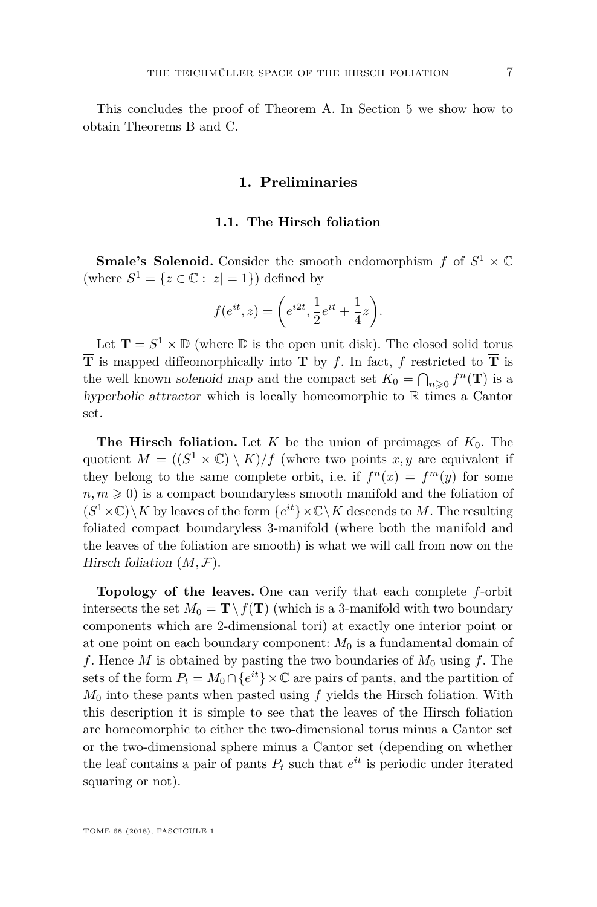This concludes the proof of Theorem A. In Section 5 we show how to obtain Theorems B and C.

## 1. Preliminaries

### 1.1. The Hirsch foliation

**Smale's Solenoid.** Consider the smooth endomorphism $f$ of $S^1 \times \mathbb{C}$ (where $S^1 = \{z \in \mathbb{C} : |z| = 1\}$) defined by

$$f(e^{it}, z) = \left(e^{i2t}, \frac{1}{2}e^{it} + \frac{1}{4}z\right).$$

Let $\mathbf{T} = S^1 \times \mathbb{D}$ (where $\mathbb{D}$ is the open unit disk). The closed solid torus $\overline{\mathbf{T}}$ is mapped diffeomorphically into $\mathbf{T}$ by $f$. In fact, $f$ restricted to $\overline{\mathbf{T}}$ is the well known *solenoid map* and the compact set $K_0 = \bigcap_{n \geqslant 0} f^n(\overline{\mathbf{T}})$ is a *hyperbolic attractor* which is locally homeomorphic to $\mathbb{R}$ times a Cantor set.

**The Hirsch foliation.** Let $K$ be the union of preimages of $K_0$. The quotient $M = ((S^1 \times \mathbb{C}) \setminus K)/f$ (where two points $x, y$ are equivalent if they belong to the same complete orbit, i.e. if $f^n(x) = f^m(y)$ for some $n, m \geqslant 0$) is a compact boundaryless smooth manifold and the foliation of $(S^1 \times \mathbb{C}) \setminus K$ by leaves of the form $\{e^{it}\} \times \mathbb{C} \setminus K$ descends to $M$. The resulting foliated compact boundaryless 3-manifold (where both the manifold and the leaves of the foliation are smooth) is what we will call from now on the *Hirsch foliation* $(M, \mathcal{F})$.

**Topology of the leaves.** One can verify that each complete $f$-orbit intersects the set $M_0 = \overline{\mathbf{T}} \setminus f(\mathbf{T})$ (which is a 3-manifold with two boundary components which are 2-dimensional tori) at exactly one interior point or at one point on each boundary component: $M_0$ is a fundamental domain of $f$. Hence $M$ is obtained by pasting the two boundaries of $M_0$ using $f$. The sets of the form $P_t = M_0 \cap \{e^{it}\} \times \mathbb{C}$ are pairs of pants, and the partition of $M_0$ into these pants when pasted using $f$ yields the Hirsch foliation. With this description it is simple to see that the leaves of the Hirsch foliation are homeomorphic to either the two-dimensional torus minus a Cantor set or the two-dimensional sphere minus a Cantor set (depending on whether the leaf contains a pair of pants $P_t$ such that $e^{it}$ is periodic under iterated squaring or not).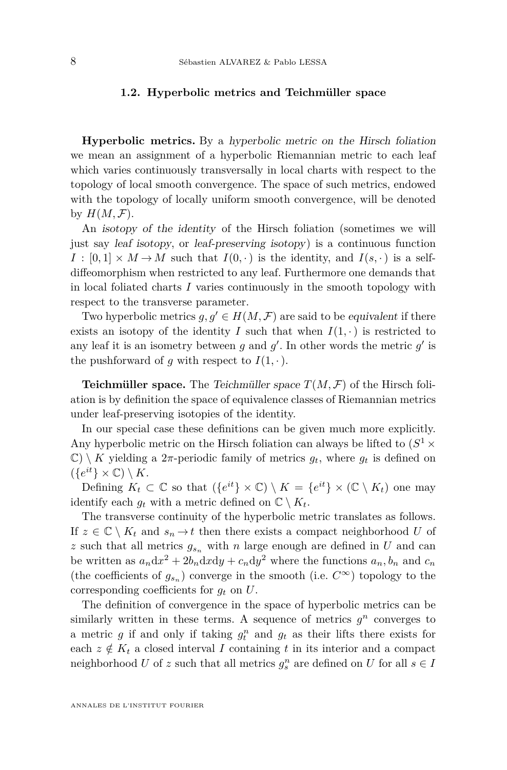### 1.2. Hyperbolic metrics and Teichmüller space

**Hyperbolic metrics.** By a *hyperbolic metric on the Hirsch foliation* we mean an assignment of a hyperbolic Riemannian metric to each leaf which varies continuously transversally in local charts with respect to the topology of local smooth convergence. The space of such metrics, endowed with the topology of locally uniform smooth convergence, will be denoted by $H(M,\mathcal{F})$.

An *isotopy of the identity* of the Hirsch foliation (sometimes we will just say *leaf isotopy*, or *leaf-preserving isotopy*) is a continuous function $I:[0,1]\times M\to M$ such that $I(0,\cdot)$ is the identity, and $I(s,\cdot)$ is a self-diffeomorphism when restricted to any leaf. Furthermore one demands that in local foliated charts $I$ varies continuously in the smooth topology with respect to the transverse parameter.

Two hyperbolic metrics $g,g'\in H(M,\mathcal{F})$ are said to be *equivalent* if there exists an isotopy of the identity $I$ such that when $I(1,\cdot)$ is restricted to any leaf it is an isometry between $g$ and $g'$. In other words the metric $g'$ is the pushforward of $g$ with respect to $I(1,\cdot)$.

**Teichmüller space.** The *Teichmüller space* $T(M,\mathcal{F})$ of the Hirsch foliation is by definition the space of equivalence classes of Riemannian metrics under leaf-preserving isotopies of the identity.

In our special case these definitions can be given much more explicitly. Any hyperbolic metric on the Hirsch foliation can always be lifted to $(S^1\times\mathbb{C})\setminus K$ yielding a $2\pi$-periodic family of metrics $g_t$, where $g_t$ is defined on $(\{e^{it}\}\times\mathbb{C})\setminus K$.

Defining $K_t\subset\mathbb{C}$ so that $(\{e^{it}\}\times\mathbb{C})\setminus K=\{e^{it}\}\times(\mathbb{C}\setminus K_t)$ one may identify each $g_t$ with a metric defined on $\mathbb{C}\setminus K_t$.

The transverse continuity of the hyperbolic metric translates as follows. If $z\in\mathbb{C}\setminus K_t$ and $s_n\to t$ then there exists a compact neighborhood $U$ of $z$ such that all metrics $g_{s_n}$ with $n$ large enough are defined in $U$ and can be written as $a_n\mathrm{d}x^2+2b_n\mathrm{d}x\mathrm{d}y+c_n\mathrm{d}y^2$ where the functions $a_n,b_n$ and $c_n$ (the coefficients of $g_{s_n}$) converge in the smooth (i.e. $C^\infty$) topology to the corresponding coefficients for $g_t$ on $U$.

The definition of convergence in the space of hyperbolic metrics can be similarly written in these terms. A sequence of metrics $g^n$ converges to a metric $g$ if and only if taking $g^n_t$ and $g_t$ as their lifts there exists for each $z\notin K_t$ a closed interval $I$ containing $t$ in its interior and a compact neighborhood $U$ of $z$ such that all metrics $g^n_s$ are defined on $U$ for all $s\in I$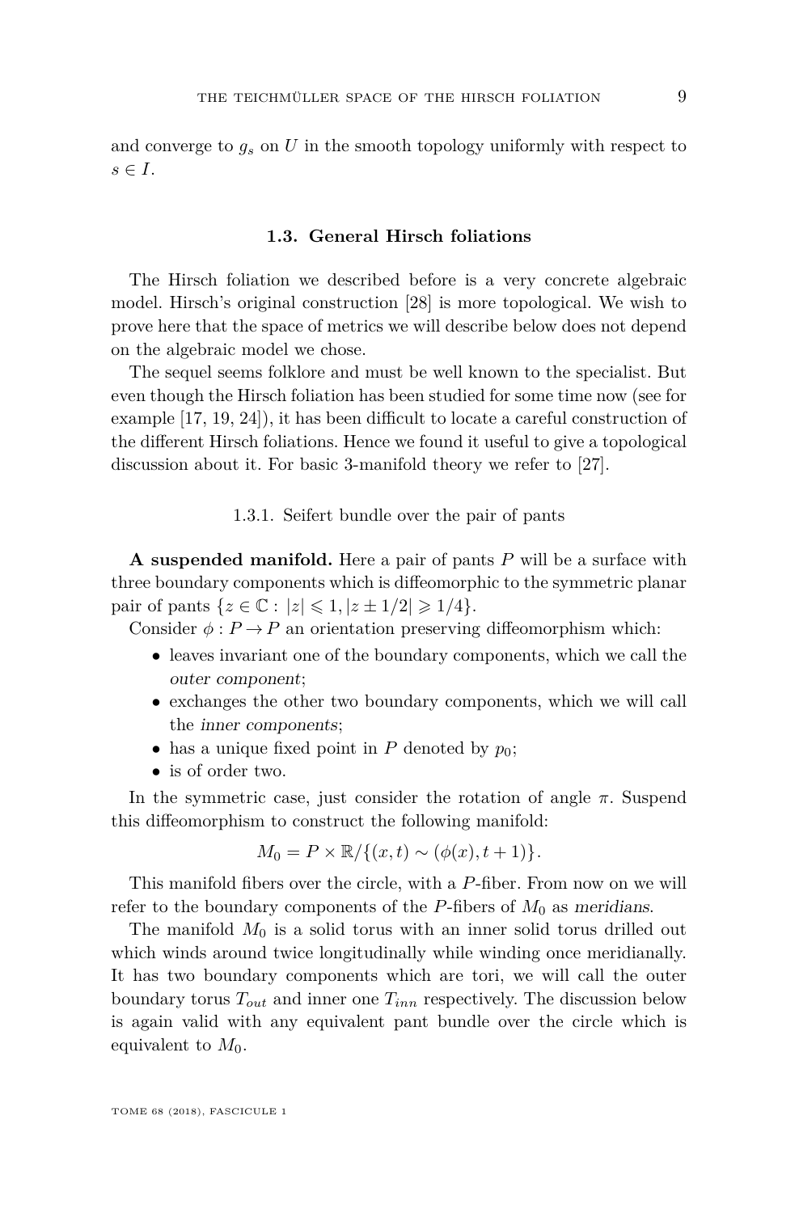and converge to $g_s$ on $U$ in the smooth topology uniformly with respect to $s \in I$.

## 1.3. General Hirsch foliations

The Hirsch foliation we described before is a very concrete algebraic model. Hirsch's original construction [28] is more topological. We wish to prove here that the space of metrics we will describe below does not depend on the algebraic model we chose.

The sequel seems folklore and must be well known to the specialist. But even though the Hirsch foliation has been studied for some time now (see for example [17, 19, 24]), it has been difficult to locate a careful construction of the different Hirsch foliations. Hence we found it useful to give a topological discussion about it. For basic 3-manifold theory we refer to [27].

### 1.3.1. Seifert bundle over the pair of pants

**A suspended manifold.** Here a pair of pants $P$ will be a surface with three boundary components which is diffeomorphic to the symmetric planar pair of pants $\{z \in \mathbb{C} : |z| \leqslant 1, |z \pm 1/2| \geqslant 1/4\}$.

Consider $\phi : P \to P$ an orientation preserving diffeomorphism which:

- leaves invariant one of the boundary components, which we call the *outer component*;
- exchanges the other two boundary components, which we will call the *inner components*;
- has a unique fixed point in $P$ denoted by $p_0$;
- is of order two.

In the symmetric case, just consider the rotation of angle $\pi$. Suspend this diffeomorphism to construct the following manifold:

$$M_0 = P \times \mathbb{R} / \{(x,t) \sim (\phi(x), t+1)\}.$$

This manifold fibers over the circle, with a $P$-fiber. From now on we will refer to the boundary components of the $P$-fibers of $M_0$ as *meridians*.

The manifold $M_0$ is a solid torus with an inner solid torus drilled out which winds around twice longitudinally while winding once meridianally. It has two boundary components which are tori, we will call the outer boundary torus $T_{out}$ and inner one $T_{inn}$ respectively. The discussion below is again valid with any equivalent pant bundle over the circle which is equivalent to $M_0$.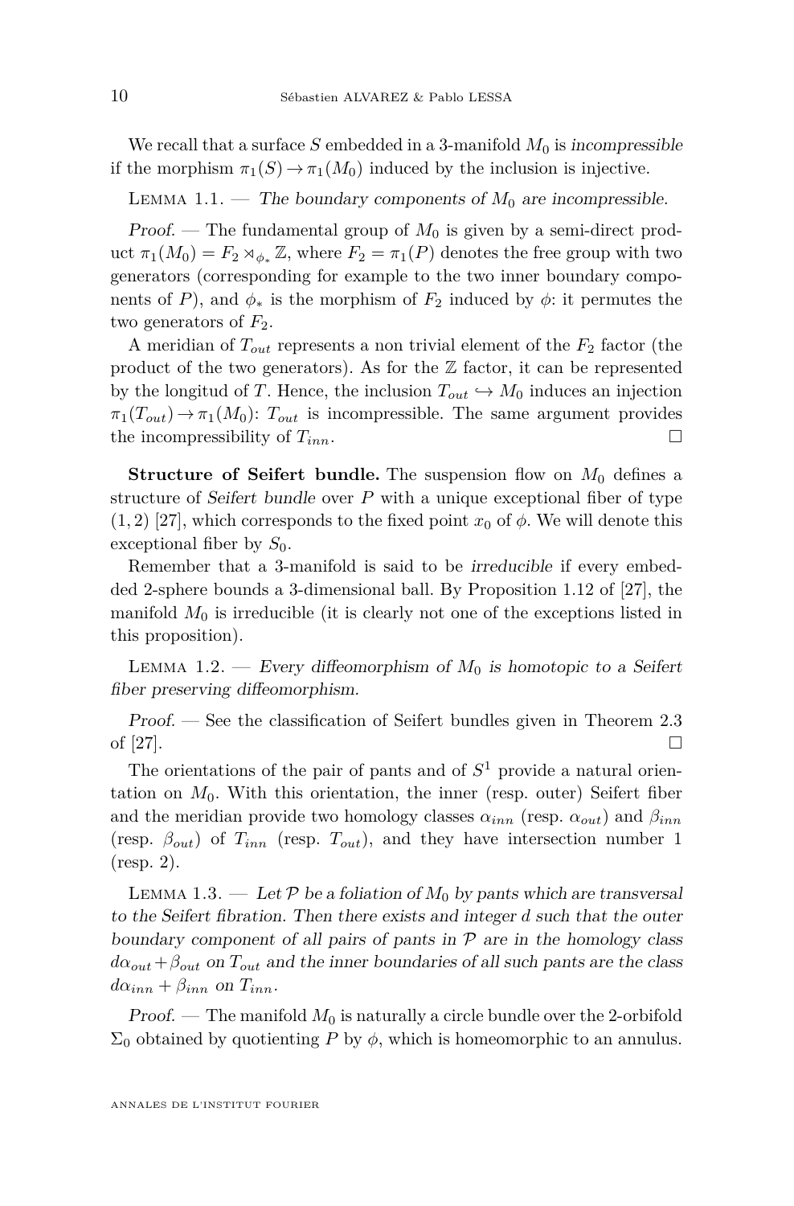We recall that a surface $S$ embedded in a 3-manifold $M_0$ is *incompressible* if the morphism $\pi_1(S) \to \pi_1(M_0)$ induced by the inclusion is injective.

Lemma 1.1. — *The boundary components of $M_0$ are incompressible.*

*Proof.* — The fundamental group of $M_0$ is given by a semi-direct product $\pi_1(M_0) = F_2 \rtimes_{\phi_*} \mathbb{Z}$, where $F_2 = \pi_1(P)$ denotes the free group with two generators (corresponding for example to the two inner boundary components of $P$), and $\phi_*$ is the morphism of $F_2$ induced by $\phi$: it permutes the two generators of $F_2$.

A meridian of $T_{out}$ represents a non trivial element of the $F_2$ factor (the product of the two generators). As for the $\mathbb{Z}$ factor, it can be represented by the longitud of $T$. Hence, the inclusion $T_{out} \hookrightarrow M_0$ induces an injection $\pi_1(T_{out}) \to \pi_1(M_0)$: $T_{out}$ is incompressible. The same argument provides the incompressibility of $T_{inn}$. □

**Structure of Seifert bundle.** The suspension flow on $M_0$ defines a structure of *Seifert bundle* over $P$ with a unique exceptional fiber of type $(1, 2)$ [27], which corresponds to the fixed point $x_0$ of $\phi$. We will denote this exceptional fiber by $S_0$.

Remember that a 3-manifold is said to be *irreducible* if every embedded 2-sphere bounds a 3-dimensional ball. By Proposition 1.12 of [27], the manifold $M_0$ is irreducible (it is clearly not one of the exceptions listed in this proposition).

Lemma 1.2. — *Every diffeomorphism of $M_0$ is homotopic to a Seifert fiber preserving diffeomorphism.*

*Proof.* — See the classification of Seifert bundles given in Theorem 2.3 of [27]. □

The orientations of the pair of pants and of $S^1$ provide a natural orientation on $M_0$. With this orientation, the inner (resp. outer) Seifert fiber and the meridian provide two homology classes $\alpha_{inn}$ (resp. $\alpha_{out}$) and $\beta_{inn}$ (resp. $\beta_{out}$) of $T_{inn}$ (resp. $T_{out}$), and they have intersection number 1 (resp. 2).

Lemma 1.3. — *Let $\mathcal{P}$ be a foliation of $M_0$ by pants which are transversal to the Seifert fibration. Then there exists and integer $d$ such that the outer boundary component of all pairs of pants in $\mathcal{P}$ are in the homology class $d\alpha_{out} + \beta_{out}$ on $T_{out}$ and the inner boundaries of all such pants are the class $d\alpha_{inn} + \beta_{inn}$ on $T_{inn}$.*

*Proof.* — The manifold $M_0$ is naturally a circle bundle over the 2-orbifold $\Sigma_0$ obtained by quotienting $P$ by $\phi$, which is homeomorphic to an annulus.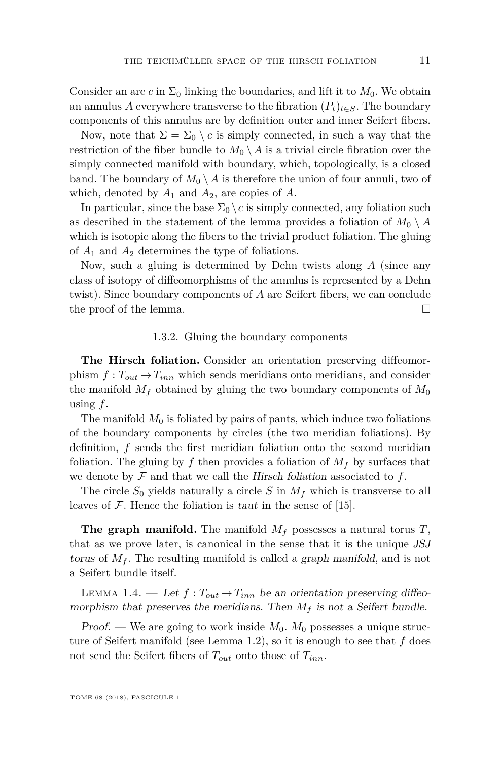Consider an arc $c$ in $\Sigma_0$ linking the boundaries, and lift it to $M_0$. We obtain an annulus $A$ everywhere transverse to the fibration $(P_t)_{t\in S}$. The boundary components of this annulus are by definition outer and inner Seifert fibers.

Now, note that $\Sigma = \Sigma_0 \setminus c$ is simply connected, in such a way that the restriction of the fiber bundle to $M_0 \setminus A$ is a trivial circle fibration over the simply connected manifold with boundary, which, topologically, is a closed band. The boundary of $M_0 \setminus A$ is therefore the union of four annuli, two of which, denoted by $A_1$ and $A_2$, are copies of $A$.

In particular, since the base $\Sigma_0 \setminus c$ is simply connected, any foliation such as described in the statement of the lemma provides a foliation of $M_0 \setminus A$ which is isotopic along the fibers to the trivial product foliation. The gluing of $A_1$ and $A_2$ determines the type of foliations.

Now, such a gluing is determined by Dehn twists along $A$ (since any class of isotopy of diffeomorphisms of the annulus is represented by a Dehn twist). Since boundary components of $A$ are Seifert fibers, we can conclude the proof of the lemma. □

### 1.3.2. Gluing the boundary components

**The Hirsch foliation.** Consider an orientation preserving diffeomorphism $f : T_{out} \to T_{inn}$ which sends meridians onto meridians, and consider the manifold $M_f$ obtained by gluing the two boundary components of $M_0$ using $f$.

The manifold $M_0$ is foliated by pairs of pants, which induce two foliations of the boundary components by circles (the two meridian foliations). By definition, $f$ sends the first meridian foliation onto the second meridian foliation. The gluing by $f$ then provides a foliation of $M_f$ by surfaces that we denote by $\mathcal{F}$ and that we call the *Hirsch foliation* associated to $f$.

The circle $S_0$ yields naturally a circle $S$ in $M_f$ which is transverse to all leaves of $\mathcal{F}$. Hence the foliation is *taut* in the sense of [15].

**The graph manifold.** The manifold $M_f$ possesses a natural torus $T$, that as we prove later, is canonical in the sense that it is the unique *JSJ torus* of $M_f$. The resulting manifold is called a *graph manifold*, and is not a Seifert bundle itself.

Lemma 1.4. — *Let $f : T_{out} \to T_{inn}$ be an orientation preserving diffeomorphism that preserves the meridians. Then $M_f$ is not a Seifert bundle.*

*Proof.* — We are going to work inside $M_0$. $M_0$ possesses a unique structure of Seifert manifold (see Lemma 1.2), so it is enough to see that $f$ does not send the Seifert fibers of $T_{out}$ onto those of $T_{inn}$.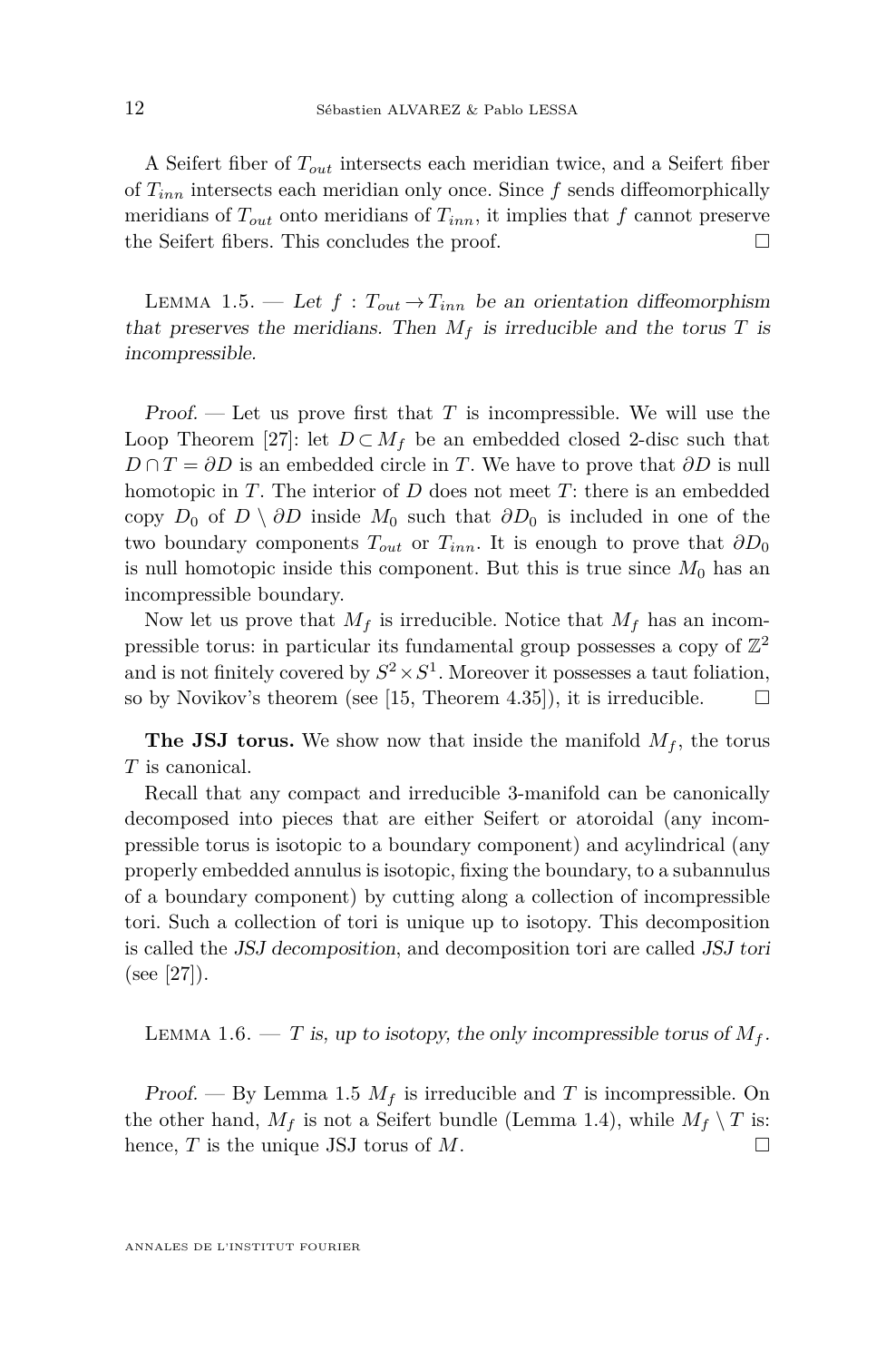A Seifert fiber of $T_{out}$ intersects each meridian twice, and a Seifert fiber of $T_{inn}$ intersects each meridian only once. Since $f$ sends diffeomorphically meridians of $T_{out}$ onto meridians of $T_{inn}$, it implies that $f$ cannot preserve the Seifert fibers. This concludes the proof. □

Lemma 1.5. — *Let $f : T_{out} \to T_{inn}$ be an orientation diffeomorphism that preserves the meridians. Then $M_f$ is irreducible and the torus $T$ is incompressible.*

*Proof.* — Let us prove first that $T$ is incompressible. We will use the Loop Theorem [27]: let $D \subset M_f$ be an embedded closed 2-disc such that $D \cap T = \partial D$ is an embedded circle in $T$. We have to prove that $\partial D$ is null homotopic in $T$. The interior of $D$ does not meet $T$: there is an embedded copy $D_0$ of $D \setminus \partial D$ inside $M_0$ such that $\partial D_0$ is included in one of the two boundary components $T_{out}$ or $T_{inn}$. It is enough to prove that $\partial D_0$ is null homotopic inside this component. But this is true since $M_0$ has an incompressible boundary.

Now let us prove that $M_f$ is irreducible. Notice that $M_f$ has an incompressible torus: in particular its fundamental group possesses a copy of $\mathbb{Z}^2$ and is not finitely covered by $S^2 \times S^1$. Moreover it possesses a taut foliation, so by Novikov's theorem (see [15, Theorem 4.35]), it is irreducible. □

**The JSJ torus.** We show now that inside the manifold $M_f$, the torus $T$ is canonical.

Recall that any compact and irreducible 3-manifold can be canonically decomposed into pieces that are either Seifert or atoroidal (any incompressible torus is isotopic to a boundary component) and acylindrical (any properly embedded annulus is isotopic, fixing the boundary, to a subannulus of a boundary component) by cutting along a collection of incompressible tori. Such a collection of tori is unique up to isotopy. This decomposition is called the *JSJ decomposition*, and decomposition tori are called *JSJ tori* (see [27]).

Lemma 1.6. — *$T$ is, up to isotopy, the only incompressible torus of $M_f$.*

*Proof.* — By Lemma 1.5 $M_f$ is irreducible and $T$ is incompressible. On the other hand, $M_f$ is not a Seifert bundle (Lemma 1.4), while $M_f \setminus T$ is: hence, $T$ is the unique JSJ torus of $M$. □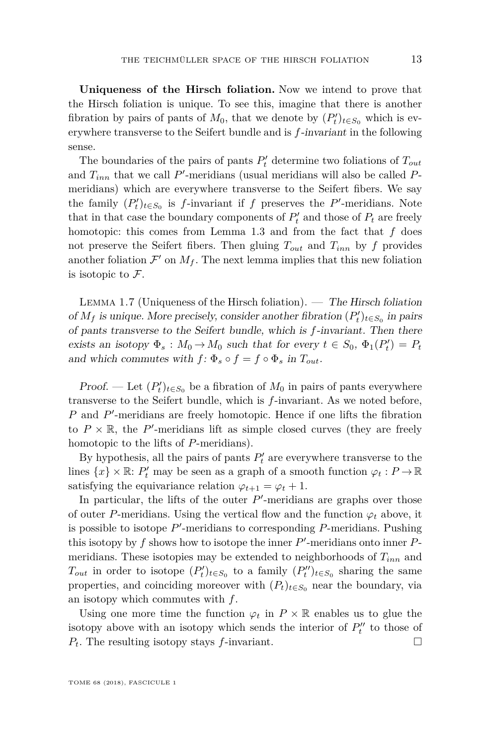**Uniqueness of the Hirsch foliation.** Now we intend to prove that the Hirsch foliation is unique. To see this, imagine that there is another fibration by pairs of pants of $M_0$, that we denote by $(P'_t)_{t\in S_0}$ which is everywhere transverse to the Seifert bundle and is *$f$-invariant* in the following sense.

The boundaries of the pairs of pants $P'_t$ determine two foliations of $T_{out}$ and $T_{inn}$ that we call $P'$-meridians (usual meridians will also be called $P$-meridians) which are everywhere transverse to the Seifert fibers. We say the family $(P'_t)_{t\in S_0}$ is $f$-invariant if $f$ preserves the $P'$-meridians. Note that in that case the boundary components of $P'_t$ and those of $P_t$ are freely homotopic: this comes from Lemma 1.3 and from the fact that $f$ does not preserve the Seifert fibers. Then gluing $T_{out}$ and $T_{inn}$ by $f$ provides another foliation $\mathcal{F}'$ on $M_f$. The next lemma implies that this new foliation is isotopic to $\mathcal{F}$.

Lemma 1.7 (Uniqueness of the Hirsch foliation). — *The Hirsch foliation of $M_f$ is unique. More precisely, consider another fibration $(P'_t)_{t\in S_0}$ in pairs of pants transverse to the Seifert bundle, which is $f$-invariant. Then there exists an isotopy $\Phi_s : M_0 \to M_0$ such that for every $t \in S_0$, $\Phi_1(P'_t) = P_t$ and which commutes with $f$: $\Phi_s \circ f = f \circ \Phi_s$ in $T_{out}$.*

*Proof.* — Let $(P'_t)_{t\in S_0}$ be a fibration of $M_0$ in pairs of pants everywhere transverse to the Seifert bundle, which is $f$-invariant. As we noted before, $P$ and $P'$-meridians are freely homotopic. Hence if one lifts the fibration to $P \times \mathbb{R}$, the $P'$-meridians lift as simple closed curves (they are freely homotopic to the lifts of $P$-meridians).

By hypothesis, all the pairs of pants $P'_t$ are everywhere transverse to the lines $\{x\} \times \mathbb{R}$: $P'_t$ may be seen as a graph of a smooth function $\varphi_t : P \to \mathbb{R}$ satisfying the equivariance relation $\varphi_{t+1} = \varphi_t + 1$.

In particular, the lifts of the outer $P'$-meridians are graphs over those of outer $P$-meridians. Using the vertical flow and the function $\varphi_t$ above, it is possible to isotope $P'$-meridians to corresponding $P$-meridians. Pushing this isotopy by $f$ shows how to isotope the inner $P'$-meridians onto inner $P$-meridians. These isotopies may be extended to neighborhoods of $T_{inn}$ and $T_{out}$ in order to isotope $(P'_t)_{t\in S_0}$ to a family $(P''_t)_{t\in S_0}$ sharing the same properties, and coinciding moreover with $(P_t)_{t\in S_0}$ near the boundary, via an isotopy which commutes with $f$.

Using one more time the function $\varphi_t$ in $P \times \mathbb{R}$ enables us to glue the isotopy above with an isotopy which sends the interior of $P''_t$ to those of $P_t$. The resulting isotopy stays $f$-invariant. $\square$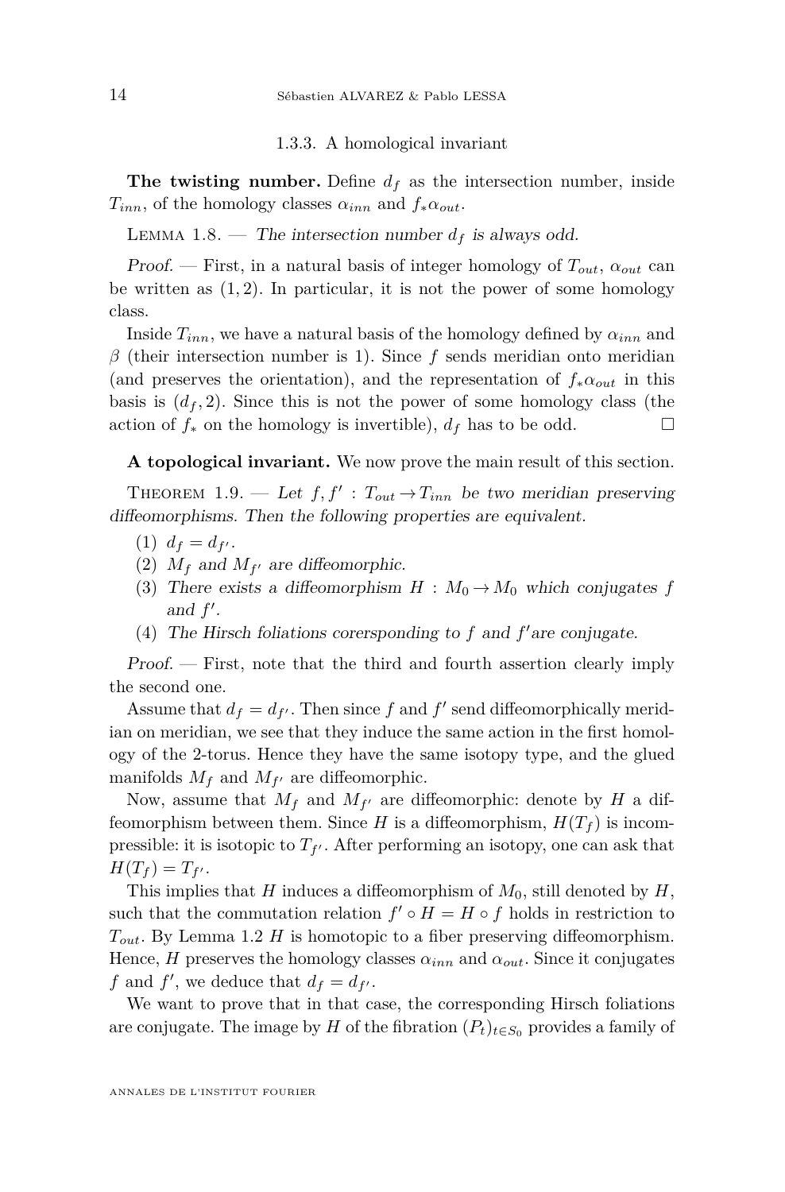### 1.3.3. A homological invariant

**The twisting number.** Define $d_f$ as the intersection number, inside $T_{inn}$, of the homology classes $\alpha_{inn}$ and $f_*\alpha_{out}$.

Lemma 1.8. — *The intersection number $d_f$ is always odd.*

*Proof.* — First, in a natural basis of integer homology of $T_{out}$, $\alpha_{out}$ can be written as $(1,2)$. In particular, it is not the power of some homology class.

Inside $T_{inn}$, we have a natural basis of the homology defined by $\alpha_{inn}$ and $\beta$ (their intersection number is 1). Since $f$ sends meridian onto meridian (and preserves the orientation), and the representation of $f_*\alpha_{out}$ in this basis is $(d_f, 2)$. Since this is not the power of some homology class (the action of $f_*$ on the homology is invertible), $d_f$ has to be odd. □

**A topological invariant.** We now prove the main result of this section.

Theorem 1.9. — *Let $f, f' : T_{out} \to T_{inn}$ be two meridian preserving diffeomorphisms. Then the following properties are equivalent.*

1. $d_f = d_{f'}$.
2. *$M_f$ and $M_{f'}$ are diffeomorphic.*
3. *There exists a diffeomorphism $H : M_0 \to M_0$ which conjugates $f$ and $f'$.*
4. *The Hirsch foliations corersponding to $f$ and $f'$are conjugate.*

*Proof.* — First, note that the third and fourth assertion clearly imply the second one.

Assume that $d_f = d_{f'}$. Then since $f$ and $f'$ send diffeomorphically meridian on meridian, we see that they induce the same action in the first homology of the 2-torus. Hence they have the same isotopy type, and the glued manifolds $M_f$ and $M_{f'}$ are diffeomorphic.

Now, assume that $M_f$ and $M_{f'}$ are diffeomorphic: denote by $H$ a diffeomorphism between them. Since $H$ is a diffeomorphism, $H(T_f)$ is incompressible: it is isotopic to $T_{f'}$. After performing an isotopy, one can ask that $H(T_f) = T_{f'}$.

This implies that $H$ induces a diffeomorphism of $M_0$, still denoted by $H$, such that the commutation relation $f' \circ H = H \circ f$ holds in restriction to $T_{out}$. By Lemma 1.2 $H$ is homotopic to a fiber preserving diffeomorphism. Hence, $H$ preserves the homology classes $\alpha_{inn}$ and $\alpha_{out}$. Since it conjugates $f$ and $f'$, we deduce that $d_f = d_{f'}$.

We want to prove that in that case, the corresponding Hirsch foliations are conjugate. The image by $H$ of the fibration $(P_t)_{t \in S_0}$ provides a family of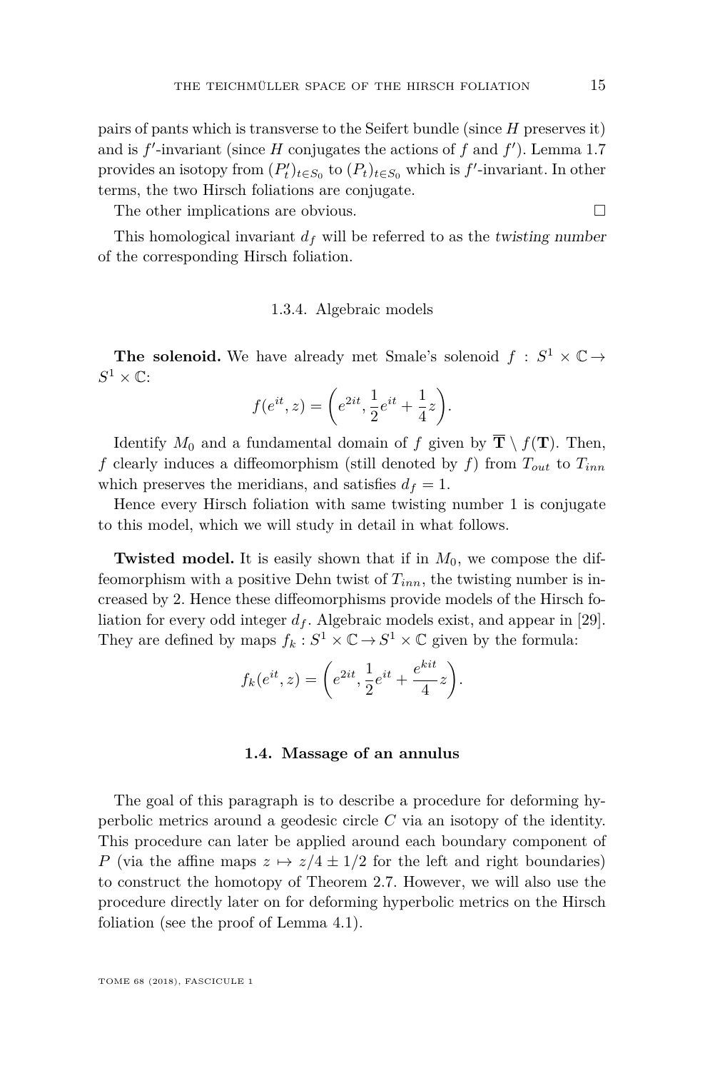pairs of pants which is transverse to the Seifert bundle (since $H$ preserves it) and is $f'$-invariant (since $H$ conjugates the actions of $f$ and $f'$). Lemma 1.7 provides an isotopy from $(P'_t)_{t\in S_0}$ to $(P_t)_{t\in S_0}$ which is $f'$-invariant. In other terms, the two Hirsch foliations are conjugate.

The other implications are obvious. □

This homological invariant $d_f$ will be referred to as the *twisting number* of the corresponding Hirsch foliation.

#### 1.3.4. Algebraic models

**The solenoid.** We have already met Smale's solenoid $f : S^1 \times \mathbb{C} \to S^1 \times \mathbb{C}$:

$$f(e^{it}, z) = \left(e^{2it}, \frac{1}{2}e^{it} + \frac{1}{4}z\right).$$

Identify $M_0$ and a fundamental domain of $f$ given by $\overline{\mathbf{T}} \setminus f(\mathbf{T})$. Then, $f$ clearly induces a diffeomorphism (still denoted by $f$) from $T_{out}$ to $T_{inn}$ which preserves the meridians, and satisfies $d_f = 1$.

Hence every Hirsch foliation with same twisting number 1 is conjugate to this model, which we will study in detail in what follows.

**Twisted model.** It is easily shown that if in $M_0$, we compose the diffeomorphism with a positive Dehn twist of $T_{inn}$, the twisting number is increased by 2. Hence these diffeomorphisms provide models of the Hirsch foliation for every odd integer $d_f$. Algebraic models exist, and appear in [29]. They are defined by maps $f_k : S^1 \times \mathbb{C} \to S^1 \times \mathbb{C}$ given by the formula:

$$f_k(e^{it}, z) = \left(e^{2it}, \frac{1}{2}e^{it} + \frac{e^{kit}}{4}z\right).$$

### 1.4. Massage of an annulus

The goal of this paragraph is to describe a procedure for deforming hyperbolic metrics around a geodesic circle $C$ via an isotopy of the identity. This procedure can later be applied around each boundary component of $P$ (via the affine maps $z \mapsto z/4 \pm 1/2$ for the left and right boundaries) to construct the homotopy of Theorem 2.7. However, we will also use the procedure directly later on for deforming hyperbolic metrics on the Hirsch foliation (see the proof of Lemma 4.1).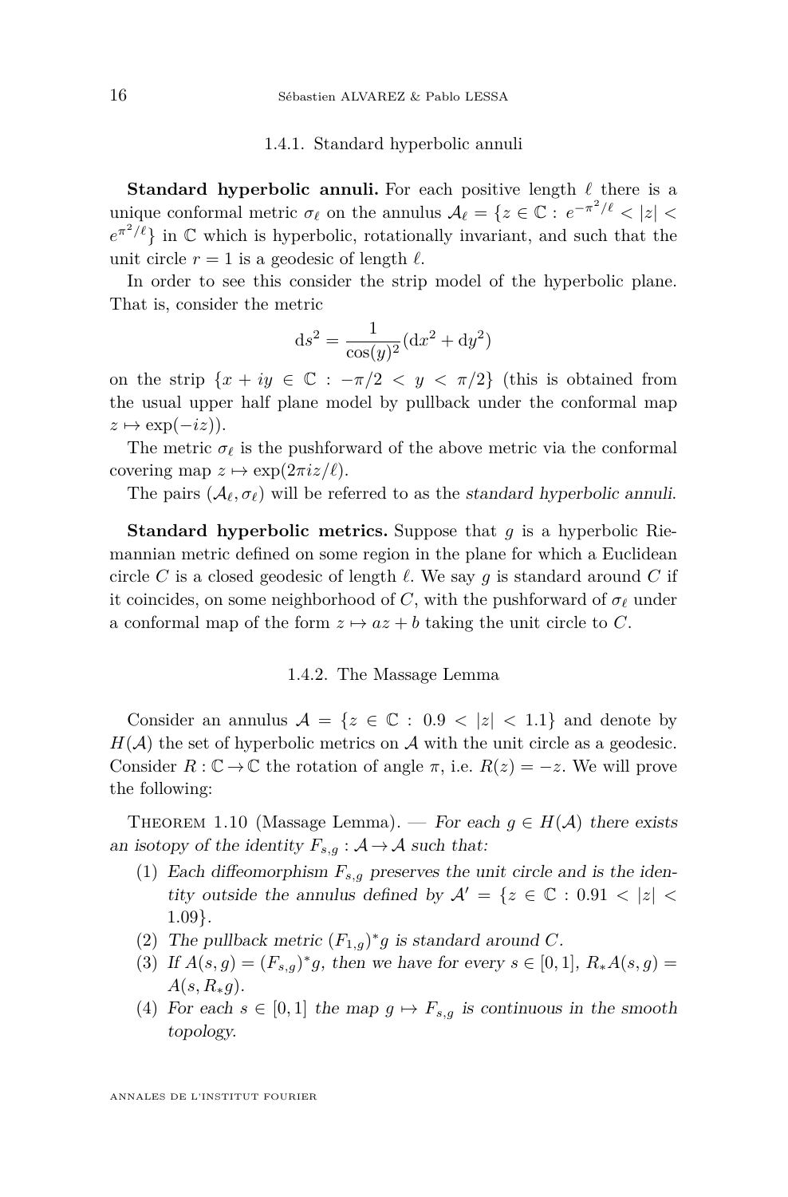### 1.4.1. Standard hyperbolic annuli

**Standard hyperbolic annuli.** For each positive length $\ell$ there is a unique conformal metric $\sigma_\ell$ on the annulus $\mathcal{A}_\ell = \{z \in \mathbb{C} : e^{-\pi^2/\ell} < |z| < e^{\pi^2/\ell}\}$ in $\mathbb{C}$ which is hyperbolic, rotationally invariant, and such that the unit circle $r = 1$ is a geodesic of length $\ell$.

In order to see this consider the strip model of the hyperbolic plane. That is, consider the metric

$$\mathrm{d}s^2 = \frac{1}{\cos(y)^2}(\mathrm{d}x^2 + \mathrm{d}y^2)$$

on the strip $\{x + iy \in \mathbb{C} : -\pi/2 < y < \pi/2\}$ (this is obtained from the usual upper half plane model by pullback under the conformal map $z \mapsto \exp(-iz)$).

The metric $\sigma_\ell$ is the pushforward of the above metric via the conformal covering map $z \mapsto \exp(2\pi i z/\ell)$.

The pairs $(\mathcal{A}_\ell, \sigma_\ell)$ will be referred to as the *standard hyperbolic annuli*.

**Standard hyperbolic metrics.** Suppose that $g$ is a hyperbolic Riemannian metric defined on some region in the plane for which a Euclidean circle $C$ is a closed geodesic of length $\ell$. We say $g$ is standard around $C$ if it coincides, on some neighborhood of $C$, with the pushforward of $\sigma_\ell$ under a conformal map of the form $z \mapsto az + b$ taking the unit circle to $C$.

### 1.4.2. The Massage Lemma

Consider an annulus $\mathcal{A} = \{z \in \mathbb{C} : 0.9 < |z| < 1.1\}$ and denote by $H(\mathcal{A})$ the set of hyperbolic metrics on $\mathcal{A}$ with the unit circle as a geodesic. Consider $R : \mathbb{C} \to \mathbb{C}$ the rotation of angle $\pi$, i.e. $R(z) = -z$. We will prove the following:

Theorem 1.10 (Massage Lemma). — *For each $g \in H(\mathcal{A})$ there exists an isotopy of the identity $F_{s,g} : \mathcal{A} \to \mathcal{A}$ such that:*

1. *Each diffeomorphism $F_{s,g}$ preserves the unit circle and is the identity outside the annulus defined by $\mathcal{A}' = \{z \in \mathbb{C} : 0.91 < |z| < 1.09\}$.*
2. *The pullback metric $(F_{1,g})^* g$ is standard around $C$.*
3. *If $A(s, g) = (F_{s,g})^* g$, then we have for every $s \in [0, 1]$, $R_* A(s, g) = A(s, R_* g)$.*
4. *For each $s \in [0, 1]$ the map $g \mapsto F_{s,g}$ is continuous in the smooth topology.*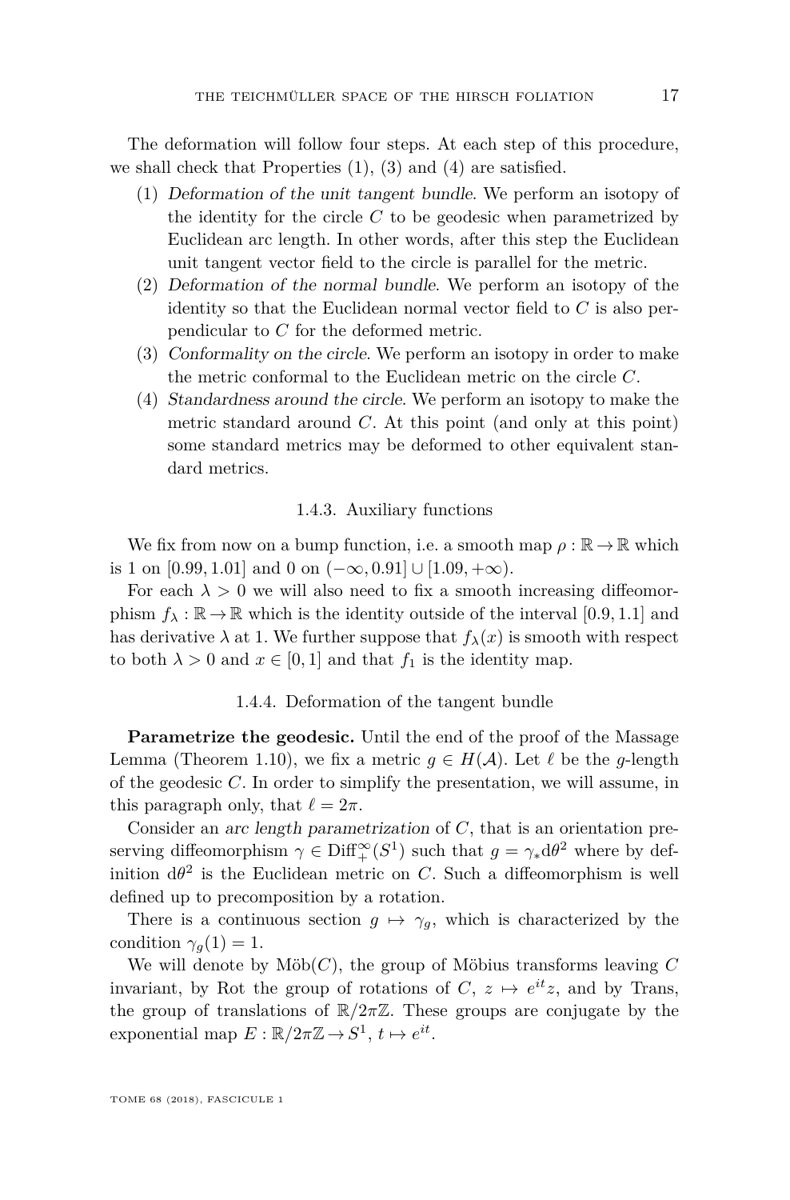The deformation will follow four steps. At each step of this procedure, we shall check that Properties (1), (3) and (4) are satisfied.

1. *Deformation of the unit tangent bundle*. We perform an isotopy of the identity for the circle $C$ to be geodesic when parametrized by Euclidean arc length. In other words, after this step the Euclidean unit tangent vector field to the circle is parallel for the metric.
2. *Deformation of the normal bundle*. We perform an isotopy of the identity so that the Euclidean normal vector field to $C$ is also perpendicular to $C$ for the deformed metric.
3. *Conformality on the circle*. We perform an isotopy in order to make the metric conformal to the Euclidean metric on the circle $C$.
4. *Standardness around the circle*. We perform an isotopy to make the metric standard around $C$. At this point (and only at this point) some standard metrics may be deformed to other equivalent standard metrics.

### 1.4.3. Auxiliary functions

We fix from now on a bump function, i.e. a smooth map $\rho : \mathbb{R} \to \mathbb{R}$ which is 1 on $[0.99, 1.01]$ and 0 on $(-\infty, 0.91] \cup [1.09, +\infty)$.

For each $\lambda > 0$ we will also need to fix a smooth increasing diffeomorphism $f_\lambda : \mathbb{R} \to \mathbb{R}$ which is the identity outside of the interval $[0.9, 1.1]$ and has derivative $\lambda$ at 1. We further suppose that $f_\lambda(x)$ is smooth with respect to both $\lambda > 0$ and $x \in [0, 1]$ and that $f_1$ is the identity map.

### 1.4.4. Deformation of the tangent bundle

**Parametrize the geodesic.** Until the end of the proof of the Massage Lemma (Theorem 1.10), we fix a metric $g \in H(\mathcal{A})$. Let $\ell$ be the $g$-length of the geodesic $C$. In order to simplify the presentation, we will assume, in this paragraph only, that $\ell = 2\pi$.

Consider an *arc length parametrization* of $C$, that is an orientation preserving diffeomorphism $\gamma \in \mathrm{Diff}^\infty_+(S^1)$ such that $g = \gamma_* \mathrm{d}\theta^2$ where by definition $\mathrm{d}\theta^2$ is the Euclidean metric on $C$. Such a diffeomorphism is well defined up to precomposition by a rotation.

There is a continuous section $g \mapsto \gamma_g$, which is characterized by the condition $\gamma_g(1) = 1$.

We will denote by $\mathrm{Möb}(C)$, the group of Möbius transforms leaving $C$ invariant, by Rot the group of rotations of $C$, $z \mapsto e^{it}z$, and by Trans, the group of translations of $\mathbb{R}/2\pi\mathbb{Z}$. These groups are conjugate by the exponential map $E : \mathbb{R}/2\pi\mathbb{Z} \to S^1$, $t \mapsto e^{it}$.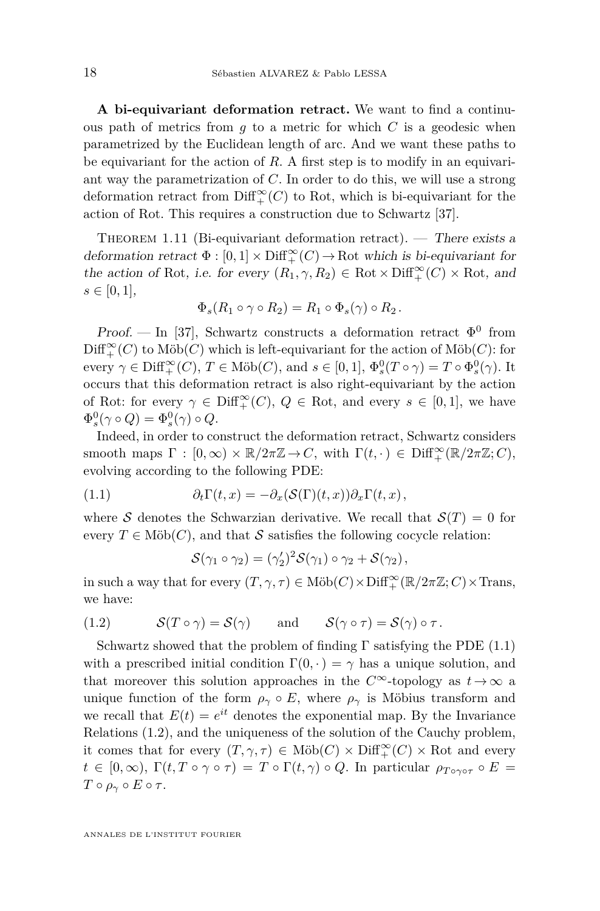**A bi-equivariant deformation retract.** We want to find a continuous path of metrics from $g$ to a metric for which $C$ is a geodesic when parametrized by the Euclidean length of arc. And we want these paths to be equivariant for the action of $R$. A first step is to modify in an equivariant way the parametrization of $C$. In order to do this, we will use a strong deformation retract from $\mathrm{Diff}^\infty_+(C)$ to Rot, which is bi-equivariant for the action of Rot. This requires a construction due to Schwartz [37].

Theorem 1.11 (Bi-equivariant deformation retract). — *There exists a deformation retract $\Phi : [0,1] \times \mathrm{Diff}^\infty_+(C) \to \mathrm{Rot}$ which is bi-equivariant for the action of Rot, i.e. for every $(R_1, \gamma, R_2) \in \mathrm{Rot} \times \mathrm{Diff}^\infty_+(C) \times \mathrm{Rot}$, and $s \in [0,1]$,*

$$\Phi_s(R_1 \circ \gamma \circ R_2) = R_1 \circ \Phi_s(\gamma) \circ R_2 .$$

*Proof.* — In [37], Schwartz constructs a deformation retract $\Phi^0$ from $\mathrm{Diff}^\infty_+(C)$ to $\mathrm{Möb}(C)$ which is left-equivariant for the action of $\mathrm{Möb}(C)$: for every $\gamma \in \mathrm{Diff}^\infty_+(C)$, $T \in \mathrm{Möb}(C)$, and $s \in [0,1]$, $\Phi^0_s(T \circ \gamma) = T \circ \Phi^0_s(\gamma)$. It occurs that this deformation retract is also right-equivariant by the action of Rot: for every $\gamma \in \mathrm{Diff}^\infty_+(C)$, $Q \in \mathrm{Rot}$, and every $s \in [0,1]$, we have $\Phi^0_s(\gamma \circ Q) = \Phi^0_s(\gamma) \circ Q$.

Indeed, in order to construct the deformation retract, Schwartz considers smooth maps $\Gamma : [0,\infty) \times \mathbb{R}/2\pi\mathbb{Z} \to C$, with $\Gamma(t,\cdot) \in \mathrm{Diff}^\infty_+(\mathbb{R}/2\pi\mathbb{Z}; C)$, evolving according to the following PDE:

$$\partial_t \Gamma(t,x) = -\partial_x(\mathcal{S}(\Gamma)(t,x))\partial_x \Gamma(t,x) , \tag{1.1}$$

where $\mathcal{S}$ denotes the Schwarzian derivative. We recall that $\mathcal{S}(T) = 0$ for every $T \in \mathrm{Möb}(C)$, and that $\mathcal{S}$ satisfies the following cocycle relation:

$$\mathcal{S}(\gamma_1 \circ \gamma_2) = (\gamma_2')^2 \mathcal{S}(\gamma_1) \circ \gamma_2 + \mathcal{S}(\gamma_2) ,$$

in such a way that for every $(T, \gamma, \tau) \in \mathrm{Möb}(C) \times \mathrm{Diff}^\infty_+(\mathbb{R}/2\pi\mathbb{Z}; C) \times \mathrm{Trans}$, we have:

$$\mathcal{S}(T \circ \gamma) = \mathcal{S}(\gamma) \qquad \text{and} \qquad \mathcal{S}(\gamma \circ \tau) = \mathcal{S}(\gamma) \circ \tau . \tag{1.2}$$

Schwartz showed that the problem of finding $\Gamma$ satisfying the PDE (1.1) with a prescribed initial condition $\Gamma(0,\cdot) = \gamma$ has a unique solution, and that moreover this solution approaches in the $C^\infty$-topology as $t \to \infty$ a unique function of the form $\rho_\gamma \circ E$, where $\rho_\gamma$ is Möbius transform and we recall that $E(t) = e^{it}$ denotes the exponential map. By the Invariance Relations (1.2), and the uniqueness of the solution of the Cauchy problem, it comes that for every $(T, \gamma, \tau) \in \mathrm{Möb}(C) \times \mathrm{Diff}^\infty_+(C) \times \mathrm{Rot}$ and every $t \in [0,\infty)$, $\Gamma(t, T \circ \gamma \circ \tau) = T \circ \Gamma(t,\gamma) \circ Q$. In particular $\rho_{T\circ\gamma\circ\tau} \circ E = T \circ \rho_\gamma \circ E \circ \tau$.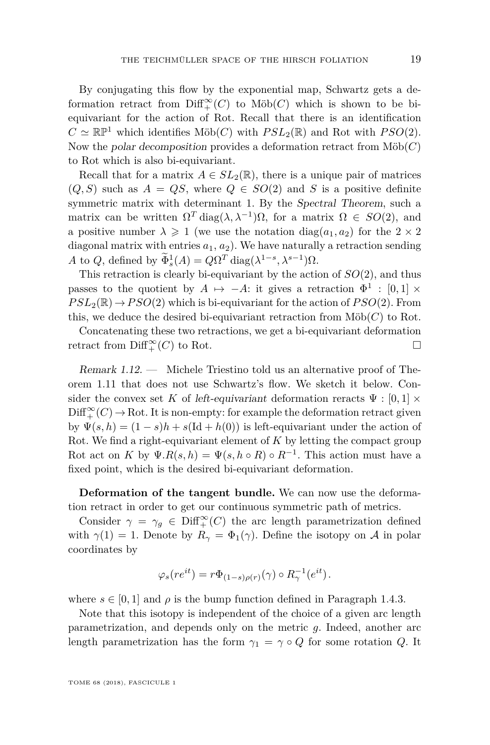By conjugating this flow by the exponential map, Schwartz gets a deformation retract from $\mathrm{Diff}^\infty_+(C)$ to $\mathrm{M\ddot{o}b}(C)$ which is shown to be bi-equivariant for the action of Rot. Recall that there is an identification $C \simeq \mathbb{RP}^1$ which identifies $\mathrm{M\ddot{o}b}(C)$ with $PSL_2(\mathbb{R})$ and Rot with $PSO(2)$. Now the *polar decomposition* provides a deformation retract from $\mathrm{M\ddot{o}b}(C)$ to Rot which is also bi-equivariant.

Recall that for a matrix $A \in SL_2(\mathbb{R})$, there is a unique pair of matrices $(Q, S)$ such as $A = QS$, where $Q \in SO(2)$ and $S$ is a positive definite symmetric matrix with determinant 1. By the *Spectral Theorem*, such a matrix can be written $\Omega^T \operatorname{diag}(\lambda, \lambda^{-1})\Omega$, for a matrix $\Omega \in SO(2)$, and a positive number $\lambda \geqslant 1$ (we use the notation $\operatorname{diag}(a_1, a_2)$ for the $2 \times 2$ diagonal matrix with entries $a_1, a_2$). We have naturally a retraction sending $A$ to $Q$, defined by $\widetilde{\Phi}^1_s(A) = Q\Omega^T \operatorname{diag}(\lambda^{1-s}, \lambda^{s-1})\Omega$.

This retraction is clearly bi-equivariant by the action of $SO(2)$, and thus passes to the quotient by $A \mapsto -A$: it gives a retraction $\Phi^1 : [0,1] \times PSL_2(\mathbb{R}) \to PSO(2)$ which is bi-equivariant for the action of $PSO(2)$. From this, we deduce the desired bi-equivariant retraction from $\mathrm{M\ddot{o}b}(C)$ to Rot.

Concatenating these two retractions, we get a bi-equivariant deformation retract from $\mathrm{Diff}^\infty_+(C)$ to Rot. □

*Remark 1.12.* — Michele Triestino told us an alternative proof of Theorem 1.11 that does not use Schwartz's flow. We sketch it below. Consider the convex set $K$ of *left-equivariant* deformation reracts $\Psi : [0,1] \times \mathrm{Diff}^\infty_+(C) \to \mathrm{Rot}$. It is non-empty: for example the deformation retract given by $\Psi(s,h) = (1-s)h + s(\mathrm{Id} + h(0))$ is left-equivariant under the action of Rot. We find a right-equivariant element of $K$ by letting the compact group Rot act on $K$ by $\Psi.R(s,h) = \Psi(s, h \circ R) \circ R^{-1}$. This action must have a fixed point, which is the desired bi-equivariant deformation.

**Deformation of the tangent bundle.** We can now use the deformation retract in order to get our continuous symmetric path of metrics.

Consider $\gamma = \gamma_g \in \mathrm{Diff}^\infty_+(C)$ the arc length parametrization defined with $\gamma(1) = 1$. Denote by $R_\gamma = \Phi_1(\gamma)$. Define the isotopy on $\mathcal{A}$ in polar coordinates by

$$\varphi_s(re^{it}) = r\Phi_{(1-s)\rho(r)}(\gamma) \circ R_\gamma^{-1}(e^{it}).$$

where $s \in [0,1]$ and $\rho$ is the bump function defined in Paragraph 1.4.3.

Note that this isotopy is independent of the choice of a given arc length parametrization, and depends only on the metric $g$. Indeed, another arc length parametrization has the form $\gamma_1 = \gamma \circ Q$ for some rotation $Q$. It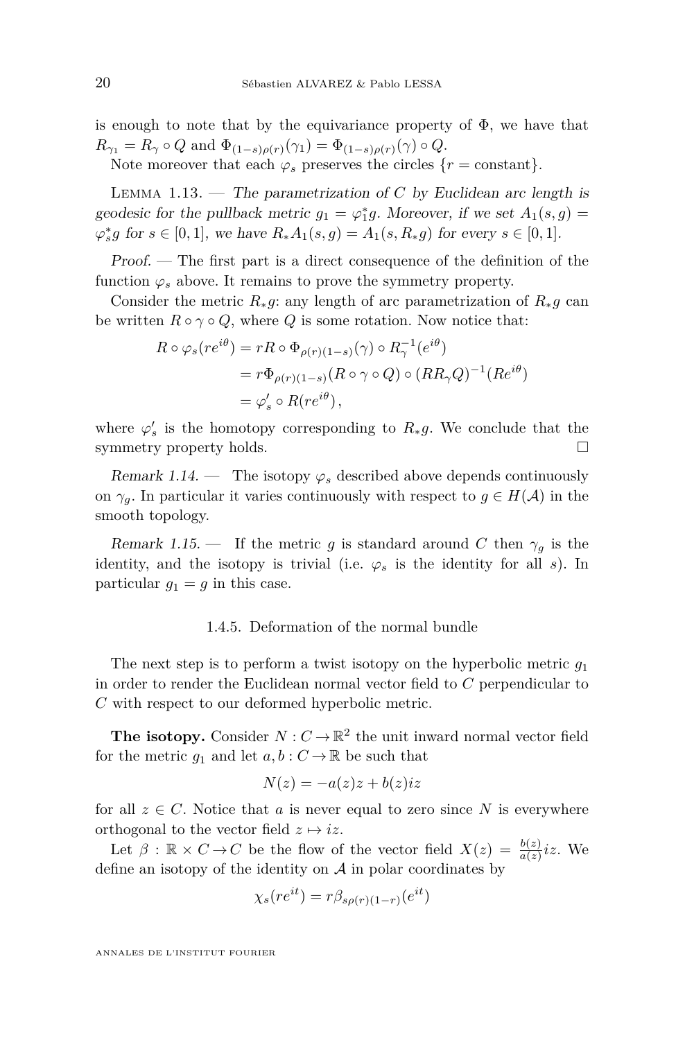is enough to note that by the equivariance property of $\Phi$, we have that $R_{\gamma_1} = R_\gamma \circ Q$ and $\Phi_{(1-s)\rho(r)}(\gamma_1) = \Phi_{(1-s)\rho(r)}(\gamma) \circ Q$.

Note moreover that each $\varphi_s$ preserves the circles $\{r = \text{constant}\}$.

Lemma 1.13. — *The parametrization of $C$ by Euclidean arc length is geodesic for the pullback metric $g_1 = \varphi_1^* g$. Moreover, if we set $A_1(s,g) = \varphi_s^* g$ for $s \in [0,1]$, we have $R_* A_1(s,g) = A_1(s, R_* g)$ for every $s \in [0,1]$.*

*Proof.* — The first part is a direct consequence of the definition of the function $\varphi_s$ above. It remains to prove the symmetry property.

Consider the metric $R_* g$: any length of arc parametrization of $R_* g$ can be written $R \circ \gamma \circ Q$, where $Q$ is some rotation. Now notice that:

$$\begin{aligned} R \circ \varphi_s(re^{i\theta}) &= rR \circ \Phi_{\rho(r)(1-s)}(\gamma) \circ R_\gamma^{-1}(e^{i\theta}) \\ &= r\Phi_{\rho(r)(1-s)}(R \circ \gamma \circ Q) \circ (RR_\gamma Q)^{-1}(Re^{i\theta}) \\ &= \varphi_s' \circ R(re^{i\theta}), \end{aligned}$$

where $\varphi_s'$ is the homotopy corresponding to $R_* g$. We conclude that the symmetry property holds. $\square$

*Remark 1.14.* — The isotopy $\varphi_s$ described above depends continuously on $\gamma_g$. In particular it varies continuously with respect to $g \in H(\mathcal{A})$ in the smooth topology.

*Remark 1.15.* — If the metric $g$ is standard around $C$ then $\gamma_g$ is the identity, and the isotopy is trivial (i.e. $\varphi_s$ is the identity for all $s$). In particular $g_1 = g$ in this case.

### 1.4.5. Deformation of the normal bundle

The next step is to perform a twist isotopy on the hyperbolic metric $g_1$ in order to render the Euclidean normal vector field to $C$ perpendicular to $C$ with respect to our deformed hyperbolic metric.

**The isotopy.** Consider $N : C \to \mathbb{R}^2$ the unit inward normal vector field for the metric $g_1$ and let $a, b : C \to \mathbb{R}$ be such that

$$N(z) = -a(z)z + b(z)iz$$

for all $z \in C$. Notice that $a$ is never equal to zero since $N$ is everywhere orthogonal to the vector field $z \mapsto iz$.

Let $\beta : \mathbb{R} \times C \to C$ be the flow of the vector field $X(z) = \frac{b(z)}{a(z)} iz$. We define an isotopy of the identity on $\mathcal{A}$ in polar coordinates by

$$\chi_s(re^{it}) = r\beta_{s\rho(r)(1-r)}(e^{it})$$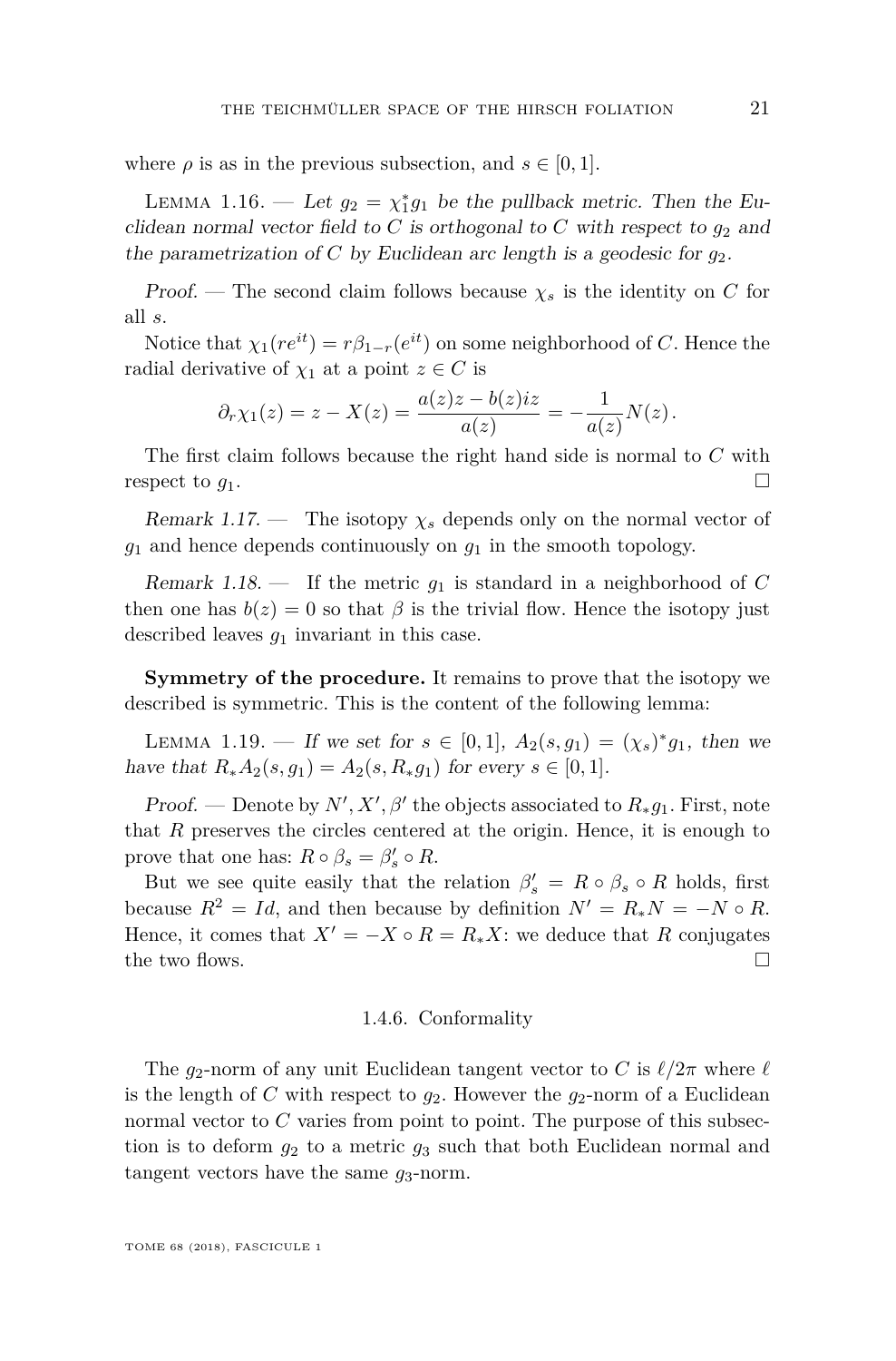where $\rho$ is as in the previous subsection, and $s \in [0,1]$.

Lemma 1.16. — *Let $g_2 = \chi_1^* g_1$ be the pullback metric. Then the Euclidean normal vector field to $C$ is orthogonal to $C$ with respect to $g_2$ and the parametrization of $C$ by Euclidean arc length is a geodesic for $g_2$.*

*Proof.* — The second claim follows because $\chi_s$ is the identity on $C$ for all $s$.

Notice that $\chi_1(re^{it}) = r\beta_{1-r}(e^{it})$ on some neighborhood of $C$. Hence the radial derivative of $\chi_1$ at a point $z \in C$ is

$$\partial_r \chi_1(z) = z - X(z) = \frac{a(z)z - b(z)iz}{a(z)} = -\frac{1}{a(z)} N(z)\,.$$

The first claim follows because the right hand side is normal to $C$ with respect to $g_1$. □

*Remark 1.17.* — The isotopy $\chi_s$ depends only on the normal vector of $g_1$ and hence depends continuously on $g_1$ in the smooth topology.

*Remark 1.18.* — If the metric $g_1$ is standard in a neighborhood of $C$ then one has $b(z) = 0$ so that $\beta$ is the trivial flow. Hence the isotopy just described leaves $g_1$ invariant in this case.

**Symmetry of the procedure.** It remains to prove that the isotopy we described is symmetric. This is the content of the following lemma:

Lemma 1.19. — *If we set for $s \in [0,1]$, $A_2(s, g_1) = (\chi_s)^* g_1$, then we have that $R_* A_2(s, g_1) = A_2(s, R_* g_1)$ for every $s \in [0,1]$.*

*Proof.* — Denote by $N', X', \beta'$ the objects associated to $R_* g_1$. First, note that $R$ preserves the circles centered at the origin. Hence, it is enough to prove that one has: $R \circ \beta_s = \beta'_s \circ R$.

But we see quite easily that the relation $\beta'_s = R \circ \beta_s \circ R$ holds, first because $R^2 = Id$, and then because by definition $N' = R_* N = -N \circ R$. Hence, it comes that $X' = -X \circ R = R_* X$: we deduce that $R$ conjugates the two flows. □

### 1.4.6. Conformality

The $g_2$-norm of any unit Euclidean tangent vector to $C$ is $\ell/2\pi$ where $\ell$ is the length of $C$ with respect to $g_2$. However the $g_2$-norm of a Euclidean normal vector to $C$ varies from point to point. The purpose of this subsection is to deform $g_2$ to a metric $g_3$ such that both Euclidean normal and tangent vectors have the same $g_3$-norm.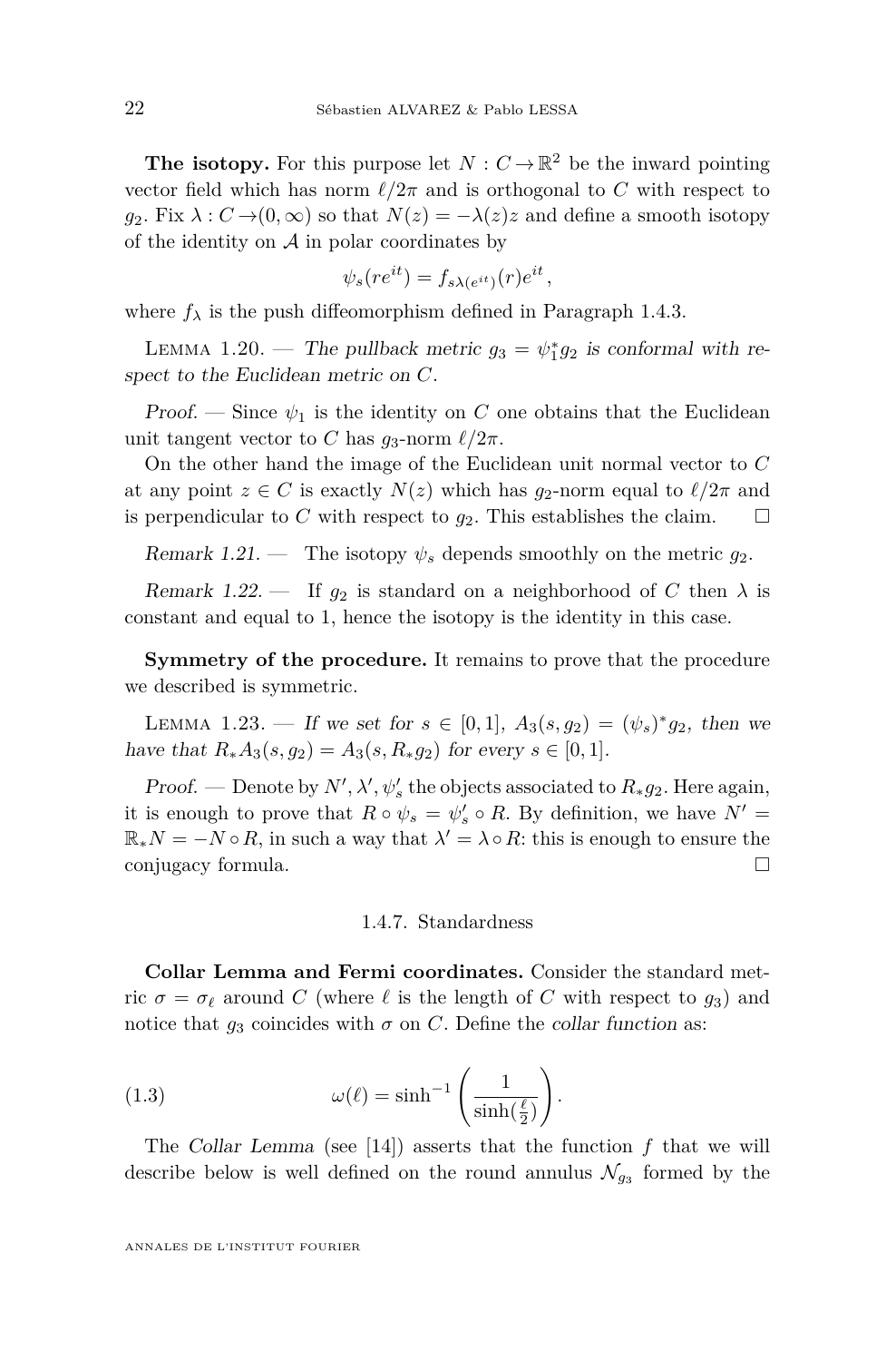**The isotopy.** For this purpose let $N : C \to \mathbb{R}^2$ be the inward pointing vector field which has norm $\ell/2\pi$ and is orthogonal to $C$ with respect to $g_2$. Fix $\lambda : C \to (0,\infty)$ so that $N(z) = -\lambda(z)z$ and define a smooth isotopy of the identity on $\mathcal{A}$ in polar coordinates by

$$\psi_s(re^{it}) = f_{s\lambda(e^{it})}(r)e^{it},$$

where $f_\lambda$ is the push diffeomorphism defined in Paragraph 1.4.3.

Lemma 1.20. — *The pullback metric $g_3 = \psi_1^* g_2$ is conformal with respect to the Euclidean metric on $C$.*

*Proof.* — Since $\psi_1$ is the identity on $C$ one obtains that the Euclidean unit tangent vector to $C$ has $g_3$-norm $\ell/2\pi$.

On the other hand the image of the Euclidean unit normal vector to $C$ at any point $z \in C$ is exactly $N(z)$ which has $g_2$-norm equal to $\ell/2\pi$ and is perpendicular to $C$ with respect to $g_2$. This establishes the claim. □

*Remark 1.21.* — The isotopy $\psi_s$ depends smoothly on the metric $g_2$.

*Remark 1.22.* — If $g_2$ is standard on a neighborhood of $C$ then $\lambda$ is constant and equal to 1, hence the isotopy is the identity in this case.

**Symmetry of the procedure.** It remains to prove that the procedure we described is symmetric.

Lemma 1.23. — *If we set for $s \in [0,1]$, $A_3(s,g_2) = (\psi_s)^* g_2$, then we have that $R_* A_3(s,g_2) = A_3(s, R_* g_2)$ for every $s \in [0,1]$.*

*Proof.* — Denote by $N', \lambda', \psi_s'$ the objects associated to $R_* g_2$. Here again, it is enough to prove that $R \circ \psi_s = \psi_s' \circ R$. By definition, we have $N' = \mathbb{R}_* N = -N \circ R$, in such a way that $\lambda' = \lambda \circ R$: this is enough to ensure the conjugacy formula. □

### 1.4.7. Standardness

**Collar Lemma and Fermi coordinates.** Consider the standard metric $\sigma = \sigma_\ell$ around $C$ (where $\ell$ is the length of $C$ with respect to $g_3$) and notice that $g_3$ coincides with $\sigma$ on $C$. Define the *collar function* as:

$$\omega(\ell) = \sinh^{-1}\left(\frac{1}{\sinh(\frac{\ell}{2})}\right). \tag{1.3}$$

The *Collar Lemma* (see [14]) asserts that the function $f$ that we will describe below is well defined on the round annulus $\mathcal{N}_{g_3}$ formed by the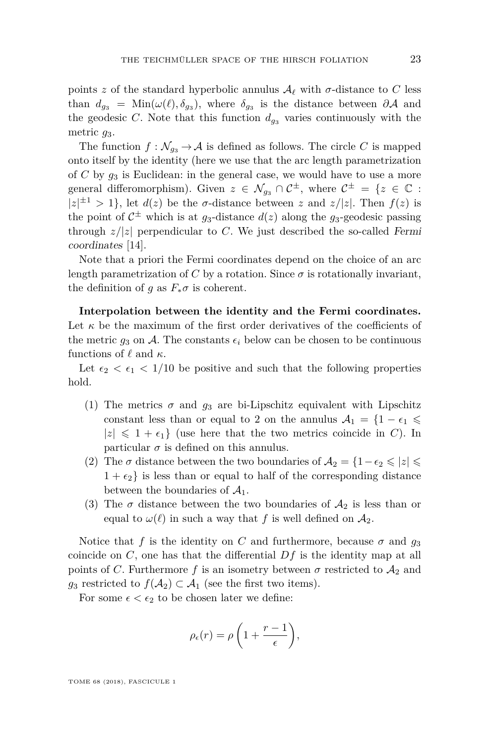points $z$ of the standard hyperbolic annulus $\mathcal{A}_\ell$ with $\sigma$-distance to $C$ less than $d_{g_3} = \operatorname{Min}(\omega(\ell), \delta_{g_3})$, where $\delta_{g_3}$ is the distance between $\partial\mathcal{A}$ and the geodesic $C$. Note that this function $d_{g_3}$ varies continuously with the metric $g_3$.

The function $f : \mathcal{N}_{g_3} \to \mathcal{A}$ is defined as follows. The circle $C$ is mapped onto itself by the identity (here we use that the arc length parametrization of $C$ by $g_3$ is Euclidean: in the general case, we would have to use a more general différomorphism). Given $z \in \mathcal{N}_{g_3} \cap \mathcal{C}^{\pm}$, where $\mathcal{C}^{\pm} = \{z \in \mathbb{C} : |z|^{\pm 1} > 1\}$, let $d(z)$ be the $\sigma$-distance between $z$ and $z/|z|$. Then $f(z)$ is the point of $\mathcal{C}^{\pm}$ which is at $g_3$-distance $d(z)$ along the $g_3$-geodesic passing through $z/|z|$ perpendicular to $C$. We just described the so-called *Fermi coordinates* [14].

Note that a priori the Fermi coordinates depend on the choice of an arc length parametrization of $C$ by a rotation. Since $\sigma$ is rotationally invariant, the definition of $g$ as $F_*\sigma$ is coherent.

**Interpolation between the identity and the Fermi coordinates.** Let $\kappa$ be the maximum of the first order derivatives of the coefficients of the metric $g_3$ on $\mathcal{A}$. The constants $\epsilon_i$ below can be chosen to be continuous functions of $\ell$ and $\kappa$.

Let $\epsilon_2 < \epsilon_1 < 1/10$ be positive and such that the following properties hold.

1. The metrics $\sigma$ and $g_3$ are bi-Lipschitz equivalent with Lipschitz constant less than or equal to 2 on the annulus $\mathcal{A}_1 = \{1 - \epsilon_1 \leqslant |z| \leqslant 1 + \epsilon_1\}$ (use here that the two metrics coincide in $C$). In particular $\sigma$ is defined on this annulus.
2. The $\sigma$ distance between the two boundaries of $\mathcal{A}_2 = \{1 - \epsilon_2 \leqslant |z| \leqslant 1 + \epsilon_2\}$ is less than or equal to half of the corresponding distance between the boundaries of $\mathcal{A}_1$.
3. The $\sigma$ distance between the two boundaries of $\mathcal{A}_2$ is less than or equal to $\omega(\ell)$ in such a way that $f$ is well defined on $\mathcal{A}_2$.

Notice that $f$ is the identity on $C$ and furthermore, because $\sigma$ and $g_3$ coincide on $C$, one has that the differential $Df$ is the identity map at all points of $C$. Furthermore $f$ is an isometry between $\sigma$ restricted to $\mathcal{A}_2$ and $g_3$ restricted to $f(\mathcal{A}_2) \subset \mathcal{A}_1$ (see the first two items).

For some $\epsilon < \epsilon_2$ to be chosen later we define:

$$\rho_\epsilon(r) = \rho\left(1 + \frac{r-1}{\epsilon}\right),$$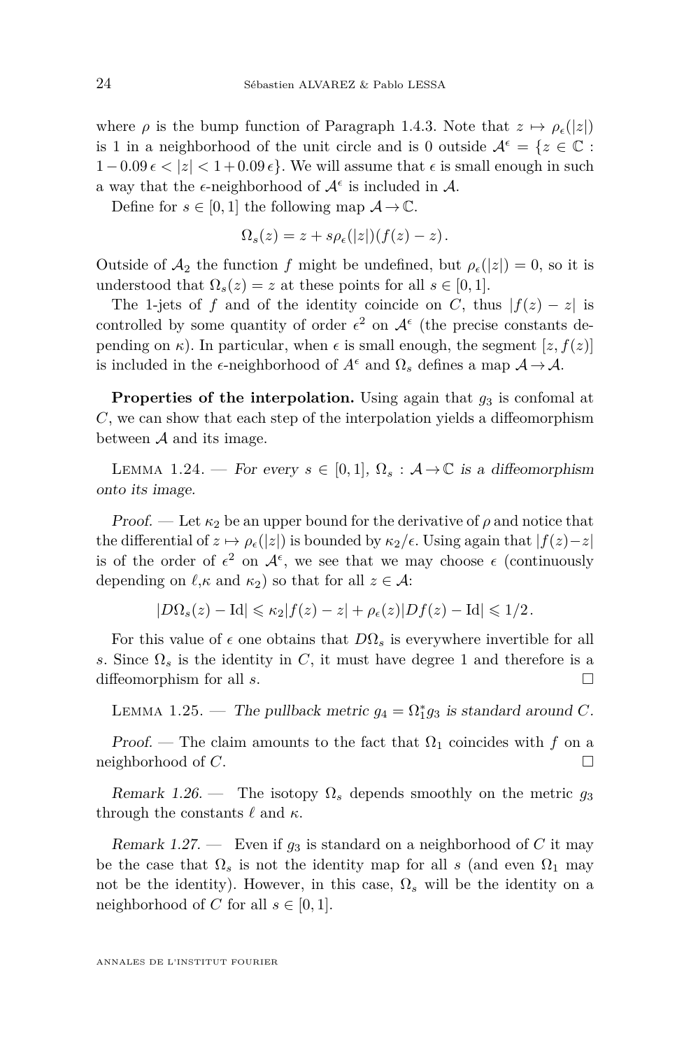where $\rho$ is the bump function of Paragraph 1.4.3. Note that $z \mapsto \rho_\epsilon(|z|)$ is 1 in a neighborhood of the unit circle and is 0 outside $\mathcal{A}^\epsilon = \{z \in \mathbb{C} : 1 - 0.09\,\epsilon < |z| < 1 + 0.09\,\epsilon\}$. We will assume that $\epsilon$ is small enough in such a way that the $\epsilon$-neighborhood of $\mathcal{A}^\epsilon$ is included in $\mathcal{A}$.

Define for $s \in [0,1]$ the following map $\mathcal{A} \to \mathbb{C}$.

$$\Omega_s(z) = z + s\rho_\epsilon(|z|)(f(z) - z).$$

Outside of $\mathcal{A}_2$ the function $f$ might be undefined, but $\rho_\epsilon(|z|) = 0$, so it is understood that $\Omega_s(z) = z$ at these points for all $s \in [0,1]$.

The 1-jets of $f$ and of the identity coincide on $C$, thus $|f(z) - z|$ is controlled by some quantity of order $\epsilon^2$ on $\mathcal{A}^\epsilon$ (the precise constants depending on $\kappa$). In particular, when $\epsilon$ is small enough, the segment $[z, f(z)]$ is included in the $\epsilon$-neighborhood of $A^\epsilon$ and $\Omega_s$ defines a map $\mathcal{A} \to \mathcal{A}$.

**Properties of the interpolation.** Using again that $g_3$ is confomal at $C$, we can show that each step of the interpolation yields a diffeomorphism between $\mathcal{A}$ and its image.

Lemma 1.24. — *For every $s \in [0,1]$, $\Omega_s : \mathcal{A} \to \mathbb{C}$ is a diffeomorphism onto its image.*

*Proof.* — Let $\kappa_2$ be an upper bound for the derivative of $\rho$ and notice that the differential of $z \mapsto \rho_\epsilon(|z|)$ is bounded by $\kappa_2/\epsilon$. Using again that $|f(z) - z|$ is of the order of $\epsilon^2$ on $\mathcal{A}^\epsilon$, we see that we may choose $\epsilon$ (continuously depending on $\ell$,$\kappa$ and $\kappa_2$) so that for all $z \in \mathcal{A}$:

$$|D\Omega_s(z) - \mathrm{Id}| \leqslant \kappa_2|f(z) - z| + \rho_\epsilon(z)|Df(z) - \mathrm{Id}| \leqslant 1/2.$$

For this value of $\epsilon$ one obtains that $D\Omega_s$ is everywhere invertible for all $s$. Since $\Omega_s$ is the identity in $C$, it must have degree 1 and therefore is a diffeomorphism for all $s$. □

Lemma 1.25. — *The pullback metric $g_4 = \Omega_1^* g_3$ is standard around $C$.*

*Proof.* — The claim amounts to the fact that $\Omega_1$ coincides with $f$ on a neighborhood of $C$. □

*Remark 1.26.* — The isotopy $\Omega_s$ depends smoothly on the metric $g_3$ through the constants $\ell$ and $\kappa$.

*Remark 1.27.* — Even if $g_3$ is standard on a neighborhood of $C$ it may be the case that $\Omega_s$ is not the identity map for all $s$ (and even $\Omega_1$ may not be the identity). However, in this case, $\Omega_s$ will be the identity on a neighborhood of $C$ for all $s \in [0,1]$.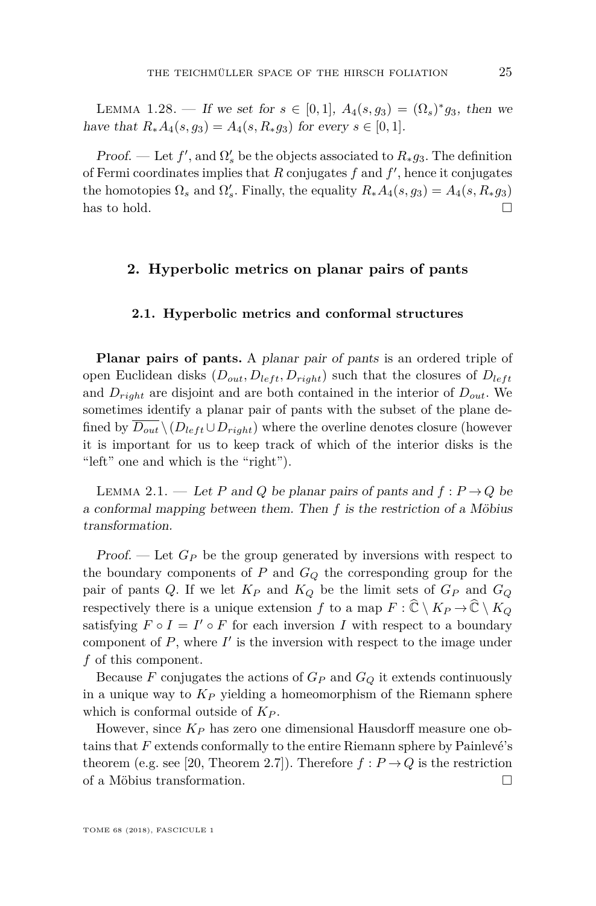Lemma 1.28. — *If we set for $s \in [0,1]$, $A_4(s, g_3) = (\Omega_s)^* g_3$, then we have that $R_* A_4(s, g_3) = A_4(s, R_* g_3)$ for every $s \in [0,1]$.*

*Proof.* — Let $f'$, and $\Omega'_s$ be the objects associated to $R_* g_3$. The definition of Fermi coordinates implies that $R$ conjugates $f$ and $f'$, hence it conjugates the homotopies $\Omega_s$ and $\Omega'_s$. Finally, the equality $R_* A_4(s, g_3) = A_4(s, R_* g_3)$ has to hold. □

## 2. Hyperbolic metrics on planar pairs of pants

### 2.1. Hyperbolic metrics and conformal structures

**Planar pairs of pants.** A *planar pair of pants* is an ordered triple of open Euclidean disks $(D_{out}, D_{left}, D_{right})$ such that the closures of $D_{left}$ and $D_{right}$ are disjoint and are both contained in the interior of $D_{out}$. We sometimes identify a planar pair of pants with the subset of the plane defined by $\overline{D_{out}} \setminus (D_{left} \cup D_{right})$ where the overline denotes closure (however it is important for us to keep track of which of the interior disks is the "left" one and which is the "right").

Lemma 2.1. — *Let $P$ and $Q$ be planar pairs of pants and $f : P \to Q$ be a conformal mapping between them. Then $f$ is the restriction of a Möbius transformation.*

*Proof.* — Let $G_P$ be the group generated by inversions with respect to the boundary components of $P$ and $G_Q$ the corresponding group for the pair of pants $Q$. If we let $K_P$ and $K_Q$ be the limit sets of $G_P$ and $G_Q$ respectively there is a unique extension $f$ to a map $F : \widehat{\mathbb{C}} \setminus K_P \to \widehat{\mathbb{C}} \setminus K_Q$ satisfying $F \circ I = I' \circ F$ for each inversion $I$ with respect to a boundary component of $P$, where $I'$ is the inversion with respect to the image under $f$ of this component.

Because $F$ conjugates the actions of $G_P$ and $G_Q$ it extends continuously in a unique way to $K_P$ yielding a homeomorphism of the Riemann sphere which is conformal outside of $K_P$.

However, since $K_P$ has zero one dimensional Hausdorff measure one obtains that $F$ extends conformally to the entire Riemann sphere by Painlevé's theorem (e.g. see [20, Theorem 2.7]). Therefore $f : P \to Q$ is the restriction of a Möbius transformation. □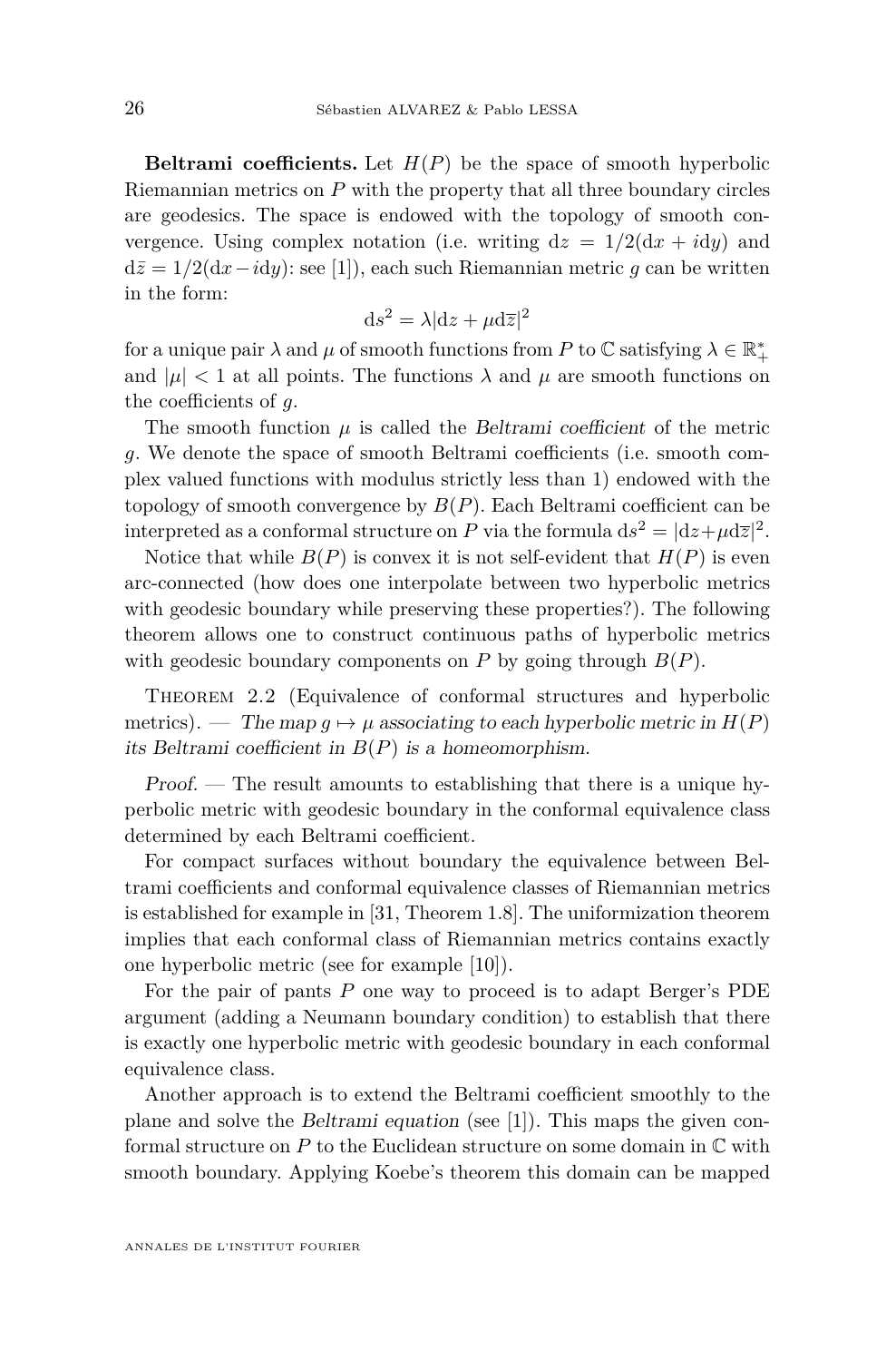**Beltrami coefficients.** Let $H(P)$ be the space of smooth hyperbolic Riemannian metrics on $P$ with the property that all three boundary circles are geodesics. The space is endowed with the topology of smooth convergence. Using complex notation (i.e. writing $\mathrm{d}z = 1/2(\mathrm{d}x + i\mathrm{d}y)$ and $\mathrm{d}\bar{z} = 1/2(\mathrm{d}x - i\mathrm{d}y)$: see [1]), each such Riemannian metric $g$ can be written in the form:

$$\mathrm{d}s^2 = \lambda|\mathrm{d}z + \mu \mathrm{d}\overline{z}|^2$$

for a unique pair $\lambda$ and $\mu$ of smooth functions from $P$ to $\mathbb{C}$ satisfying $\lambda \in \mathbb{R}_+^*$ and $|\mu| < 1$ at all points. The functions $\lambda$ and $\mu$ are smooth functions on the coefficients of $g$.

The smooth function $\mu$ is called the *Beltrami coefficient* of the metric $g$. We denote the space of smooth Beltrami coefficients (i.e. smooth complex valued functions with modulus strictly less than 1) endowed with the topology of smooth convergence by $B(P)$. Each Beltrami coefficient can be interpreted as a conformal structure on $P$ via the formula $\mathrm{d}s^2 = |\mathrm{d}z + \mu\mathrm{d}\overline{z}|^2$.

Notice that while $B(P)$ is convex it is not self-evident that $H(P)$ is even arc-connected (how does one interpolate between two hyperbolic metrics with geodesic boundary while preserving these properties?). The following theorem allows one to construct continuous paths of hyperbolic metrics with geodesic boundary components on $P$ by going through $B(P)$.

Theorem 2.2 (Equivalence of conformal structures and hyperbolic metrics). — *The map $g \mapsto \mu$ associating to each hyperbolic metric in $H(P)$ its Beltrami coefficient in $B(P)$ is a homeomorphism.*

*Proof.* — The result amounts to establishing that there is a unique hyperbolic metric with geodesic boundary in the conformal equivalence class determined by each Beltrami coefficient.

For compact surfaces without boundary the equivalence between Beltrami coefficients and conformal equivalence classes of Riemannian metrics is established for example in [31, Theorem 1.8]. The uniformization theorem implies that each conformal class of Riemannian metrics contains exactly one hyperbolic metric (see for example [10]).

For the pair of pants $P$ one way to proceed is to adapt Berger's PDE argument (adding a Neumann boundary condition) to establish that there is exactly one hyperbolic metric with geodesic boundary in each conformal equivalence class.

Another approach is to extend the Beltrami coefficient smoothly to the plane and solve the *Beltrami equation* (see [1]). This maps the given conformal structure on $P$ to the Euclidean structure on some domain in $\mathbb{C}$ with smooth boundary. Applying Koebe's theorem this domain can be mapped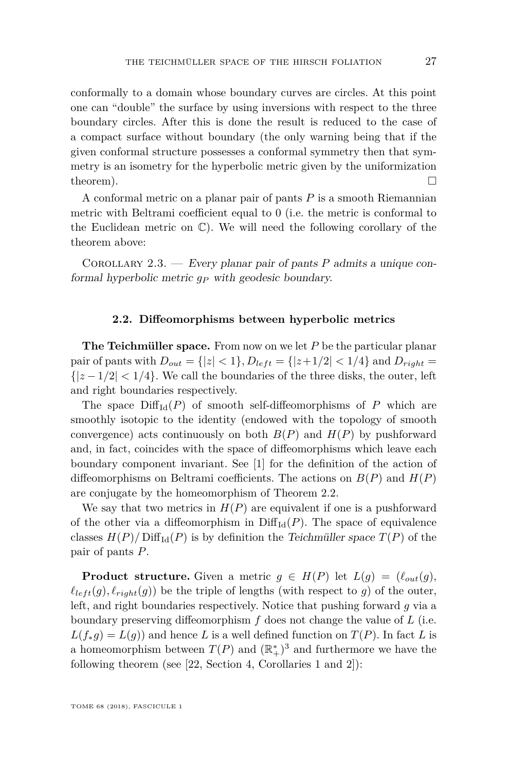conformally to a domain whose boundary curves are circles. At this point one can "double" the surface by using inversions with respect to the three boundary circles. After this is done the result is reduced to the case of a compact surface without boundary (the only warning being that if the given conformal structure possesses a conformal symmetry then that symmetry is an isometry for the hyperbolic metric given by the uniformization theorem). □

A conformal metric on a planar pair of pants $P$ is a smooth Riemannian metric with Beltrami coefficient equal to 0 (i.e. the metric is conformal to the Euclidean metric on $\mathbb{C}$). We will need the following corollary of the theorem above:

Corollary 2.3. — *Every planar pair of pants $P$ admits a unique conformal hyperbolic metric $g_P$ with geodesic boundary.*

### 2.2. Diffeomorphisms between hyperbolic metrics

**The Teichmüller space.** From now on we let $P$ be the particular planar pair of pants with $D_{out} = \{|z| < 1\}, D_{left} = \{|z+1/2| < 1/4\}$ and $D_{right} = \{|z - 1/2| < 1/4\}$. We call the boundaries of the three disks, the outer, left and right boundaries respectively.

The space $\mathrm{Diff}_{\mathrm{Id}}(P)$ of smooth self-diffeomorphisms of $P$ which are smoothly isotopic to the identity (endowed with the topology of smooth convergence) acts continuously on both $B(P)$ and $H(P)$ by pushforward and, in fact, coincides with the space of diffeomorphisms which leave each boundary component invariant. See [1] for the definition of the action of diffeomorphisms on Beltrami coefficients. The actions on $B(P)$ and $H(P)$ are conjugate by the homeomorphism of Theorem 2.2.

We say that two metrics in $H(P)$ are equivalent if one is a pushforward of the other via a diffeomorphism in $\mathrm{Diff}_{\mathrm{Id}}(P)$. The space of equivalence classes $H(P)/\mathrm{Diff}_{\mathrm{Id}}(P)$ is by definition the *Teichmüller space* $T(P)$ of the pair of pants $P$.

**Product structure.** Given a metric $g \in H(P)$ let $L(g) = (\ell_{out}(g), \ell_{left}(g), \ell_{right}(g))$ be the triple of lengths (with respect to $g$) of the outer, left, and right boundaries respectively. Notice that pushing forward $g$ via a boundary preserving diffeomorphism $f$ does not change the value of $L$ (i.e. $L(f_* g) = L(g)$) and hence $L$ is a well defined function on $T(P)$. In fact $L$ is a homeomorphism between $T(P)$ and $(\mathbb{R}_+^*)^3$ and furthermore we have the following theorem (see [22, Section 4, Corollaries 1 and 2]):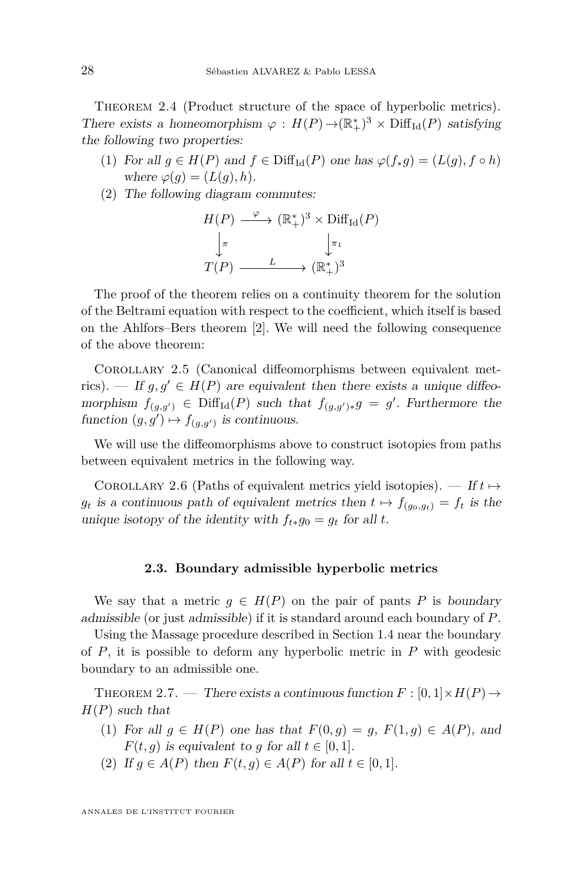Theorem 2.4 (Product structure of the space of hyperbolic metrics). *There exists a homeomorphism $\varphi : H(P) \to (\mathbb{R}_+^*)^3 \times \mathrm{Diff}_{\mathrm{Id}}(P)$ satisfying the following two properties:*

1. *For all $g \in H(P)$ and $f \in \mathrm{Diff}_{\mathrm{Id}}(P)$ one has $\varphi(f_* g) = (L(g), f \circ h)$ where $\varphi(g) = (L(g), h)$.*
2. *The following diagram commutes:*

$$\begin{array}{ccc} H(P) & \xrightarrow{\varphi} & (\mathbb{R}_+^*)^3 \times \mathrm{Diff}_{\mathrm{Id}}(P) \\ \downarrow{\scriptstyle \pi} & & \downarrow{\scriptstyle \pi_1} \\ T(P) & \xrightarrow{L} & (\mathbb{R}_+^*)^3 \end{array}$$

The proof of the theorem relies on a continuity theorem for the solution of the Beltrami equation with respect to the coefficient, which itself is based on the Ahlfors–Bers theorem [2]. We will need the following consequence of the above theorem:

Corollary 2.5 (Canonical diffeomorphisms between equivalent metrics). — *If $g, g' \in H(P)$ are equivalent then there exists a unique diffeomorphism $f_{(g,g')} \in \mathrm{Diff}_{\mathrm{Id}}(P)$ such that $f_{(g,g')*} g = g'$. Furthermore the function $(g, g') \mapsto f_{(g,g')}$ is continuous.*

We will use the diffeomorphisms above to construct isotopies from paths between equivalent metrics in the following way.

Corollary 2.6 (Paths of equivalent metrics yield isotopies). — *If $t \mapsto g_t$ is a continuous path of equivalent metrics then $t \mapsto f_{(g_0, g_t)} = f_t$ is the unique isotopy of the identity with $f_{t*} g_0 = g_t$ for all $t$.*

## 2.3. Boundary admissible hyperbolic metrics

We say that a metric $g \in H(P)$ on the pair of pants $P$ is *boundary admissible* (or just *admissible*) if it is standard around each boundary of $P$.

Using the Massage procedure described in Section 1.4 near the boundary of $P$, it is possible to deform any hyperbolic metric in $P$ with geodesic boundary to an admissible one.

Theorem 2.7. — *There exists a continuous function $F : [0,1] \times H(P) \to H(P)$ such that*

1. *For all $g \in H(P)$ one has that $F(0, g) = g$, $F(1, g) \in A(P)$, and $F(t, g)$ is equivalent to $g$ for all $t \in [0, 1]$.*
2. *If $g \in A(P)$ then $F(t, g) \in A(P)$ for all $t \in [0, 1]$.*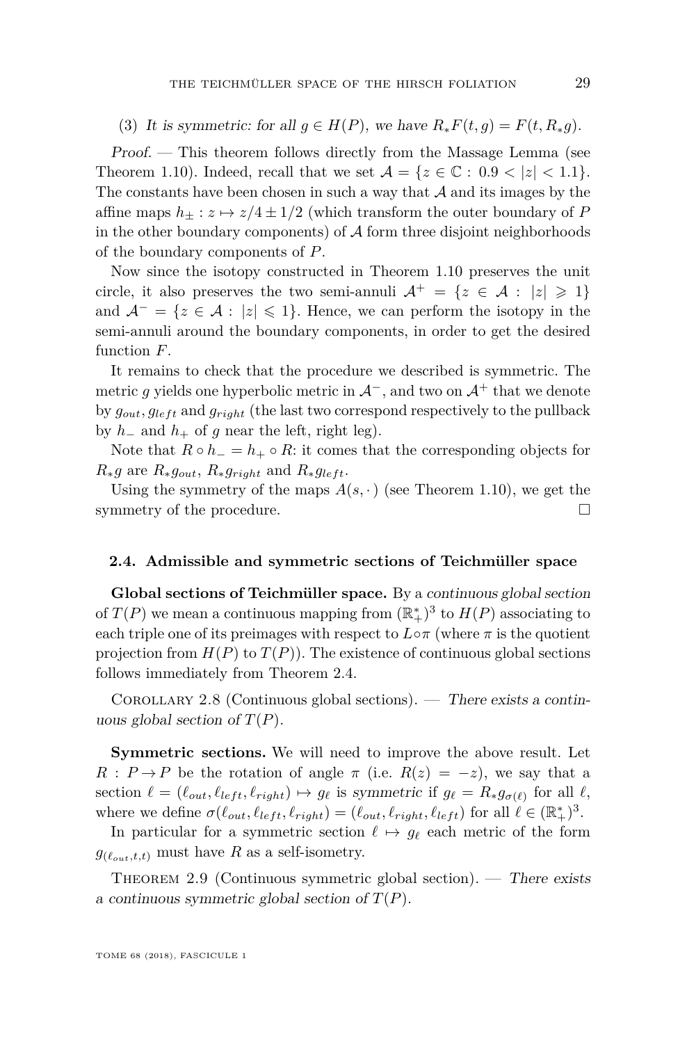(3) *It is symmetric: for all $g \in H(P)$, we have $R_* F(t, g) = F(t, R_* g)$.*

*Proof.* — This theorem follows directly from the Massage Lemma (see Theorem 1.10). Indeed, recall that we set $\mathcal{A} = \{z \in \mathbb{C} : 0.9 < |z| < 1.1\}$. The constants have been chosen in such a way that $\mathcal{A}$ and its images by the affine maps $h_\pm : z \mapsto z/4 \pm 1/2$ (which transform the outer boundary of $P$ in the other boundary components) of $\mathcal{A}$ form three disjoint neighborhoods of the boundary components of $P$.

Now since the isotopy constructed in Theorem 1.10 preserves the unit circle, it also preserves the two semi-annuli $\mathcal{A}^+ = \{z \in \mathcal{A} : |z| \geqslant 1\}$ and $\mathcal{A}^- = \{z \in \mathcal{A} : |z| \leqslant 1\}$. Hence, we can perform the isotopy in the semi-annuli around the boundary components, in order to get the desired function $F$.

It remains to check that the procedure we described is symmetric. The metric $g$ yields one hyperbolic metric in $\mathcal{A}^-$, and two on $\mathcal{A}^+$ that we denote by $g_{out}, g_{left}$ and $g_{right}$ (the last two correspond respectively to the pullback by $h_-$ and $h_+$ of $g$ near the left, right leg).

Note that $R \circ h_- = h_+ \circ R$: it comes that the corresponding objects for $R_* g$ are $R_* g_{out}$, $R_* g_{right}$ and $R_* g_{left}$.

Using the symmetry of the maps $A(s, \cdot)$ (see Theorem 1.10), we get the symmetry of the procedure. □

### 2.4. Admissible and symmetric sections of Teichmüller space

**Global sections of Teichmüller space.** By a *continuous global section* of $T(P)$ we mean a continuous mapping from $(\mathbb{R}_+^*)^3$ to $H(P)$ associating to each triple one of its preimages with respect to $L \circ \pi$ (where $\pi$ is the quotient projection from $H(P)$ to $T(P)$). The existence of continuous global sections follows immediately from Theorem 2.4.

Corollary 2.8 (Continuous global sections). — *There exists a continuous global section of $T(P)$.*

**Symmetric sections.** We will need to improve the above result. Let $R : P \to P$ be the rotation of angle $\pi$ (i.e. $R(z) = -z$), we say that a section $\ell = (\ell_{out}, \ell_{left}, \ell_{right}) \mapsto g_\ell$ is *symmetric* if $g_\ell = R_* g_{\sigma(\ell)}$ for all $\ell$, where we define $\sigma(\ell_{out}, \ell_{left}, \ell_{right}) = (\ell_{out}, \ell_{right}, \ell_{left})$ for all $\ell \in (\mathbb{R}_+^*)^3$.

In particular for a symmetric section $\ell \mapsto g_\ell$ each metric of the form $g_{(\ell_{out}, t, t)}$ must have $R$ as a self-isometry.

Theorem 2.9 (Continuous symmetric global section). — *There exists a continuous symmetric global section of $T(P)$.*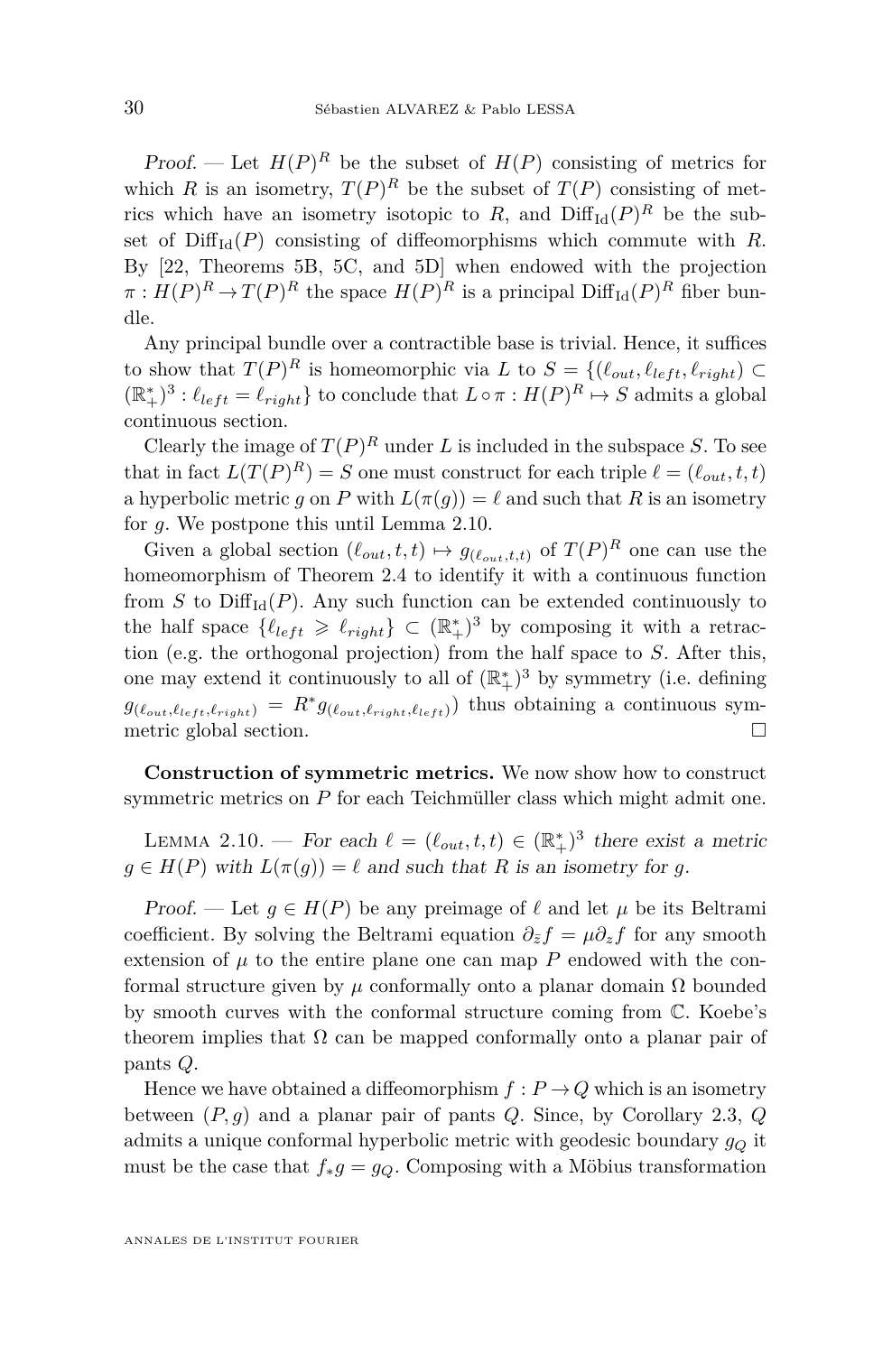*Proof.* — Let $H(P)^R$ be the subset of $H(P)$ consisting of metrics for which $R$ is an isometry, $T(P)^R$ be the subset of $T(P)$ consisting of metrics which have an isometry isotopic to $R$, and $\mathrm{Diff}_{\mathrm{Id}}(P)^R$ be the subset of $\mathrm{Diff}_{\mathrm{Id}}(P)$ consisting of diffeomorphisms which commute with $R$. By [22, Theorems 5B, 5C, and 5D] when endowed with the projection $\pi : H(P)^R \to T(P)^R$ the space $H(P)^R$ is a principal $\mathrm{Diff}_{\mathrm{Id}}(P)^R$ fiber bundle.

Any principal bundle over a contractible base is trivial. Hence, it suffices to show that $T(P)^R$ is homeomorphic via $L$ to $S = \{(\ell_{out}, \ell_{left}, \ell_{right}) \subset (\mathbb{R}_+^*)^3 : \ell_{left} = \ell_{right}\}$ to conclude that $L \circ \pi : H(P)^R \mapsto S$ admits a global continuous section.

Clearly the image of $T(P)^R$ under $L$ is included in the subspace $S$. To see that in fact $L(T(P)^R) = S$ one must construct for each triple $\ell = (\ell_{out}, t, t)$ a hyperbolic metric $g$ on $P$ with $L(\pi(g)) = \ell$ and such that $R$ is an isometry for $g$. We postpone this until Lemma 2.10.

Given a global section $(\ell_{out}, t, t) \mapsto g_{(\ell_{out}, t, t)}$ of $T(P)^R$ one can use the homeomorphism of Theorem 2.4 to identify it with a continuous function from $S$ to $\mathrm{Diff}_{\mathrm{Id}}(P)$. Any such function can be extended continuously to the half space $\{\ell_{left} \geqslant \ell_{right}\} \subset (\mathbb{R}_+^*)^3$ by composing it with a retraction (e.g. the orthogonal projection) from the half space to $S$. After this, one may extend it continuously to all of $(\mathbb{R}_+^*)^3$ by symmetry (i.e. defining $g_{(\ell_{out}, \ell_{left}, \ell_{right})} = R^* g_{(\ell_{out}, \ell_{right}, \ell_{left})}$) thus obtaining a continuous symmetric global section. □

**Construction of symmetric metrics.** We now show how to construct symmetric metrics on $P$ for each Teichmüller class which might admit one.

Lemma 2.10. — *For each $\ell = (\ell_{out}, t, t) \in (\mathbb{R}_+^*)^3$ there exist a metric $g \in H(P)$ with $L(\pi(g)) = \ell$ and such that $R$ is an isometry for $g$.*

*Proof.* — Let $g \in H(P)$ be any preimage of $\ell$ and let $\mu$ be its Beltrami coefficient. By solving the Beltrami equation $\partial_{\bar{z}} f = \mu \partial_z f$ for any smooth extension of $\mu$ to the entire plane one can map $P$ endowed with the conformal structure given by $\mu$ conformally onto a planar domain $\Omega$ bounded by smooth curves with the conformal structure coming from $\mathbb{C}$. Koebe's theorem implies that $\Omega$ can be mapped conformally onto a planar pair of pants $Q$.

Hence we have obtained a diffeomorphism $f : P \to Q$ which is an isometry between $(P, g)$ and a planar pair of pants $Q$. Since, by Corollary 2.3, $Q$ admits a unique conformal hyperbolic metric with geodesic boundary $g_Q$ it must be the case that $f_* g = g_Q$. Composing with a Möbius transformation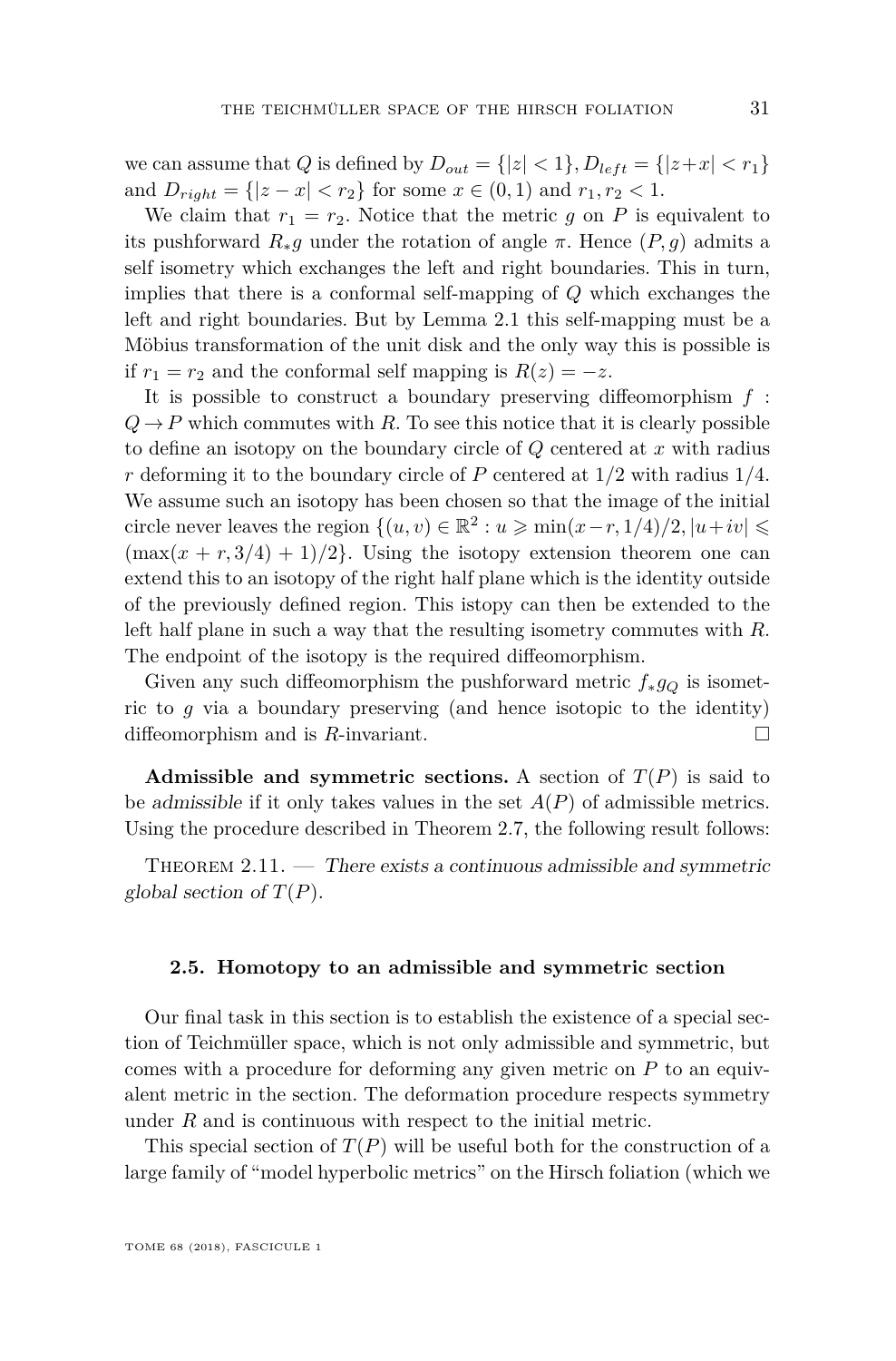we can assume that $Q$ is defined by $D_{out} = \{|z| < 1\}, D_{left} = \{|z+x| < r_1\}$ and $D_{right} = \{|z-x| < r_2\}$ for some $x \in (0,1)$ and $r_1, r_2 < 1$.

We claim that $r_1 = r_2$. Notice that the metric $g$ on $P$ is equivalent to its pushforward $R_* g$ under the rotation of angle $\pi$. Hence $(P, g)$ admits a self isometry which exchanges the left and right boundaries. This in turn, implies that there is a conformal self-mapping of $Q$ which exchanges the left and right boundaries. But by Lemma 2.1 this self-mapping must be a Möbius transformation of the unit disk and the only way this is possible is if $r_1 = r_2$ and the conformal self mapping is $R(z) = -z$.

It is possible to construct a boundary preserving diffeomorphism $f : Q \to P$ which commutes with $R$. To see this notice that it is clearly possible to define an isotopy on the boundary circle of $Q$ centered at $x$ with radius $r$ deforming it to the boundary circle of $P$ centered at $1/2$ with radius $1/4$. We assume such an isotopy has been chosen so that the image of the initial circle never leaves the region $\{(u,v) \in \mathbb{R}^2 : u \geqslant \min(x-r, 1/4)/2, |u+iv| \leqslant (\max(x+r, 3/4)+1)/2\}$. Using the isotopy extension theorem one can extend this to an isotopy of the right half plane which is the identity outside of the previously defined region. This istopy can then be extended to the left half plane in such a way that the resulting isometry commutes with $R$. The endpoint of the isotopy is the required diffeomorphism.

Given any such diffeomorphism the pushforward metric $f_* g_Q$ is isometric to $g$ via a boundary preserving (and hence isotopic to the identity) diffeomorphism and is $R$-invariant. □

**Admissible and symmetric sections.** A section of $T(P)$ is said to be *admissible* if it only takes values in the set $A(P)$ of admissible metrics. Using the procedure described in Theorem 2.7, the following result follows:

Theorem 2.11. — *There exists a continuous admissible and symmetric global section of $T(P)$.*

### 2.5. Homotopy to an admissible and symmetric section

Our final task in this section is to establish the existence of a special section of Teichmüller space, which is not only admissible and symmetric, but comes with a procedure for deforming any given metric on $P$ to an equivalent metric in the section. The deformation procedure respects symmetry under $R$ and is continuous with respect to the initial metric.

This special section of $T(P)$ will be useful both for the construction of a large family of "model hyperbolic metrics" on the Hirsch foliation (which we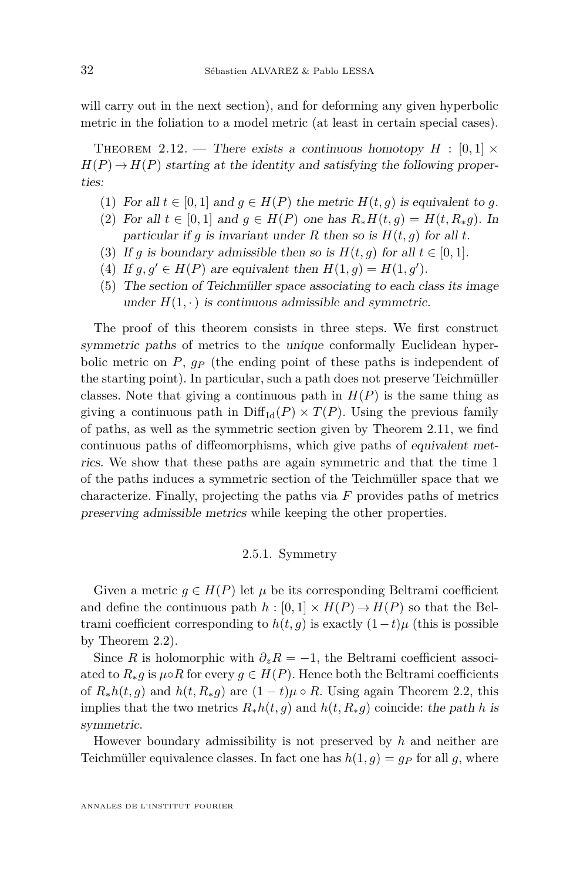will carry out in the next section), and for deforming any given hyperbolic metric in the foliation to a model metric (at least in certain special cases).

Theorem 2.12. — *There exists a continuous homotopy $H : [0,1] \times H(P) \to H(P)$ starting at the identity and satisfying the following properties:*

1. *For all $t \in [0,1]$ and $g \in H(P)$ the metric $H(t,g)$ is equivalent to $g$.*
2. *For all $t \in [0,1]$ and $g \in H(P)$ one has $R_* H(t,g) = H(t, R_* g)$. In particular if $g$ is invariant under $R$ then so is $H(t,g)$ for all $t$.*
3. *If $g$ is boundary admissible then so is $H(t,g)$ for all $t \in [0,1]$.*
4. *If $g, g' \in H(P)$ are equivalent then $H(1,g) = H(1,g')$.*
5. *The section of Teichmüller space associating to each class its image under $H(1,\cdot)$ is continuous admissible and symmetric.*

The proof of this theorem consists in three steps. We first construct *symmetric paths* of metrics to the *unique* conformally Euclidean hyperbolic metric on $P$, $g_P$ (the ending point of these paths is independent of the starting point). In particular, such a path does not preserve Teichmüller classes. Note that giving a continuous path in $H(P)$ is the same thing as giving a continuous path in $\mathrm{Diff}_{\mathrm{Id}}(P) \times T(P)$. Using the previous family of paths, as well as the symmetric section given by Theorem 2.11, we find continuous paths of diffeomorphisms, which give paths of *equivalent metrics*. We show that these paths are again symmetric and that the time 1 of the paths induces a symmetric section of the Teichmüller space that we characterize. Finally, projecting the paths via $F$ provides paths of metrics *preserving admissible metrics* while keeping the other properties.

### 2.5.1. Symmetry

Given a metric $g \in H(P)$ let $\mu$ be its corresponding Beltrami coefficient and define the continuous path $h : [0,1] \times H(P) \to H(P)$ so that the Beltrami coefficient corresponding to $h(t,g)$ is exactly $(1-t)\mu$ (this is possible by Theorem 2.2).

Since $R$ is holomorphic with $\partial_z R = -1$, the Beltrami coefficient associated to $R_* g$ is $\mu \circ R$ for every $g \in H(P)$. Hence both the Beltrami coefficients of $R_* h(t,g)$ and $h(t, R_* g)$ are $(1-t)\mu \circ R$. Using again Theorem 2.2, this implies that the two metrics $R_* h(t,g)$ and $h(t, R_* g)$ coincide: *the path $h$ is symmetric*.

However boundary admissibility is not preserved by $h$ and neither are Teichmüller equivalence classes. In fact one has $h(1,g) = g_P$ for all $g$, where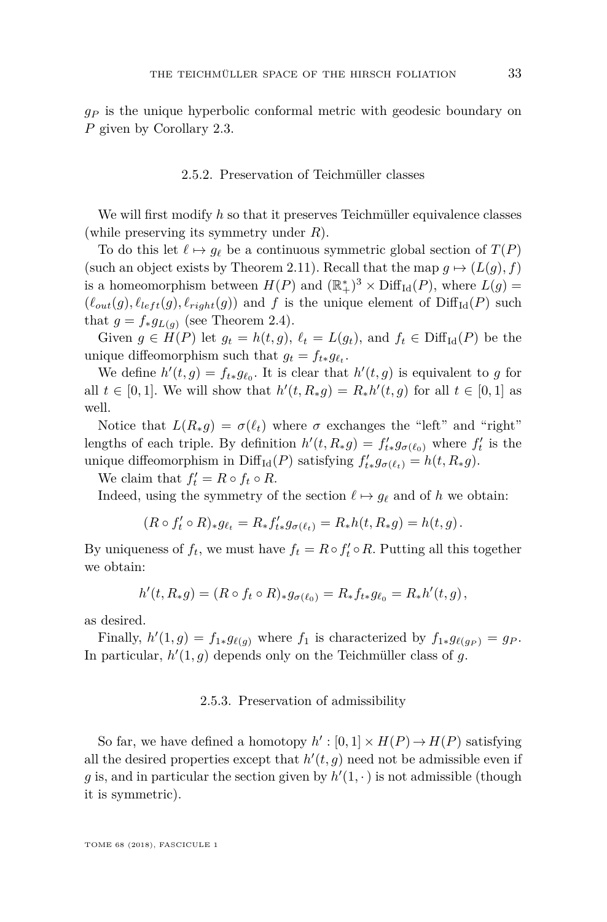$g_P$ is the unique hyperbolic conformal metric with geodesic boundary on $P$ given by Corollary 2.3.

### 2.5.2. Preservation of Teichmüller classes

We will first modify $h$ so that it preserves Teichmüller equivalence classes (while preserving its symmetry under $R$).

To do this let $\ell \mapsto g_\ell$ be a continuous symmetric global section of $T(P)$ (such an object exists by Theorem 2.11). Recall that the map $g \mapsto (L(g), f)$ is a homeomorphism between $H(P)$ and $(\mathbb{R}_+^*)^3 \times \mathrm{Diff}_{\mathrm{Id}}(P)$, where $L(g) = (\ell_{out}(g), \ell_{left}(g), \ell_{right}(g))$ and $f$ is the unique element of $\mathrm{Diff}_{\mathrm{Id}}(P)$ such that $g = f_* g_{L(g)}$ (see Theorem 2.4).

Given $g \in H(P)$ let $g_t = h(t, g)$, $\ell_t = L(g_t)$, and $f_t \in \mathrm{Diff}_{\mathrm{Id}}(P)$ be the unique diffeomorphism such that $g_t = f_{t*} g_{\ell_t}$.

We define $h'(t, g) = f_{t*} g_{\ell_0}$. It is clear that $h'(t, g)$ is equivalent to $g$ for all $t \in [0, 1]$. We will show that $h'(t, R_* g) = R_* h'(t, g)$ for all $t \in [0, 1]$ as well.

Notice that $L(R_* g) = \sigma(\ell_t)$ where $\sigma$ exchanges the "left" and "right" lengths of each triple. By definition $h'(t, R_* g) = f'_{t*} g_{\sigma(\ell_0)}$ where $f'_t$ is the unique diffeomorphism in $\mathrm{Diff}_{\mathrm{Id}}(P)$ satisfying $f'_{t*} g_{\sigma(\ell_t)} = h(t, R_* g)$.

We claim that $f'_t = R \circ f_t \circ R$.

Indeed, using the symmetry of the section $\ell \mapsto g_\ell$ and of $h$ we obtain:

$$(R \circ f'_t \circ R)_* g_{\ell_t} = R_* f'_{t*} g_{\sigma(\ell_t)} = R_* h(t, R_* g) = h(t, g).$$

By uniqueness of $f_t$, we must have $f_t = R \circ f'_t \circ R$. Putting all this together we obtain:

$$h'(t, R_* g) = (R \circ f_t \circ R)_* g_{\sigma(\ell_0)} = R_* f_{t*} g_{\ell_0} = R_* h'(t, g),$$

as desired.

Finally, $h'(1, g) = f_{1*} g_{\ell(g)}$ where $f_1$ is characterized by $f_{1*} g_{\ell(g_P)} = g_P$. In particular, $h'(1, g)$ depends only on the Teichmüller class of $g$.

### 2.5.3. Preservation of admissibility

So far, we have defined a homotopy $h' : [0, 1] \times H(P) \to H(P)$ satisfying all the desired properties except that $h'(t, g)$ need not be admissible even if $g$ is, and in particular the section given by $h'(1, \cdot)$ is not admissible (though it is symmetric).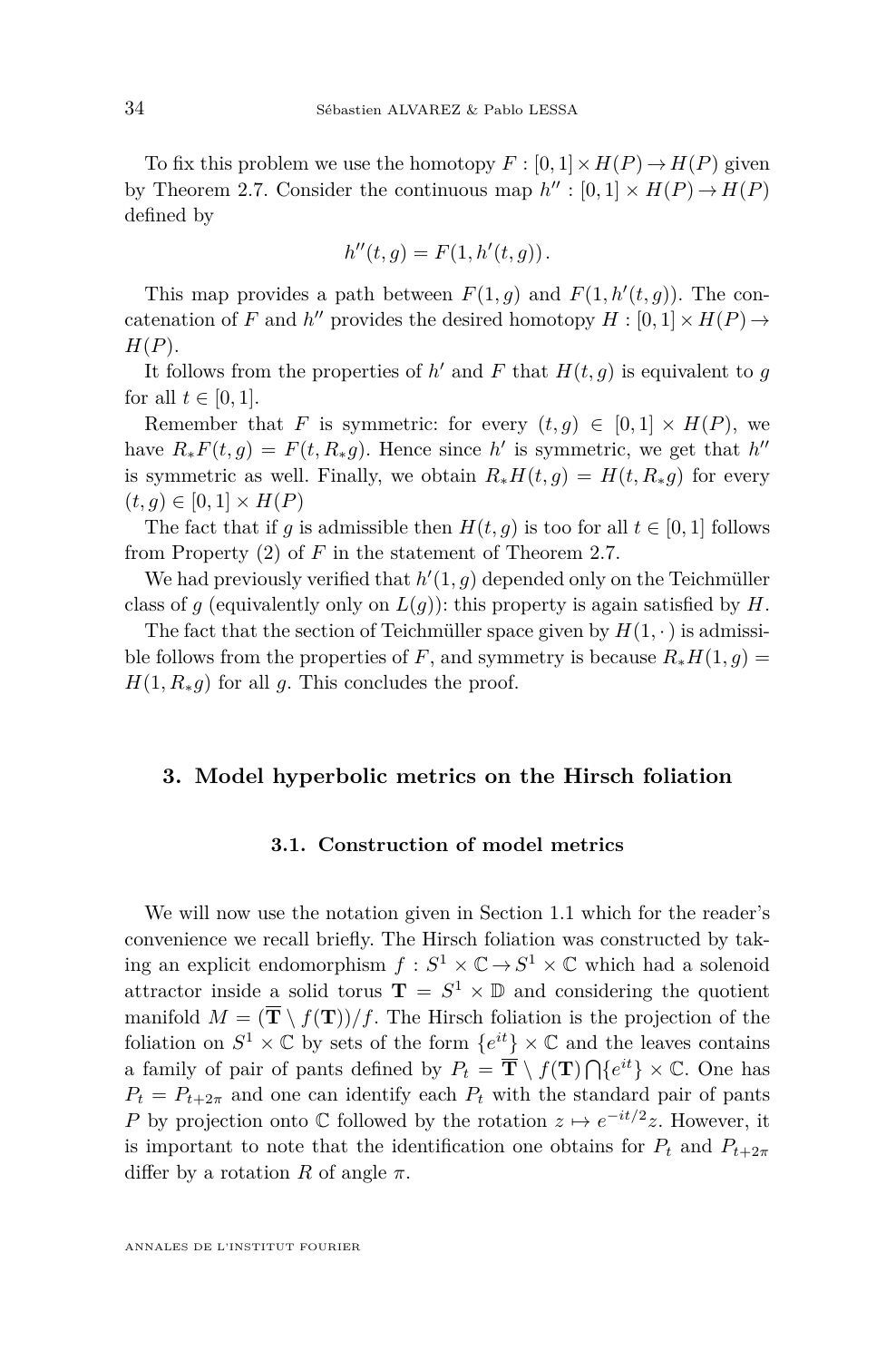To fix this problem we use the homotopy $F : [0,1] \times H(P) \to H(P)$ given by Theorem 2.7. Consider the continuous map $h'' : [0,1] \times H(P) \to H(P)$ defined by

$$h''(t,g) = F(1, h'(t,g)).$$

This map provides a path between $F(1,g)$ and $F(1,h'(t,g))$. The concatenation of $F$ and $h''$ provides the desired homotopy $H : [0,1] \times H(P) \to H(P)$.

It follows from the properties of $h'$ and $F$ that $H(t,g)$ is equivalent to $g$ for all $t \in [0,1]$.

Remember that $F$ is symmetric: for every $(t,g) \in [0,1] \times H(P)$, we have $R_* F(t,g) = F(t, R_* g)$. Hence since $h'$ is symmetric, we get that $h''$ is symmetric as well. Finally, we obtain $R_* H(t,g) = H(t, R_* g)$ for every $(t,g) \in [0,1] \times H(P)$

The fact that if $g$ is admissible then $H(t,g)$ is too for all $t \in [0,1]$ follows from Property (2) of $F$ in the statement of Theorem 2.7.

We had previously verified that $h'(1,g)$ depended only on the Teichmüller class of $g$ (equivalently only on $L(g)$): this property is again satisfied by $H$.

The fact that the section of Teichmüller space given by $H(1,\cdot)$ is admissible follows from the properties of $F$, and symmetry is because $R_* H(1,g) = H(1, R_* g)$ for all $g$. This concludes the proof.

## 3. Model hyperbolic metrics on the Hirsch foliation

### 3.1. Construction of model metrics

We will now use the notation given in Section 1.1 which for the reader's convenience we recall briefly. The Hirsch foliation was constructed by taking an explicit endomorphism $f : S^1 \times \mathbb{C} \to S^1 \times \mathbb{C}$ which had a solenoid attractor inside a solid torus $\mathbf{T} = S^1 \times \mathbb{D}$ and considering the quotient manifold $M = (\overline{\mathbf{T}} \setminus f(\mathbf{T}))/f$. The Hirsch foliation is the projection of the foliation on $S^1 \times \mathbb{C}$ by sets of the form $\{e^{it}\} \times \mathbb{C}$ and the leaves contains a family of pair of pants defined by $P_t = \overline{\mathbf{T}} \setminus f(\mathbf{T}) \bigcap \{e^{it}\} \times \mathbb{C}$. One has $P_t = P_{t+2\pi}$ and one can identify each $P_t$ with the standard pair of pants $P$ by projection onto $\mathbb{C}$ followed by the rotation $z \mapsto e^{-it/2} z$. However, it is important to note that the identification one obtains for $P_t$ and $P_{t+2\pi}$ differ by a rotation $R$ of angle $\pi$.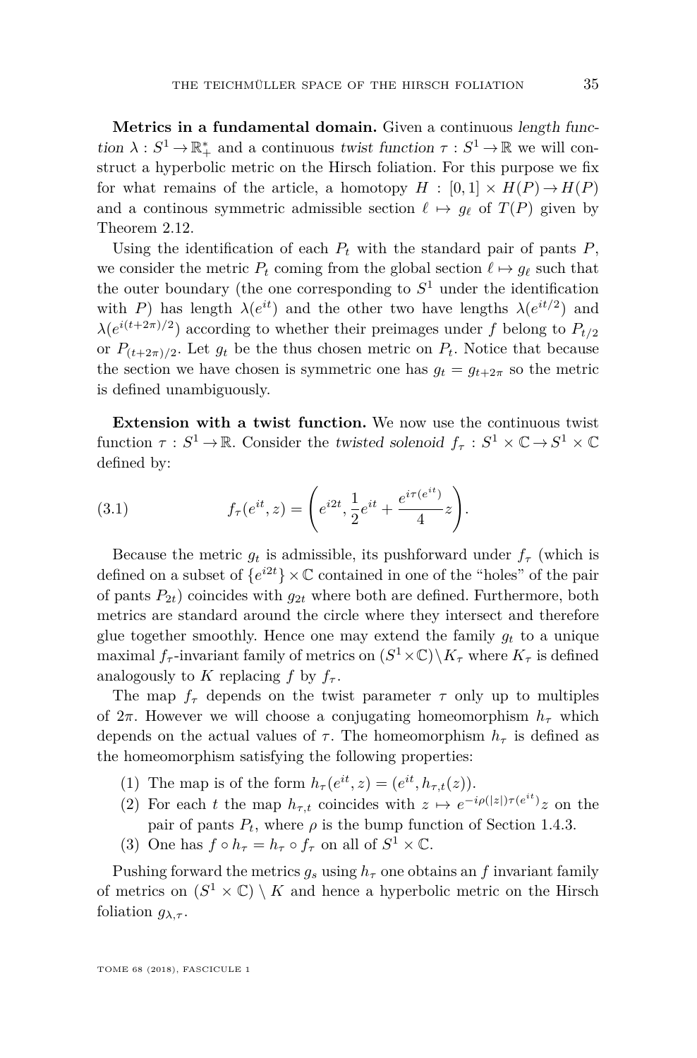**Metrics in a fundamental domain.** Given a continuous *length function* $\lambda : S^1 \to \mathbb{R}_+^*$ and a continuous *twist function* $\tau : S^1 \to \mathbb{R}$ we will construct a hyperbolic metric on the Hirsch foliation. For this purpose we fix for what remains of the article, a homotopy $H : [0,1] \times H(P) \to H(P)$ and a continous symmetric admissible section $\ell \mapsto g_\ell$ of $T(P)$ given by Theorem 2.12.

Using the identification of each $P_t$ with the standard pair of pants $P$, we consider the metric $P_t$ coming from the global section $\ell \mapsto g_\ell$ such that the outer boundary (the one corresponding to $S^1$ under the identification with $P$) has length $\lambda(e^{it})$ and the other two have lengths $\lambda(e^{it/2})$ and $\lambda(e^{i(t+2\pi)/2})$ according to whether their preimages under $f$ belong to $P_{t/2}$ or $P_{(t+2\pi)/2}$. Let $g_t$ be the thus chosen metric on $P_t$. Notice that because the section we have chosen is symmetric one has $g_t = g_{t+2\pi}$ so the metric is defined unambiguously.

**Extension with a twist function.** We now use the continuous twist function $\tau : S^1 \to \mathbb{R}$. Consider the *twisted solenoid* $f_\tau : S^1 \times \mathbb{C} \to S^1 \times \mathbb{C}$ defined by:

$$f_\tau(e^{it}, z) = \left(e^{i2t}, \frac{1}{2}e^{it} + \frac{e^{i\tau(e^{it})}}{4}z\right). \tag{3.1}$$

Because the metric $g_t$ is admissible, its pushforward under $f_\tau$ (which is defined on a subset of $\{e^{i2t}\} \times \mathbb{C}$ contained in one of the "holes" of the pair of pants $P_{2t}$) coincides with $g_{2t}$ where both are defined. Furthermore, both metrics are standard around the circle where they intersect and therefore glue together smoothly. Hence one may extend the family $g_t$ to a unique maximal $f_\tau$-invariant family of metrics on $(S^1 \times \mathbb{C}) \setminus K_\tau$ where $K_\tau$ is defined analogously to $K$ replacing $f$ by $f_\tau$.

The map $f_\tau$ depends on the twist parameter $\tau$ only up to multiples of $2\pi$. However we will choose a conjugating homeomorphism $h_\tau$ which depends on the actual values of $\tau$. The homeomorphism $h_\tau$ is defined as the homeomorphism satisfying the following properties:

1. The map is of the form $h_\tau(e^{it}, z) = (e^{it}, h_{\tau,t}(z))$.
2. For each $t$ the map $h_{\tau,t}$ coincides with $z \mapsto e^{-i\rho(|z|)\tau(e^{it})}z$ on the pair of pants $P_t$, where $\rho$ is the bump function of Section 1.4.3.
3. One has $f \circ h_\tau = h_\tau \circ f_\tau$ on all of $S^1 \times \mathbb{C}$.

Pushing forward the metrics $g_s$ using $h_\tau$ one obtains an $f$ invariant family of metrics on $(S^1 \times \mathbb{C}) \setminus K$ and hence a hyperbolic metric on the Hirsch foliation $g_{\lambda,\tau}$.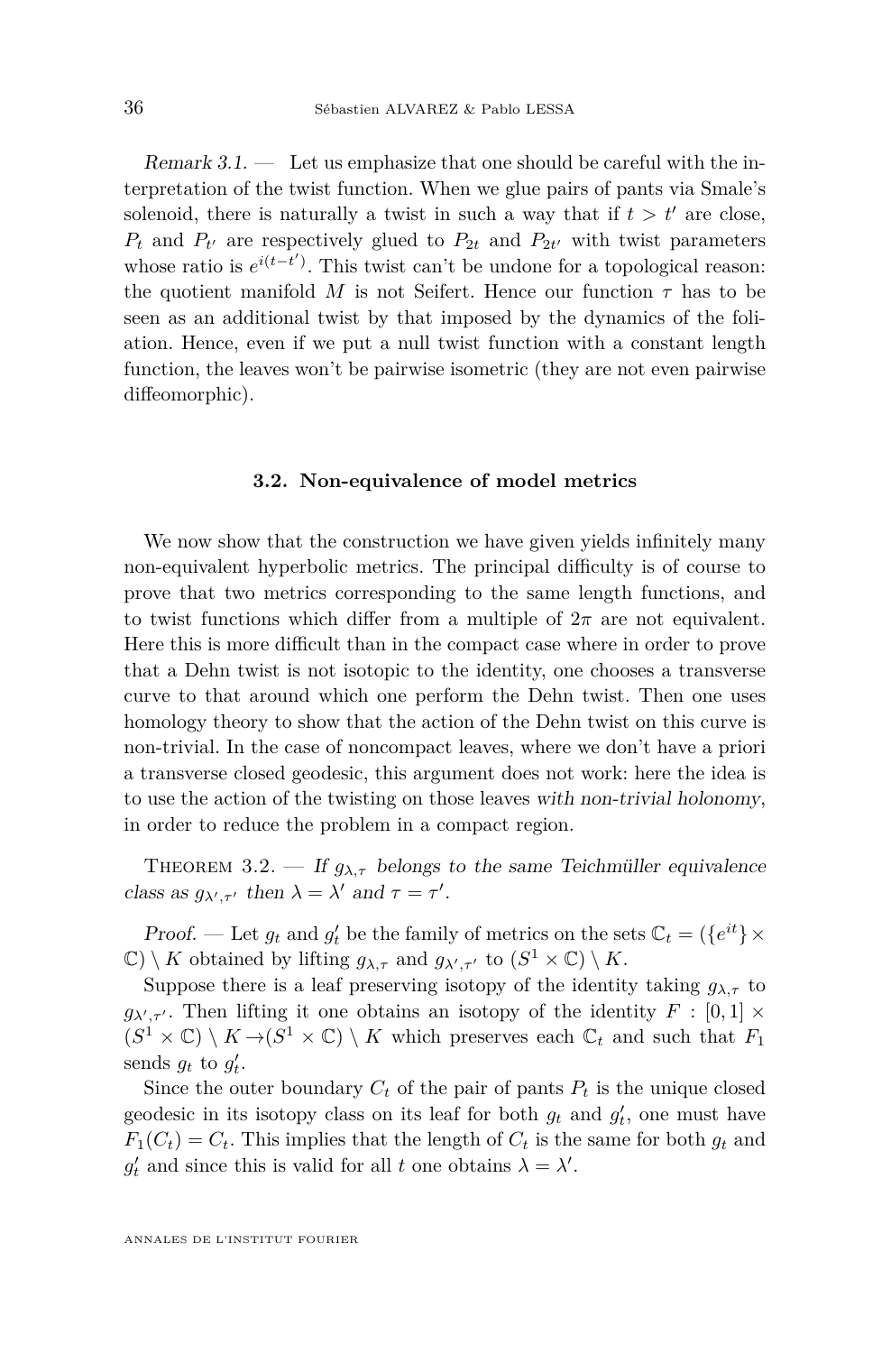*Remark 3.1.* — Let us emphasize that one should be careful with the interpretation of the twist function. When we glue pairs of pants via Smale's solenoid, there is naturally a twist in such a way that if $t > t'$ are close, $P_t$ and $P_{t'}$ are respectively glued to $P_{2t}$ and $P_{2t'}$ with twist parameters whose ratio is $e^{i(t-t')}$. This twist can't be undone for a topological reason: the quotient manifold $M$ is not Seifert. Hence our function $\tau$ has to be seen as an additional twist by that imposed by the dynamics of the foliation. Hence, even if we put a null twist function with a constant length function, the leaves won't be pairwise isometric (they are not even pairwise diffeomorphic).

### 3.2. Non-equivalence of model metrics

We now show that the construction we have given yields infinitely many non-equivalent hyperbolic metrics. The principal difficulty is of course to prove that two metrics corresponding to the same length functions, and to twist functions which differ from a multiple of $2\pi$ are not equivalent. Here this is more difficult than in the compact case where in order to prove that a Dehn twist is not isotopic to the identity, one chooses a transverse curve to that around which one perform the Dehn twist. Then one uses homology theory to show that the action of the Dehn twist on this curve is non-trivial. In the case of noncompact leaves, where we don't have a priori a transverse closed geodesic, this argument does not work: here the idea is to use the action of the twisting on those leaves *with non-trivial holonomy*, in order to reduce the problem in a compact region.

Theorem 3.2. — *If $g_{\lambda,\tau}$ belongs to the same Teichmüller equivalence class as $g_{\lambda',\tau'}$ then $\lambda = \lambda'$ and $\tau = \tau'$.*

*Proof.* — Let $g_t$ and $g'_t$ be the family of metrics on the sets $\mathbb{C}_t = (\{e^{it}\} \times \mathbb{C}) \setminus K$ obtained by lifting $g_{\lambda,\tau}$ and $g_{\lambda',\tau'}$ to $(S^1 \times \mathbb{C}) \setminus K$.

Suppose there is a leaf preserving isotopy of the identity taking $g_{\lambda,\tau}$ to $g_{\lambda',\tau'}$. Then lifting it one obtains an isotopy of the identity $F : [0,1] \times (S^1 \times \mathbb{C}) \setminus K \to (S^1 \times \mathbb{C}) \setminus K$ which preserves each $\mathbb{C}_t$ and such that $F_1$ sends $g_t$ to $g'_t$.

Since the outer boundary $C_t$ of the pair of pants $P_t$ is the unique closed geodesic in its isotopy class on its leaf for both $g_t$ and $g'_t$, one must have $F_1(C_t) = C_t$. This implies that the length of $C_t$ is the same for both $g_t$ and $g'_t$ and since this is valid for all $t$ one obtains $\lambda = \lambda'$.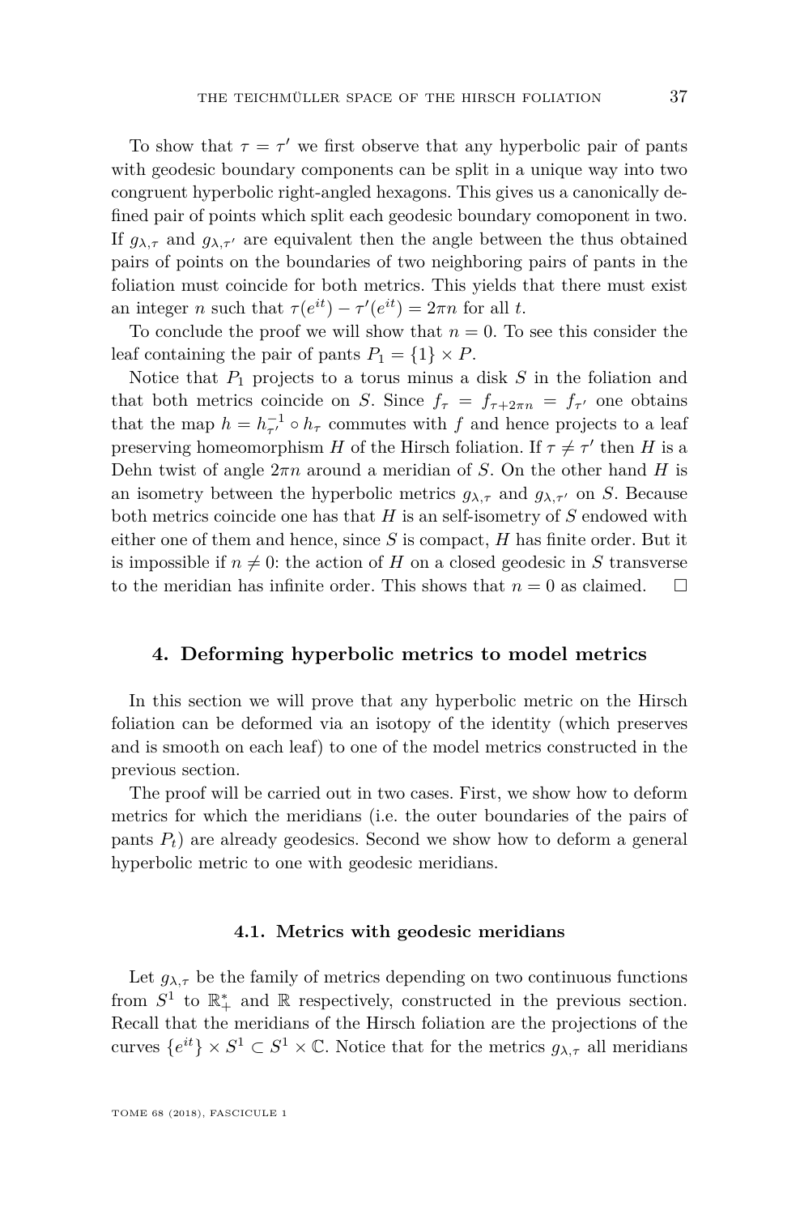To show that $\tau = \tau'$ we first observe that any hyperbolic pair of pants with geodesic boundary components can be split in a unique way into two congruent hyperbolic right-angled hexagons. This gives us a canonically defined pair of points which split each geodesic boundary comoponent in two. If $g_{\lambda,\tau}$ and $g_{\lambda,\tau'}$ are equivalent then the angle between the thus obtained pairs of points on the boundaries of two neighboring pairs of pants in the foliation must coincide for both metrics. This yields that there must exist an integer $n$ such that $\tau(e^{it}) - \tau'(e^{it}) = 2\pi n$ for all $t$.

To conclude the proof we will show that $n = 0$. To see this consider the leaf containing the pair of pants $P_1 = \{1\} \times P$.

Notice that $P_1$ projects to a torus minus a disk $S$ in the foliation and that both metrics coincide on $S$. Since $f_\tau = f_{\tau+2\pi n} = f_{\tau'}$ one obtains that the map $h = h_{\tau'}^{-1} \circ h_\tau$ commutes with $f$ and hence projects to a leaf preserving homeomorphism $H$ of the Hirsch foliation. If $\tau \neq \tau'$ then $H$ is a Dehn twist of angle $2\pi n$ around a meridian of $S$. On the other hand $H$ is an isometry between the hyperbolic metrics $g_{\lambda,\tau}$ and $g_{\lambda,\tau'}$ on $S$. Because both metrics coincide one has that $H$ is an self-isometry of $S$ endowed with either one of them and hence, since $S$ is compact, $H$ has finite order. But it is impossible if $n \neq 0$: the action of $H$ on a closed geodesic in $S$ transverse to the meridian has infinite order. This shows that $n = 0$ as claimed. □

## 4. Deforming hyperbolic metrics to model metrics

In this section we will prove that any hyperbolic metric on the Hirsch foliation can be deformed via an isotopy of the identity (which preserves and is smooth on each leaf) to one of the model metrics constructed in the previous section.

The proof will be carried out in two cases. First, we show how to deform metrics for which the meridians (i.e. the outer boundaries of the pairs of pants $P_t$) are already geodesics. Second we show how to deform a general hyperbolic metric to one with geodesic meridians.

### 4.1. Metrics with geodesic meridians

Let $g_{\lambda,\tau}$ be the family of metrics depending on two continuous functions from $S^1$ to $\mathbb{R}_+^*$ and $\mathbb{R}$ respectively, constructed in the previous section. Recall that the meridians of the Hirsch foliation are the projections of the curves $\{e^{it}\} \times S^1 \subset S^1 \times \mathbb{C}$. Notice that for the metrics $g_{\lambda,\tau}$ all meridians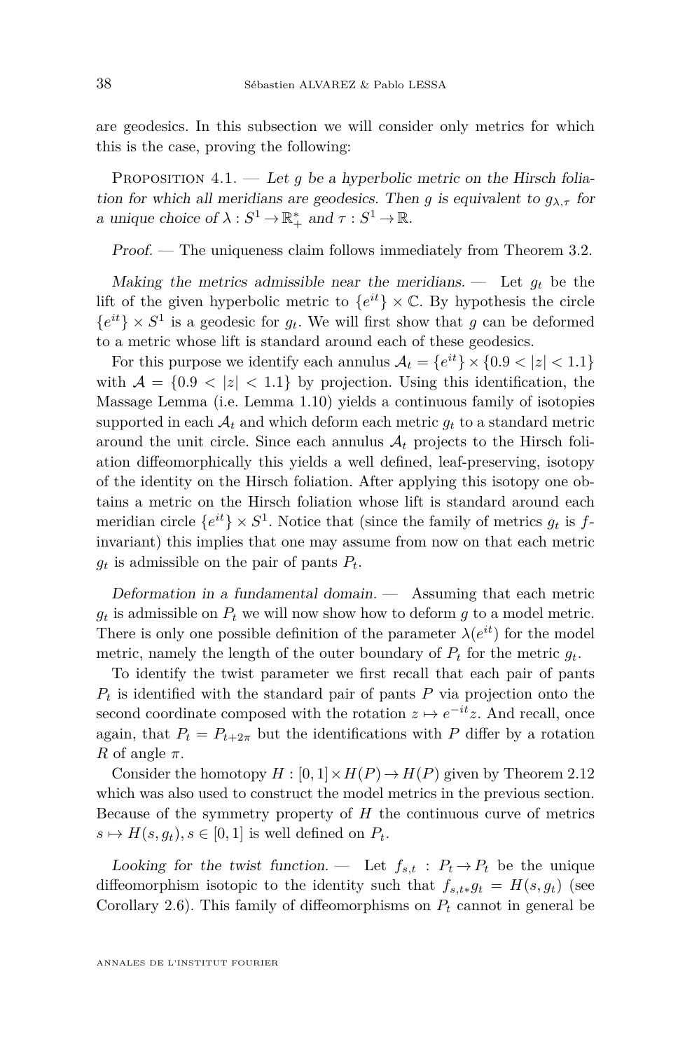are geodesics. In this subsection we will consider only metrics for which this is the case, proving the following:

Proposition 4.1. — *Let $g$ be a hyperbolic metric on the Hirsch foliation for which all meridians are geodesics. Then $g$ is equivalent to $g_{\lambda,\tau}$ for a unique choice of $\lambda : S^1 \to \mathbb{R}_+^*$ and $\tau : S^1 \to \mathbb{R}$.*

*Proof.* — The uniqueness claim follows immediately from Theorem 3.2.

*Making the metrics admissible near the meridians.* — Let $g_t$ be the lift of the given hyperbolic metric to $\{e^{it}\} \times \mathbb{C}$. By hypothesis the circle $\{e^{it}\} \times S^1$ is a geodesic for $g_t$. We will first show that $g$ can be deformed to a metric whose lift is standard around each of these geodesics.

For this purpose we identify each annulus $\mathcal{A}_t = \{e^{it}\} \times \{0.9 < |z| < 1.1\}$ with $\mathcal{A} = \{0.9 < |z| < 1.1\}$ by projection. Using this identification, the Massage Lemma (i.e. Lemma 1.10) yields a continuous family of isotopies supported in each $\mathcal{A}_t$ and which deform each metric $g_t$ to a standard metric around the unit circle. Since each annulus $\mathcal{A}_t$ projects to the Hirsch foliation diffeomorphically this yields a well defined, leaf-preserving, isotopy of the identity on the Hirsch foliation. After applying this isotopy one obtains a metric on the Hirsch foliation whose lift is standard around each meridian circle $\{e^{it}\} \times S^1$. Notice that (since the family of metrics $g_t$ is $f$-invariant) this implies that one may assume from now on that each metric $g_t$ is admissible on the pair of pants $P_t$.

*Deformation in a fundamental domain.* — Assuming that each metric $g_t$ is admissible on $P_t$ we will now show how to deform $g$ to a model metric. There is only one possible definition of the parameter $\lambda(e^{it})$ for the model metric, namely the length of the outer boundary of $P_t$ for the metric $g_t$.

To identify the twist parameter we first recall that each pair of pants $P_t$ is identified with the standard pair of pants $P$ via projection onto the second coordinate composed with the rotation $z \mapsto e^{-it}z$. And recall, once again, that $P_t = P_{t+2\pi}$ but the identifications with $P$ differ by a rotation $R$ of angle $\pi$.

Consider the homotopy $H : [0,1] \times H(P) \to H(P)$ given by Theorem 2.12 which was also used to construct the model metrics in the previous section. Because of the symmetry property of $H$ the continuous curve of metrics $s \mapsto H(s, g_t), s \in [0,1]$ is well defined on $P_t$.

*Looking for the twist function.* — Let $f_{s,t} : P_t \to P_t$ be the unique diffeomorphism isotopic to the identity such that $f_{s,t*}g_t = H(s, g_t)$ (see Corollary 2.6). This family of diffeomorphisms on $P_t$ cannot in general be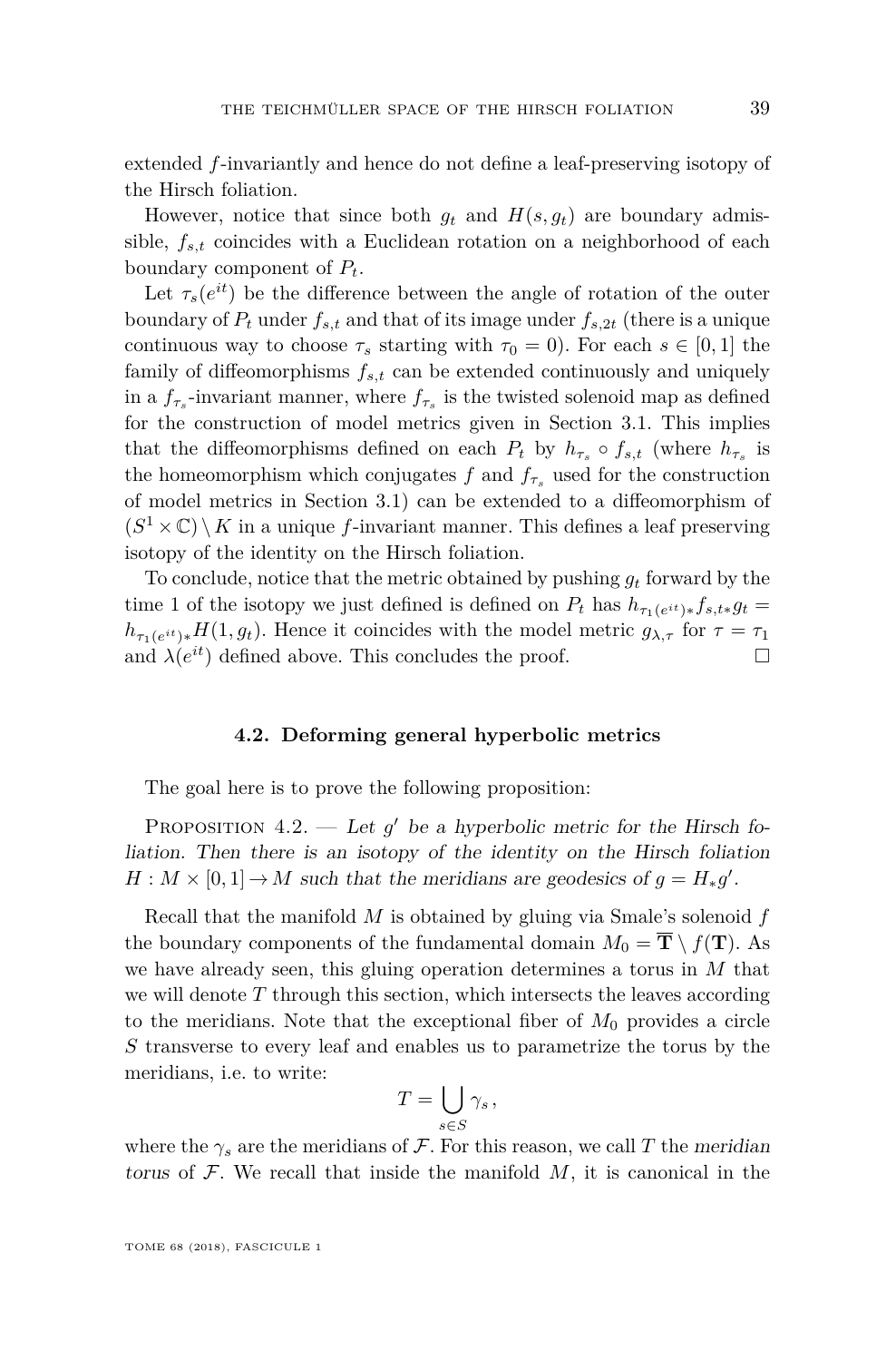extended $f$-invariantly and hence do not define a leaf-preserving isotopy of the Hirsch foliation.

However, notice that since both $g_t$ and $H(s, g_t)$ are boundary admissible, $f_{s,t}$ coincides with a Euclidean rotation on a neighborhood of each boundary component of $P_t$.

Let $\tau_s(e^{it})$ be the difference between the angle of rotation of the outer boundary of $P_t$ under $f_{s,t}$ and that of its image under $f_{s,2t}$ (there is a unique continuous way to choose $\tau_s$ starting with $\tau_0 = 0$). For each $s \in [0,1]$ the family of diffeomorphisms $f_{s,t}$ can be extended continuously and uniquely in a $f_{\tau_s}$-invariant manner, where $f_{\tau_s}$ is the twisted solenoid map as defined for the construction of model metrics given in Section 3.1. This implies that the diffeomorphisms defined on each $P_t$ by $h_{\tau_s} \circ f_{s,t}$ (where $h_{\tau_s}$ is the homeomorphism which conjugates $f$ and $f_{\tau_s}$ used for the construction of model metrics in Section 3.1) can be extended to a diffeomorphism of $(S^1 \times \mathbb{C}) \setminus K$ in a unique $f$-invariant manner. This defines a leaf preserving isotopy of the identity on the Hirsch foliation.

To conclude, notice that the metric obtained by pushing $g_t$ forward by the time 1 of the isotopy we just defined is defined on $P_t$ has $h_{\tau_1(e^{it})*} f_{s,t*} g_t = h_{\tau_1(e^{it})*} H(1, g_t)$. Hence it coincides with the model metric $g_{\lambda,\tau}$ for $\tau = \tau_1$ and $\lambda(e^{it})$ defined above. This concludes the proof. $\square$

### 4.2. Deforming general hyperbolic metrics

The goal here is to prove the following proposition:

Proposition 4.2. — *Let $g'$ be a hyperbolic metric for the Hirsch foliation. Then there is an isotopy of the identity on the Hirsch foliation $H : M \times [0,1] \to M$ such that the meridians are geodesics of $g = H_* g'$.*

Recall that the manifold $M$ is obtained by gluing via Smale's solenoid $f$ the boundary components of the fundamental domain $M_0 = \overline{\mathbf{T}} \setminus f(\mathbf{T})$. As we have already seen, this gluing operation determines a torus in $M$ that we will denote $T$ through this section, which intersects the leaves according to the meridians. Note that the exceptional fiber of $M_0$ provides a circle $S$ transverse to every leaf and enables us to parametrize the torus by the meridians, i.e. to write:

$$T = \bigcup_{s \in S} \gamma_s \,,$$

where the $\gamma_s$ are the meridians of $\mathcal{F}$. For this reason, we call $T$ the *meridian torus* of $\mathcal{F}$. We recall that inside the manifold $M$, it is canonical in the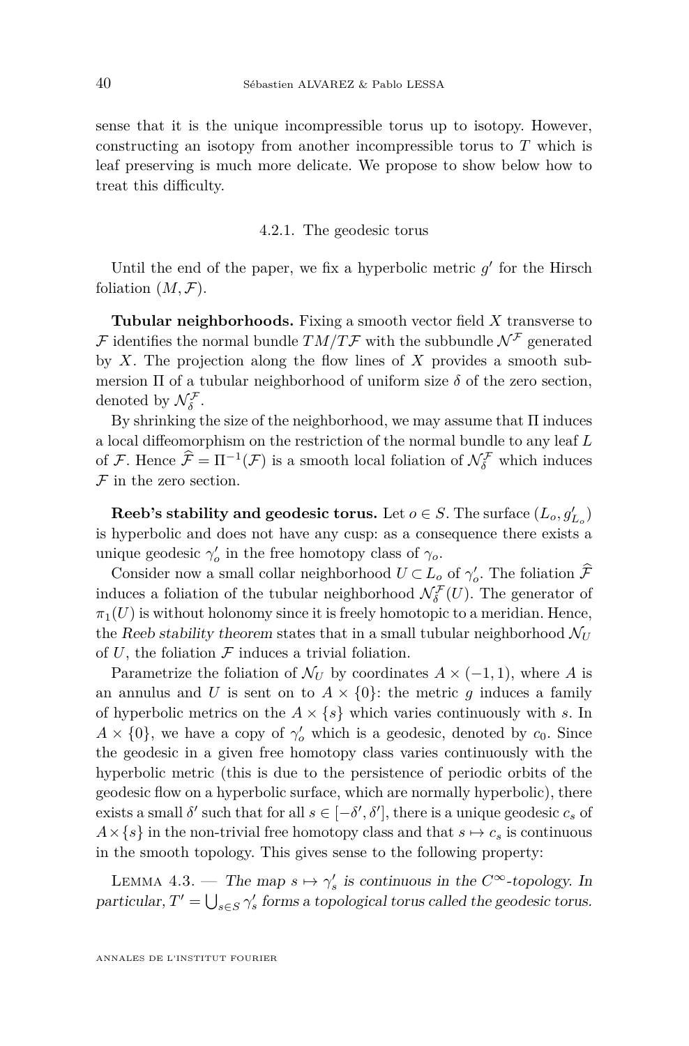sense that it is the unique incompressible torus up to isotopy. However, constructing an isotopy from another incompressible torus to $T$ which is leaf preserving is much more delicate. We propose to show below how to treat this difficulty.

### 4.2.1. The geodesic torus

Until the end of the paper, we fix a hyperbolic metric $g'$ for the Hirsch foliation $(M, \mathcal{F})$.

**Tubular neighborhoods.** Fixing a smooth vector field $X$ transverse to $\mathcal{F}$ identifies the normal bundle $TM/T\mathcal{F}$ with the subbundle $\mathcal{N}^{\mathcal{F}}$ generated by $X$. The projection along the flow lines of $X$ provides a smooth submersion $\Pi$ of a tubular neighborhood of uniform size $\delta$ of the zero section, denoted by $\mathcal{N}^{\mathcal{F}}_{\delta}$.

By shrinking the size of the neighborhood, we may assume that $\Pi$ induces a local diffeomorphism on the restriction of the normal bundle to any leaf $L$ of $\mathcal{F}$. Hence $\widehat{\mathcal{F}} = \Pi^{-1}(\mathcal{F})$ is a smooth local foliation of $\mathcal{N}^{\mathcal{F}}_{\delta}$ which induces $\mathcal{F}$ in the zero section.

**Reeb's stability and geodesic torus.** Let $o \in S$. The surface $(L_o, g'_{L_o})$ is hyperbolic and does not have any cusp: as a consequence there exists a unique geodesic $\gamma'_o$ in the free homotopy class of $\gamma_o$.

Consider now a small collar neighborhood $U \subset L_o$ of $\gamma'_o$. The foliation $\widehat{\mathcal{F}}$ induces a foliation of the tubular neighborhood $\mathcal{N}^{\mathcal{F}}_{\delta}(U)$. The generator of $\pi_1(U)$ is without holonomy since it is freely homotopic to a meridian. Hence, the *Reeb stability theorem* states that in a small tubular neighborhood $\mathcal{N}_U$ of $U$, the foliation $\mathcal{F}$ induces a trivial foliation.

Parametrize the foliation of $\mathcal{N}_U$ by coordinates $A \times (-1, 1)$, where $A$ is an annulus and $U$ is sent on to $A \times \{0\}$: the metric $g$ induces a family of hyperbolic metrics on the $A \times \{s\}$ which varies continuously with $s$. In $A \times \{0\}$, we have a copy of $\gamma'_o$ which is a geodesic, denoted by $c_0$. Since the geodesic in a given free homotopy class varies continuously with the hyperbolic metric (this is due to the persistence of periodic orbits of the geodesic flow on a hyperbolic surface, which are normally hyperbolic), there exists a small $\delta'$ such that for all $s \in [-\delta', \delta']$, there is a unique geodesic $c_s$ of $A \times \{s\}$ in the non-trivial free homotopy class and that $s \mapsto c_s$ is continuous in the smooth topology. This gives sense to the following property:

Lemma 4.3. — *The map $s \mapsto \gamma'_s$ is continuous in the $C^\infty$-topology. In particular, $T' = \bigcup_{s \in S} \gamma'_s$ forms a topological torus called the geodesic torus.*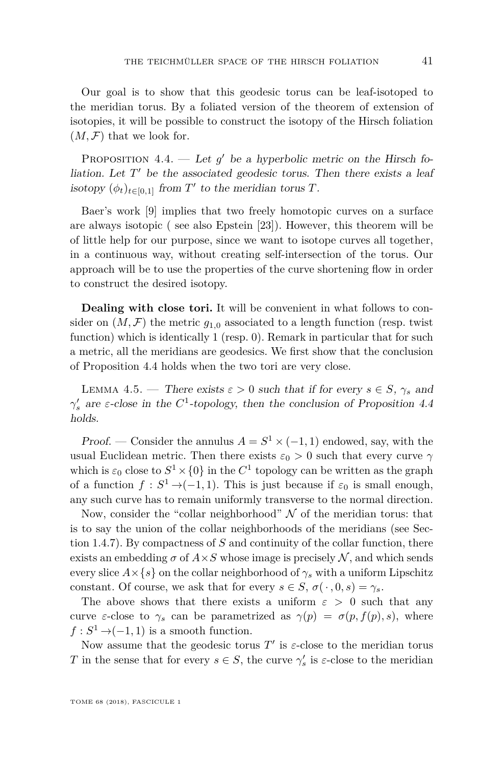Our goal is to show that this geodesic torus can be leaf-isotoped to the meridian torus. By a foliated version of the theorem of extension of isotopies, it will be possible to construct the isotopy of the Hirsch foliation $(M, \mathcal{F})$ that we look for.

Proposition 4.4. — *Let $g'$ be a hyperbolic metric on the Hirsch foliation. Let $T'$ be the associated geodesic torus. Then there exists a leaf isotopy $(\phi_t)_{t\in[0,1]}$ from $T'$ to the meridian torus $T$.*

Baer's work [9] implies that two freely homotopic curves on a surface are always isotopic ( see also Epstein [23]). However, this theorem will be of little help for our purpose, since we want to isotope curves all together, in a continuous way, without creating self-intersection of the torus. Our approach will be to use the properties of the curve shortening flow in order to construct the desired isotopy.

**Dealing with close tori.** It will be convenient in what follows to consider on $(M, \mathcal{F})$ the metric $g_{1,0}$ associated to a length function (resp. twist function) which is identically 1 (resp. 0). Remark in particular that for such a metric, all the meridians are geodesics. We first show that the conclusion of Proposition 4.4 holds when the two tori are very close.

Lemma 4.5. — *There exists $\varepsilon > 0$ such that if for every $s \in S$, $\gamma_s$ and $\gamma'_s$ are $\varepsilon$-close in the $C^1$-topology, then the conclusion of Proposition 4.4 holds.*

*Proof.* — Consider the annulus $A = S^1 \times (-1, 1)$ endowed, say, with the usual Euclidean metric. Then there exists $\varepsilon_0 > 0$ such that every curve $\gamma$ which is $\varepsilon_0$ close to $S^1 \times \{0\}$ in the $C^1$ topology can be written as the graph of a function $f : S^1 \to (-1, 1)$. This is just because if $\varepsilon_0$ is small enough, any such curve has to remain uniformly transverse to the normal direction.

Now, consider the "collar neighborhood" $\mathcal{N}$ of the meridian torus: that is to say the union of the collar neighborhoods of the meridians (see Section 1.4.7). By compactness of $S$ and continuity of the collar function, there exists an embedding $\sigma$ of $A \times S$ whose image is precisely $\mathcal{N}$, and which sends every slice $A \times \{s\}$ on the collar neighborhood of $\gamma_s$ with a uniform Lipschitz constant. Of course, we ask that for every $s \in S$, $\sigma(\,\cdot\,, 0, s) = \gamma_s$.

The above shows that there exists a uniform $\varepsilon > 0$ such that any curve $\varepsilon$-close to $\gamma_s$ can be parametrized as $\gamma(p) = \sigma(p, f(p), s)$, where $f : S^1 \to (-1, 1)$ is a smooth function.

Now assume that the geodesic torus $T'$ is $\varepsilon$-close to the meridian torus $T$ in the sense that for every $s \in S$, the curve $\gamma'_s$ is $\varepsilon$-close to the meridian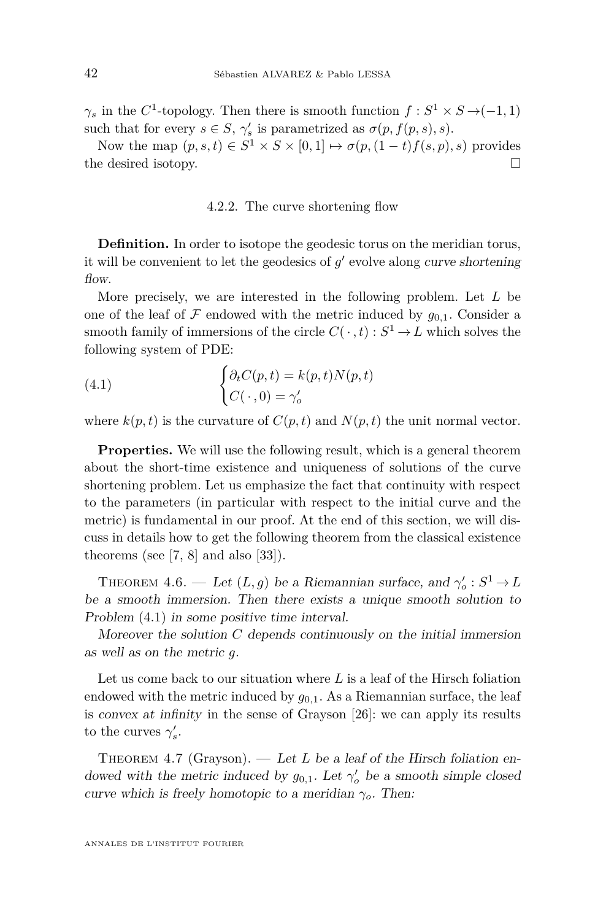$\gamma_s$ in the $C^1$-topology. Then there is smooth function $f : S^1 \times S \to (-1, 1)$ such that for every $s \in S$, $\gamma'_s$ is parametrized as $\sigma(p, f(p,s), s)$.

Now the map $(p, s, t) \in S^1 \times S \times [0,1] \mapsto \sigma(p, (1-t)f(s,p), s)$ provides the desired isotopy. □

### 4.2.2. The curve shortening flow

**Definition.** In order to isotope the geodesic torus on the meridian torus, it will be convenient to let the geodesics of $g'$ evolve along *curve shortening flow*.

More precisely, we are interested in the following problem. Let $L$ be one of the leaf of $\mathcal{F}$ endowed with the metric induced by $g_{0,1}$. Consider a smooth family of immersions of the circle $C(\,\cdot\,, t) : S^1 \to L$ which solves the following system of PDE:

$$\begin{cases} \partial_t C(p,t) = k(p,t) N(p,t) \\ C(\,\cdot\,, 0) = \gamma'_o \end{cases} \tag{4.1}$$

where $k(p,t)$ is the curvature of $C(p,t)$ and $N(p,t)$ the unit normal vector.

**Properties.** We will use the following result, which is a general theorem about the short-time existence and uniqueness of solutions of the curve shortening problem. Let us emphasize the fact that continuity with respect to the parameters (in particular with respect to the initial curve and the metric) is fundamental in our proof. At the end of this section, we will discuss in details how to get the following theorem from the classical existence theorems (see [7, 8] and also [33]).

Theorem 4.6. — *Let $(L, g)$ be a Riemannian surface, and $\gamma'_o : S^1 \to L$ be a smooth immersion. Then there exists a unique smooth solution to Problem* (4.1) *in some positive time interval.*

*Moreover the solution $C$ depends continuously on the initial immersion as well as on the metric $g$.*

Let us come back to our situation where $L$ is a leaf of the Hirsch foliation endowed with the metric induced by $g_{0,1}$. As a Riemannian surface, the leaf is *convex at infinity* in the sense of Grayson [26]: we can apply its results to the curves $\gamma'_s$.

Theorem 4.7 (Grayson). — *Let $L$ be a leaf of the Hirsch foliation endowed with the metric induced by $g_{0,1}$. Let $\gamma'_o$ be a smooth simple closed curve which is freely homotopic to a meridian $\gamma_o$. Then:*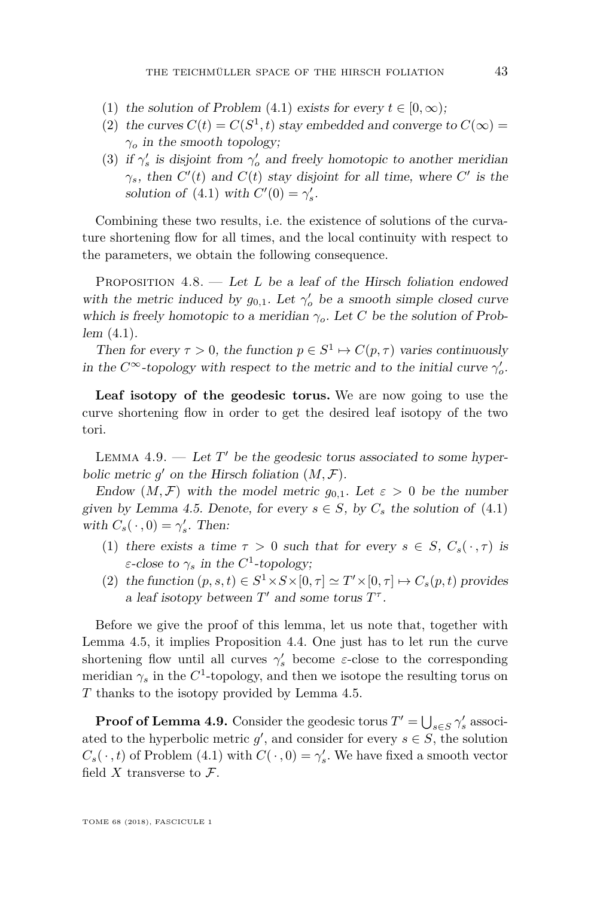(1) *the solution of Problem* (4.1) *exists for every* $t \in [0, \infty)$*;*
(2) *the curves* $C(t) = C(S^1, t)$ *stay embedded and converge to* $C(\infty) = \gamma_o$ *in the smooth topology;*
(3) *if* $\gamma'_s$ *is disjoint from* $\gamma'_o$ *and freely homotopic to another meridian* $\gamma_s$*, then* $C'(t)$ *and* $C(t)$ *stay disjoint for all time, where* $C'$ *is the solution of* (4.1) *with* $C'(0) = \gamma'_s$*.*

Combining these two results, i.e. the existence of solutions of the curvature shortening flow for all times, and the local continuity with respect to the parameters, we obtain the following consequence.

Proposition 4.8. — *Let* $L$ *be a leaf of the Hirsch foliation endowed with the metric induced by* $g_{0,1}$*. Let* $\gamma'_o$ *be a smooth simple closed curve which is freely homotopic to a meridian* $\gamma_o$*. Let* $C$ *be the solution of Problem* (4.1)*.*

*Then for every* $\tau > 0$*, the function* $p \in S^1 \mapsto C(p, \tau)$ *varies continuously in the* $C^\infty$*-topology with respect to the metric and to the initial curve* $\gamma'_o$*.*

**Leaf isotopy of the geodesic torus.** We are now going to use the curve shortening flow in order to get the desired leaf isotopy of the two tori.

Lemma 4.9. — *Let* $T'$ *be the geodesic torus associated to some hyperbolic metric* $g'$ *on the Hirsch foliation* $(M, \mathcal{F})$*.*

*Endow* $(M, \mathcal{F})$ *with the model metric* $g_{0,1}$*. Let* $\varepsilon > 0$ *be the number given by Lemma 4.5. Denote, for every* $s \in S$*, by* $C_s$ *the solution of* (4.1) *with* $C_s(\,\cdot\,, 0) = \gamma'_s$*. Then:*

(1) *there exists a time* $\tau > 0$ *such that for every* $s \in S$*,* $C_s(\,\cdot\,, \tau)$ *is* $\varepsilon$*-close to* $\gamma_s$ *in the* $C^1$*-topology;*
(2) *the function* $(p, s, t) \in S^1 \times S \times [0, \tau] \simeq T' \times [0, \tau] \mapsto C_s(p, t)$ *provides a leaf isotopy between* $T'$ *and some torus* $T^\tau$*.*

Before we give the proof of this lemma, let us note that, together with Lemma 4.5, it implies Proposition 4.4. One just has to let run the curve shortening flow until all curves $\gamma'_s$ become $\varepsilon$-close to the corresponding meridian $\gamma_s$ in the $C^1$-topology, and then we isotope the resulting torus on $T$ thanks to the isotopy provided by Lemma 4.5.

**Proof of Lemma 4.9.** Consider the geodesic torus $T' = \bigcup_{s \in S} \gamma'_s$ associated to the hyperbolic metric $g'$, and consider for every $s \in S$, the solution $C_s(\,\cdot\,, t)$ of Problem (4.1) with $C(\,\cdot\,, 0) = \gamma'_s$. We have fixed a smooth vector field $X$ transverse to $\mathcal{F}$.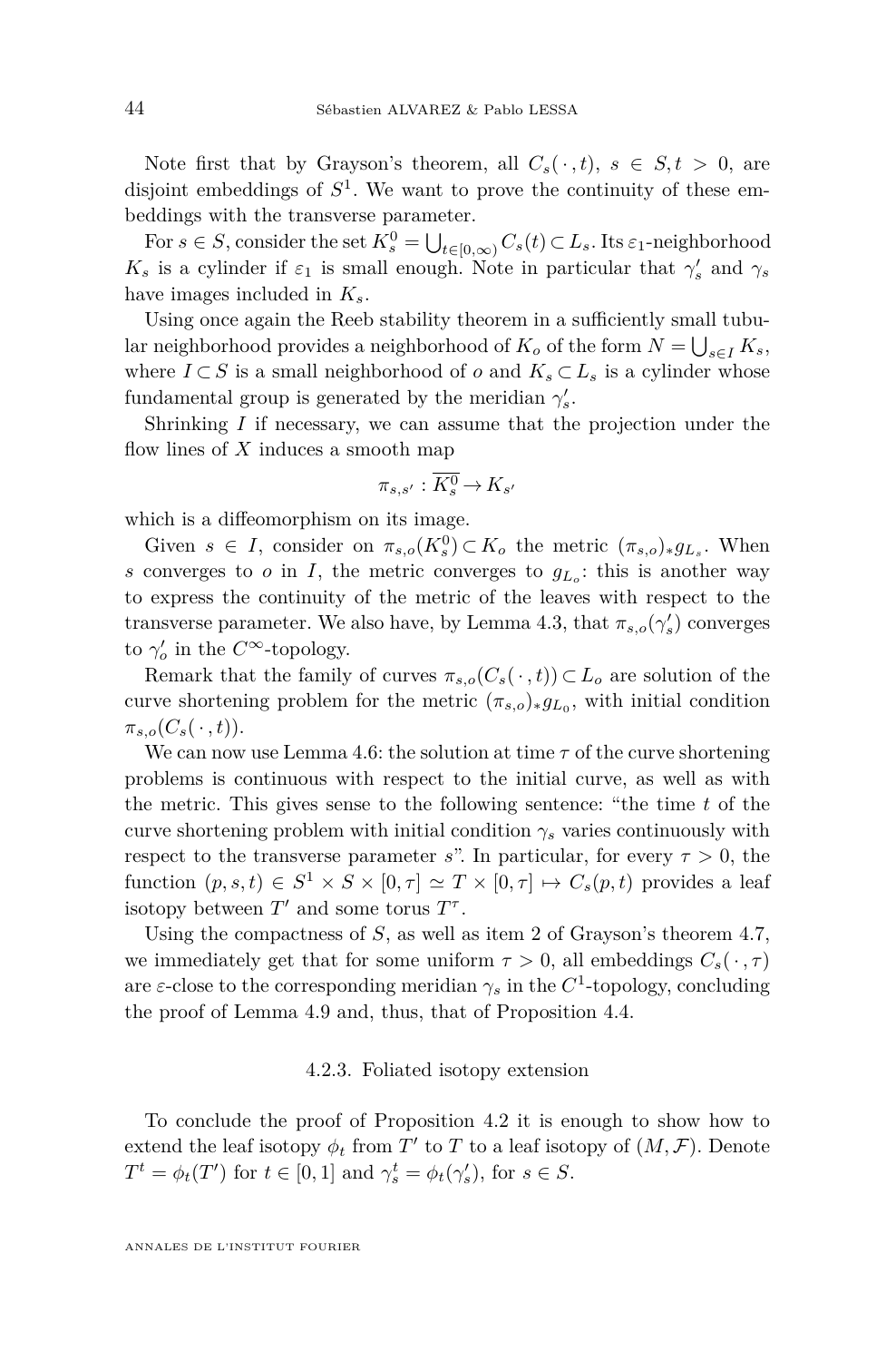Note first that by Grayson's theorem, all $C_s(\,\cdot\,,t)$, $s \in S, t > 0$, are disjoint embeddings of $S^1$. We want to prove the continuity of these embeddings with the transverse parameter.

For $s \in S$, consider the set $K_s^0 = \bigcup_{t\in[0,\infty)} C_s(t) \subset L_s$. Its $\varepsilon_1$-neighborhood $K_s$ is a cylinder if $\varepsilon_1$ is small enough. Note in particular that $\gamma_s'$ and $\gamma_s$ have images included in $K_s$.

Using once again the Reeb stability theorem in a sufficiently small tubular neighborhood provides a neighborhood of $K_o$ of the form $N = \bigcup_{s\in I} K_s$, where $I \subset S$ is a small neighborhood of $o$ and $K_s \subset L_s$ is a cylinder whose fundamental group is generated by the meridian $\gamma_s'$.

Shrinking $I$ if necessary, we can assume that the projection under the flow lines of $X$ induces a smooth map

$$\pi_{s,s'} : \overline{K_s^0} \to K_{s'}$$

which is a diffeomorphism on its image.

Given $s \in I$, consider on $\pi_{s,o}(K_s^0) \subset K_o$ the metric $(\pi_{s,o})_* g_{L_s}$. When $s$ converges to $o$ in $I$, the metric converges to $g_{L_o}$: this is another way to express the continuity of the metric of the leaves with respect to the transverse parameter. We also have, by Lemma 4.3, that $\pi_{s,o}(\gamma_s')$ converges to $\gamma_o'$ in the $C^\infty$-topology.

Remark that the family of curves $\pi_{s,o}(C_s(\,\cdot\,,t)) \subset L_o$ are solution of the curve shortening problem for the metric $(\pi_{s,o})_* g_{L_0}$, with initial condition $\pi_{s,o}(C_s(\,\cdot\,,t))$.

We can now use Lemma 4.6: the solution at time $\tau$ of the curve shortening problems is continuous with respect to the initial curve, as well as with the metric. This gives sense to the following sentence: "the time $t$ of the curve shortening problem with initial condition $\gamma_s$ varies continuously with respect to the transverse parameter $s$". In particular, for every $\tau > 0$, the function $(p,s,t) \in S^1 \times S \times [0,\tau] \simeq T \times [0,\tau] \mapsto C_s(p,t)$ provides a leaf isotopy between $T'$ and some torus $T^\tau$.

Using the compactness of $S$, as well as item 2 of Grayson's theorem 4.7, we immediately get that for some uniform $\tau > 0$, all embeddings $C_s(\,\cdot\,,\tau)$ are $\varepsilon$-close to the corresponding meridian $\gamma_s$ in the $C^1$-topology, concluding the proof of Lemma 4.9 and, thus, that of Proposition 4.4.

### 4.2.3. Foliated isotopy extension

To conclude the proof of Proposition 4.2 it is enough to show how to extend the leaf isotopy $\phi_t$ from $T'$ to $T$ to a leaf isotopy of $(M, \mathcal{F})$. Denote $T^t = \phi_t(T')$ for $t \in [0,1]$ and $\gamma_s^t = \phi_t(\gamma_s')$, for $s \in S$.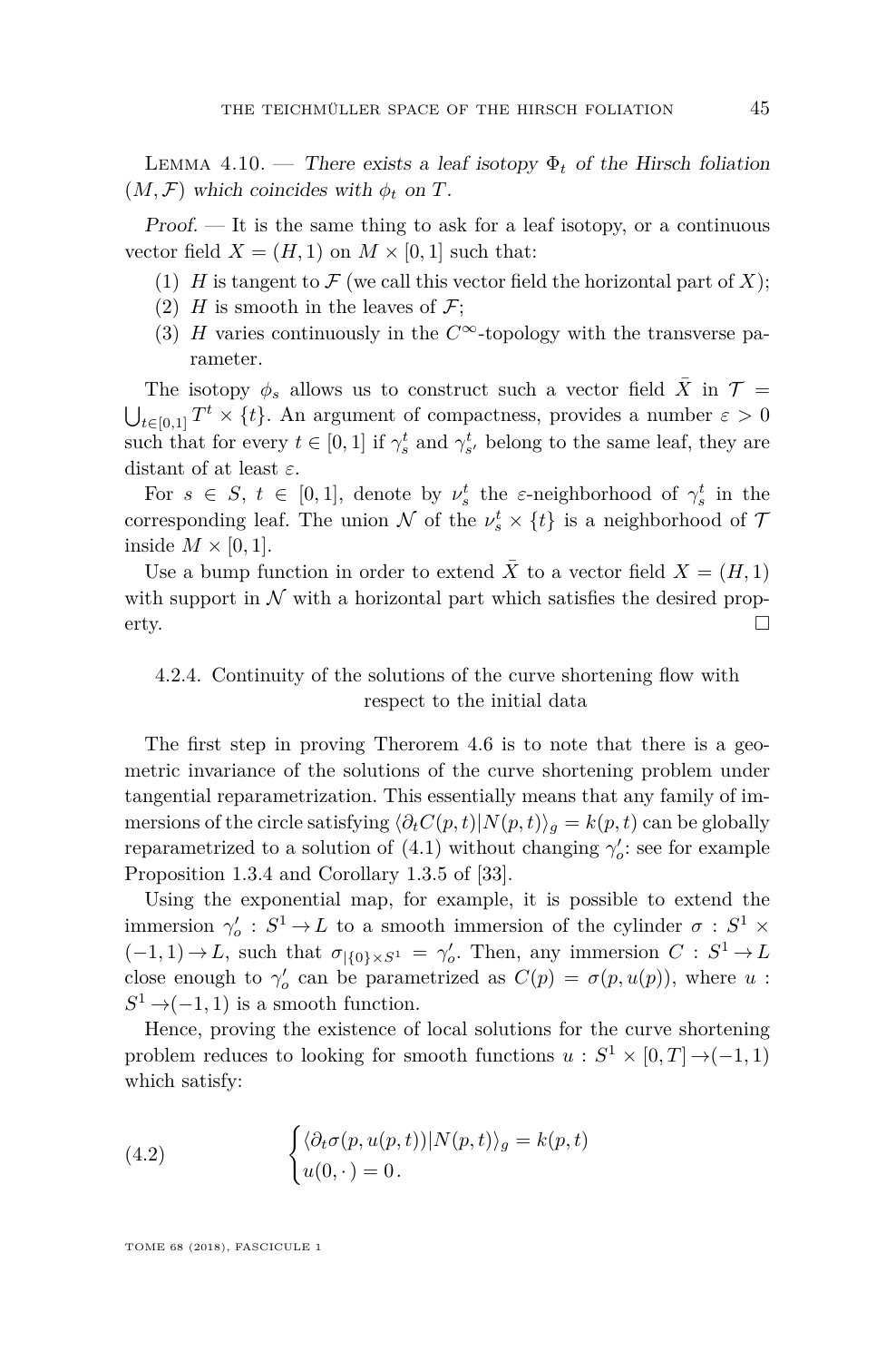Lemma 4.10. — *There exists a leaf isotopy $\Phi_t$ of the Hirsch foliation $(M, \mathcal{F})$ which coincides with $\phi_t$ on $T$.*

*Proof.* — It is the same thing to ask for a leaf isotopy, or a continuous vector field $X = (H, 1)$ on $M \times [0, 1]$ such that:

1. $H$ is tangent to $\mathcal{F}$ (we call this vector field the horizontal part of $X$);
2. $H$ is smooth in the leaves of $\mathcal{F}$;
3. $H$ varies continuously in the $C^\infty$-topology with the transverse parameter.

The isotopy $\phi_s$ allows us to construct such a vector field $\bar{X}$ in $\mathcal{T} = \bigcup_{t \in [0,1]} T^t \times \{t\}$. An argument of compactness, provides a number $\varepsilon > 0$ such that for every $t \in [0, 1]$ if $\gamma_s^t$ and $\gamma_{s'}^t$ belong to the same leaf, they are distant of at least $\varepsilon$.

For $s \in S$, $t \in [0, 1]$, denote by $\nu_s^t$ the $\varepsilon$-neighborhood of $\gamma_s^t$ in the corresponding leaf. The union $\mathcal{N}$ of the $\nu_s^t \times \{t\}$ is a neighborhood of $\mathcal{T}$ inside $M \times [0, 1]$.

Use a bump function in order to extend $\bar{X}$ to a vector field $X = (H, 1)$ with support in $\mathcal{N}$ with a horizontal part which satisfies the desired property. □

#### 4.2.4. Continuity of the solutions of the curve shortening flow with respect to the initial data

The first step in proving Therorem 4.6 is to note that there is a geometric invariance of the solutions of the curve shortening problem under tangential reparametrization. This essentially means that any family of immersions of the circle satisfying $\langle \partial_t C(p, t) | N(p, t) \rangle_g = k(p, t)$ can be globally reparametrized to a solution of (4.1) without changing $\gamma_o'$: see for example Proposition 1.3.4 and Corollary 1.3.5 of [33].

Using the exponential map, for example, it is possible to extend the immersion $\gamma_o' : S^1 \to L$ to a smooth immersion of the cylinder $\sigma : S^1 \times (-1, 1) \to L$, such that $\sigma_{|\{0\} \times S^1} = \gamma_o'$. Then, any immersion $C : S^1 \to L$ close enough to $\gamma_o'$ can be parametrized as $C(p) = \sigma(p, u(p))$, where $u : S^1 \to (-1, 1)$ is a smooth function.

Hence, proving the existence of local solutions for the curve shortening problem reduces to looking for smooth functions $u : S^1 \times [0, T] \to (-1, 1)$ which satisfy:

$$
\begin{cases} \langle \partial_t \sigma(p, u(p, t)) | N(p, t) \rangle_g = k(p, t) \\ u(0, \cdot\,) = 0\,. \end{cases} \tag{4.2}
$$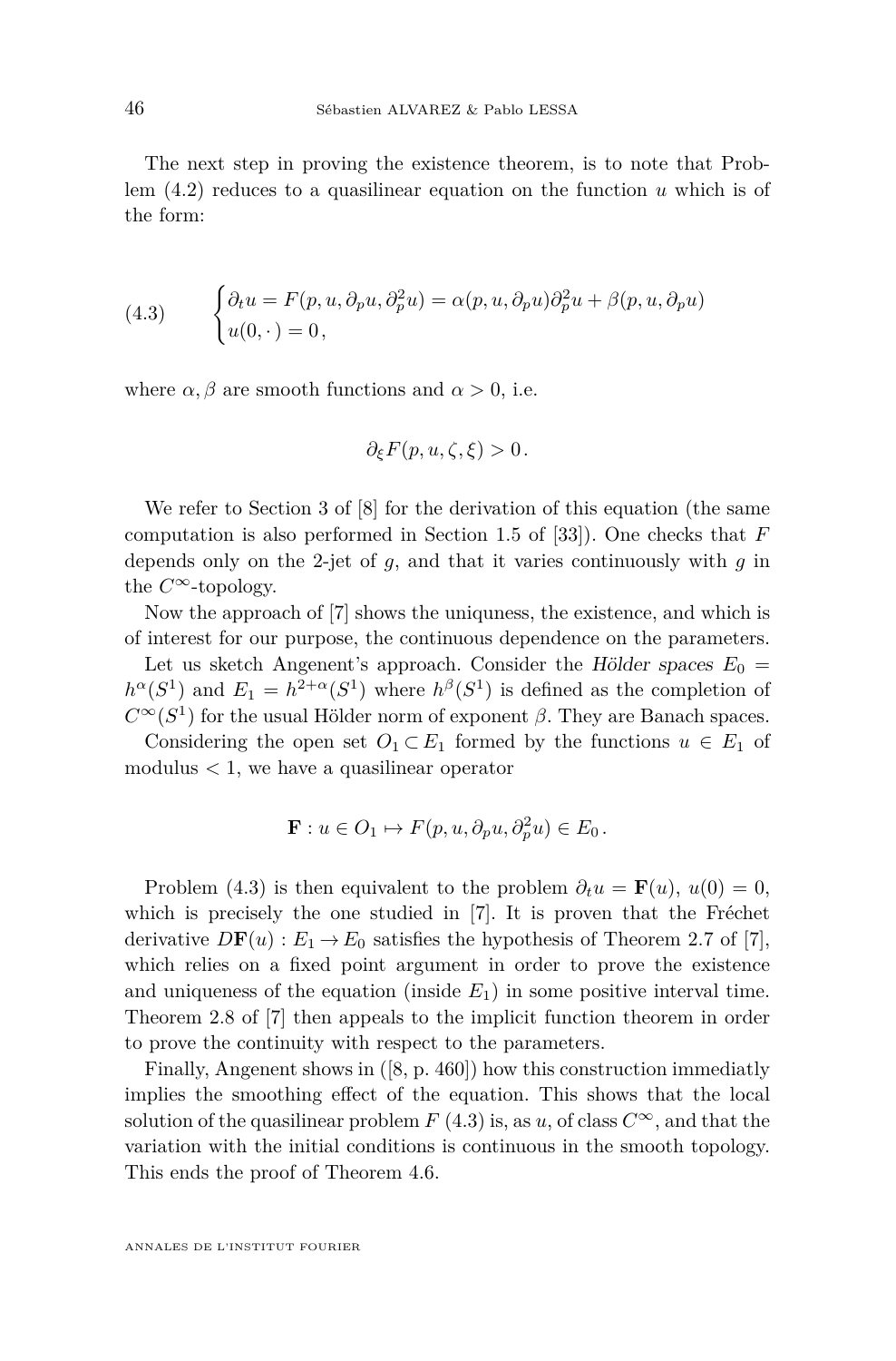The next step in proving the existence theorem, is to note that Problem (4.2) reduces to a quasilinear equation on the function $u$ which is of the form:

$$
\begin{cases} \partial_t u = F(p, u, \partial_p u, \partial_p^2 u) = \alpha(p, u, \partial_p u)\partial_p^2 u + \beta(p, u, \partial_p u) \\ u(0, \cdot\,) = 0\,, \end{cases} \tag{4.3}
$$

where $\alpha, \beta$ are smooth functions and $\alpha > 0$, i.e.

$$
\partial_\xi F(p, u, \zeta, \xi) > 0\,.
$$

We refer to Section 3 of [8] for the derivation of this equation (the same computation is also performed in Section 1.5 of [33]). One checks that $F$ depends only on the 2-jet of $g$, and that it varies continuously with $g$ in the $C^\infty$-topology.

Now the approach of [7] shows the uniquness, the existence, and which is of interest for our purpose, the continuous dependence on the parameters.

Let us sketch Angenent's approach. Consider the *Hölder spaces* $E_0 = h^\alpha(S^1)$ and $E_1 = h^{2+\alpha}(S^1)$ where $h^\beta(S^1)$ is defined as the completion of $C^\infty(S^1)$ for the usual Hölder norm of exponent $\beta$. They are Banach spaces.

Considering the open set $O_1 \subset E_1$ formed by the functions $u \in E_1$ of modulus $< 1$, we have a quasilinear operator

$$
\mathbf{F} : u \in O_1 \mapsto F(p, u, \partial_p u, \partial_p^2 u) \in E_0\,.
$$

Problem (4.3) is then equivalent to the problem $\partial_t u = \mathbf{F}(u)$, $u(0) = 0$, which is precisely the one studied in [7]. It is proven that the Fréchet derivative $D\mathbf{F}(u) : E_1 \to E_0$ satisfies the hypothesis of Theorem 2.7 of [7], which relies on a fixed point argument in order to prove the existence and uniqueness of the equation (inside $E_1$) in some positive interval time. Theorem 2.8 of [7] then appeals to the implicit function theorem in order to prove the continuity with respect to the parameters.

Finally, Angenent shows in ([8, p. 460]) how this construction immediatly implies the smoothing effect of the equation. This shows that the local solution of the quasilinear problem $F$ (4.3) is, as $u$, of class $C^\infty$, and that the variation with the initial conditions is continuous in the smooth topology. This ends the proof of Theorem 4.6.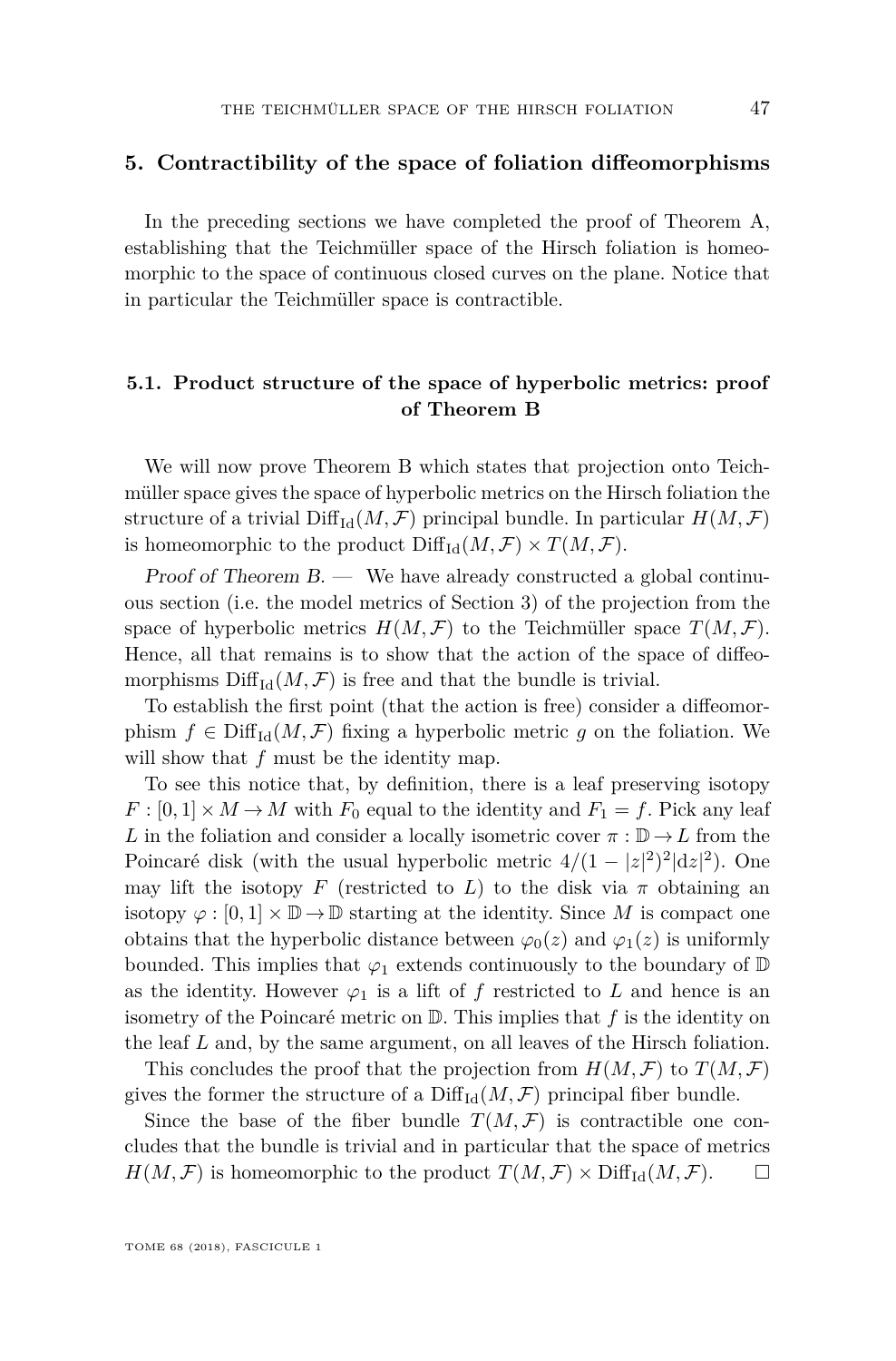## 5. Contractibility of the space of foliation diffeomorphisms

In the preceding sections we have completed the proof of Theorem A, establishing that the Teichmüller space of the Hirsch foliation is homeomorphic to the space of continuous closed curves on the plane. Notice that in particular the Teichmüller space is contractible.

### 5.1. Product structure of the space of hyperbolic metrics: proof of Theorem B

We will now prove Theorem B which states that projection onto Teichmüller space gives the space of hyperbolic metrics on the Hirsch foliation the structure of a trivial $\mathrm{Diff}_{\mathrm{Id}}(M,\mathcal{F})$ principal bundle. In particular $H(M,\mathcal{F})$ is homeomorphic to the product $\mathrm{Diff}_{\mathrm{Id}}(M,\mathcal{F}) \times T(M,\mathcal{F})$.

*Proof of Theorem B.* — We have already constructed a global continuous section (i.e. the model metrics of Section 3) of the projection from the space of hyperbolic metrics $H(M,\mathcal{F})$ to the Teichmüller space $T(M,\mathcal{F})$. Hence, all that remains is to show that the action of the space of diffeomorphisms $\mathrm{Diff}_{\mathrm{Id}}(M,\mathcal{F})$ is free and that the bundle is trivial.

To establish the first point (that the action is free) consider a diffeomorphism $f \in \mathrm{Diff}_{\mathrm{Id}}(M,\mathcal{F})$ fixing a hyperbolic metric $g$ on the foliation. We will show that $f$ must be the identity map.

To see this notice that, by definition, there is a leaf preserving isotopy $F : [0,1] \times M \to M$ with $F_0$ equal to the identity and $F_1 = f$. Pick any leaf $L$ in the foliation and consider a locally isometric cover $\pi : \mathbb{D} \to L$ from the Poincaré disk (with the usual hyperbolic metric $4/(1-|z|^2)^2|\mathrm{d}z|^2$). One may lift the isotopy $F$ (restricted to $L$) to the disk via $\pi$ obtaining an isotopy $\varphi : [0,1] \times \mathbb{D} \to \mathbb{D}$ starting at the identity. Since $M$ is compact one obtains that the hyperbolic distance between $\varphi_0(z)$ and $\varphi_1(z)$ is uniformly bounded. This implies that $\varphi_1$ extends continuously to the boundary of $\mathbb{D}$ as the identity. However $\varphi_1$ is a lift of $f$ restricted to $L$ and hence is an isometry of the Poincaré metric on $\mathbb{D}$. This implies that $f$ is the identity on the leaf $L$ and, by the same argument, on all leaves of the Hirsch foliation.

This concludes the proof that the projection from $H(M,\mathcal{F})$ to $T(M,\mathcal{F})$ gives the former the structure of a $\mathrm{Diff}_{\mathrm{Id}}(M,\mathcal{F})$ principal fiber bundle.

Since the base of the fiber bundle $T(M,\mathcal{F})$ is contractible one concludes that the bundle is trivial and in particular that the space of metrics $H(M,\mathcal{F})$ is homeomorphic to the product $T(M,\mathcal{F}) \times \mathrm{Diff}_{\mathrm{Id}}(M,\mathcal{F})$. □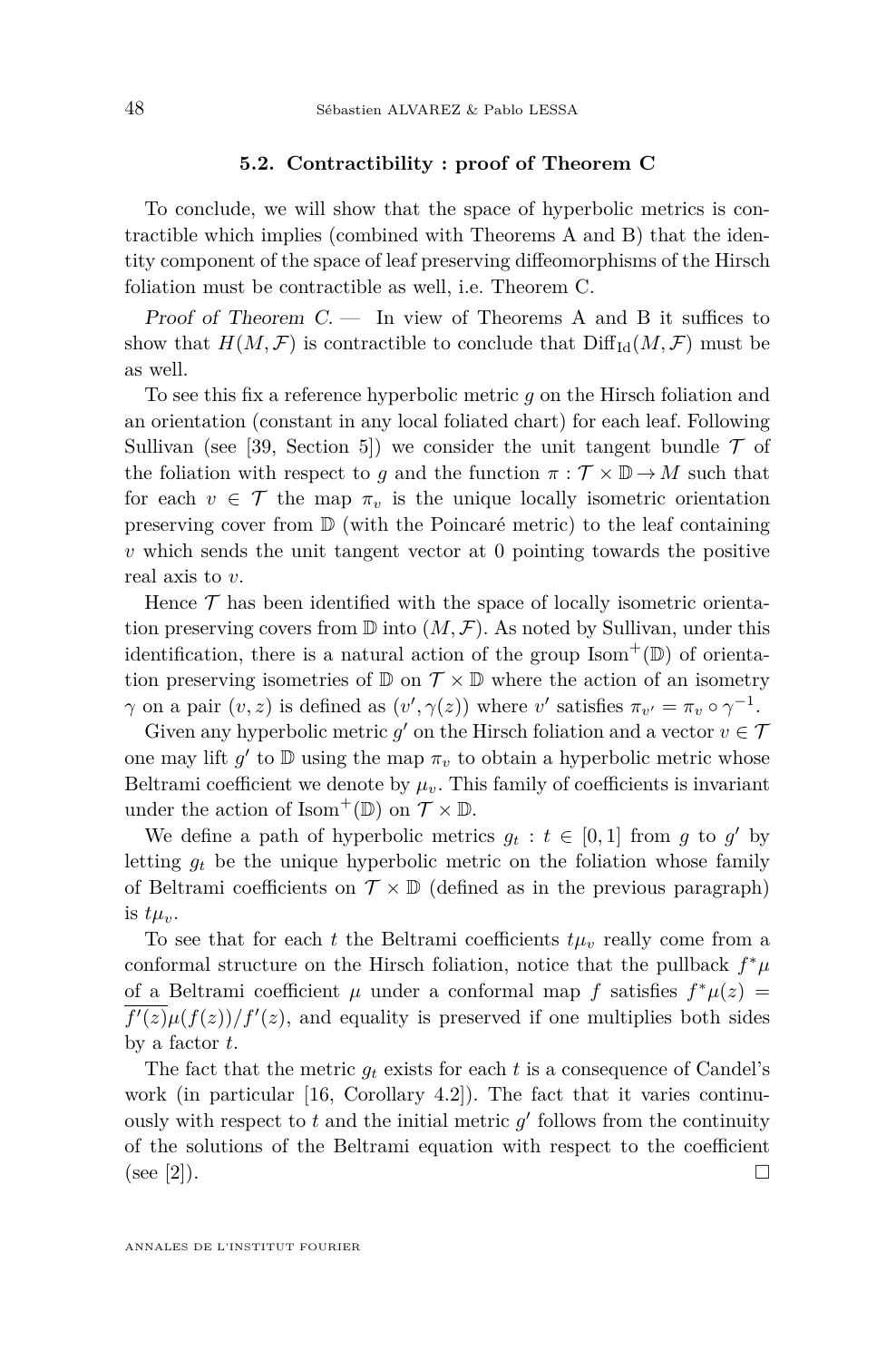### 5.2. Contractibility : proof of Theorem C

To conclude, we will show that the space of hyperbolic metrics is contractible which implies (combined with Theorems A and B) that the identity component of the space of leaf preserving diffeomorphisms of the Hirsch foliation must be contractible as well, i.e. Theorem C.

*Proof of Theorem C.* — In view of Theorems A and B it suffices to show that $H(M,\mathcal{F})$ is contractible to conclude that $\mathrm{Diff}_{\mathrm{Id}}(M,\mathcal{F})$ must be as well.

To see this fix a reference hyperbolic metric $g$ on the Hirsch foliation and an orientation (constant in any local foliated chart) for each leaf. Following Sullivan (see [39, Section 5]) we consider the unit tangent bundle $\mathcal{T}$ of the foliation with respect to $g$ and the function $\pi : \mathcal{T}\times\mathbb{D}\to M$ such that for each $v\in\mathcal{T}$ the map $\pi_v$ is the unique locally isometric orientation preserving cover from $\mathbb{D}$ (with the Poincaré metric) to the leaf containing $v$ which sends the unit tangent vector at $0$ pointing towards the positive real axis to $v$.

Hence $\mathcal{T}$ has been identified with the space of locally isometric orientation preserving covers from $\mathbb{D}$ into $(M,\mathcal{F})$. As noted by Sullivan, under this identification, there is a natural action of the group $\mathrm{Isom}^+(\mathbb{D})$ of orientation preserving isometries of $\mathbb{D}$ on $\mathcal{T}\times\mathbb{D}$ where the action of an isometry $\gamma$ on a pair $(v,z)$ is defined as $(v',\gamma(z))$ where $v'$ satisfies $\pi_{v'}=\pi_v\circ\gamma^{-1}$.

Given any hyperbolic metric $g'$ on the Hirsch foliation and a vector $v\in\mathcal{T}$ one may lift $g'$ to $\mathbb{D}$ using the map $\pi_v$ to obtain a hyperbolic metric whose Beltrami coefficient we denote by $\mu_v$. This family of coefficients is invariant under the action of $\mathrm{Isom}^+(\mathbb{D})$ on $\mathcal{T}\times\mathbb{D}$.

We define a path of hyperbolic metrics $g_t : t\in[0,1]$ from $g$ to $g'$ by letting $g_t$ be the unique hyperbolic metric on the foliation whose family of Beltrami coefficients on $\mathcal{T}\times\mathbb{D}$ (defined as in the previous paragraph) is $t\mu_v$.

To see that for each $t$ the Beltrami coefficients $t\mu_v$ really come from a conformal structure on the Hirsch foliation, notice that the pullback $f^*\mu$ of a Beltrami coefficient $\mu$ under a conformal map $f$ satisfies $f^*\mu(z)=\overline{f'(z)}\mu(f(z))/f'(z)$, and equality is preserved if one multiplies both sides by a factor $t$.

The fact that the metric $g_t$ exists for each $t$ is a consequence of Candel's work (in particular [16, Corollary 4.2]). The fact that it varies continuously with respect to $t$ and the initial metric $g'$ follows from the continuity of the solutions of the Beltrami equation with respect to the coefficient (see [2]). □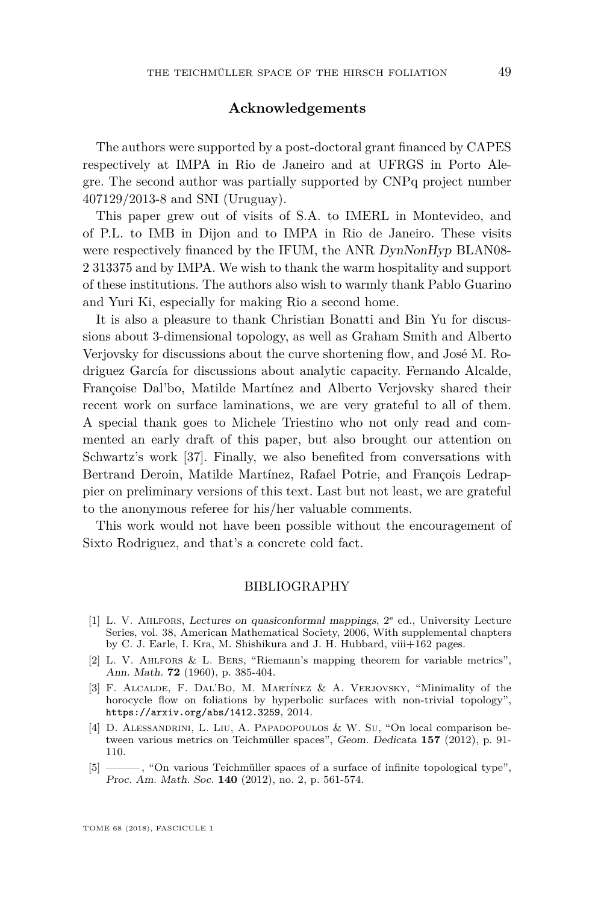## Acknowledgements

The authors were supported by a post-doctoral grant financed by CAPES respectively at IMPA in Rio de Janeiro and at UFRGS in Porto Alegre. The second author was partially supported by CNPq project number 407129/2013-8 and SNI (Uruguay).

This paper grew out of visits of S.A. to IMERL in Montevideo, and of P.L. to IMB in Dijon and to IMPA in Rio de Janeiro. These visits were respectively financed by the IFUM, the ANR *DynNonHyp* BLAN08-2 313375 and by IMPA. We wish to thank the warm hospitality and support of these institutions. The authors also wish to warmly thank Pablo Guarino and Yuri Ki, especially for making Rio a second home.

It is also a pleasure to thank Christian Bonatti and Bin Yu for discussions about 3-dimensional topology, as well as Graham Smith and Alberto Verjovsky for discussions about the curve shortening flow, and José M. Rodriguez García for discussions about analytic capacity. Fernando Alcalde, Françoise Dal'bo, Matilde Martínez and Alberto Verjovsky shared their recent work on surface laminations, we are very grateful to all of them. A special thank goes to Michele Triestino who not only read and commented an early draft of this paper, but also brought our attention on Schwartz's work [37]. Finally, we also benefited from conversations with Bertrand Deroin, Matilde Martínez, Rafael Potrie, and François Ledrappier on preliminary versions of this text. Last but not least, we are grateful to the anonymous referee for his/her valuable comments.

This work would not have been possible without the encouragement of Sixto Rodriguez, and that's a concrete cold fact.

## BIBLIOGRAPHY

[1] L. V. Ahlfors, *Lectures on quasiconformal mappings*, 2e ed., University Lecture Series, vol. 38, American Mathematical Society, 2006, With supplemental chapters by C. J. Earle, I. Kra, M. Shishikura and J. H. Hubbard, viii+162 pages.

[2] L. V. Ahlfors & L. Bers, "Riemann's mapping theorem for variable metrics", *Ann. Math.* **72** (1960), p. 385-404.

[3] F. Alcalde, F. Dal'Bo, M. Martínez & A. Verjovsky, "Minimality of the horocycle flow on foliations by hyperbolic surfaces with non-trivial topology", `https://arxiv.org/abs/1412.3259`, 2014.

[4] D. Alessandrini, L. Liu, A. Papadopoulos & W. Su, "On local comparison between various metrics on Teichmüller spaces", *Geom. Dedicata* **157** (2012), p. 91-110.

[5] ———, "On various Teichmüller spaces of a surface of infinite topological type", *Proc. Am. Math. Soc.* **140** (2012), no. 2, p. 561-574.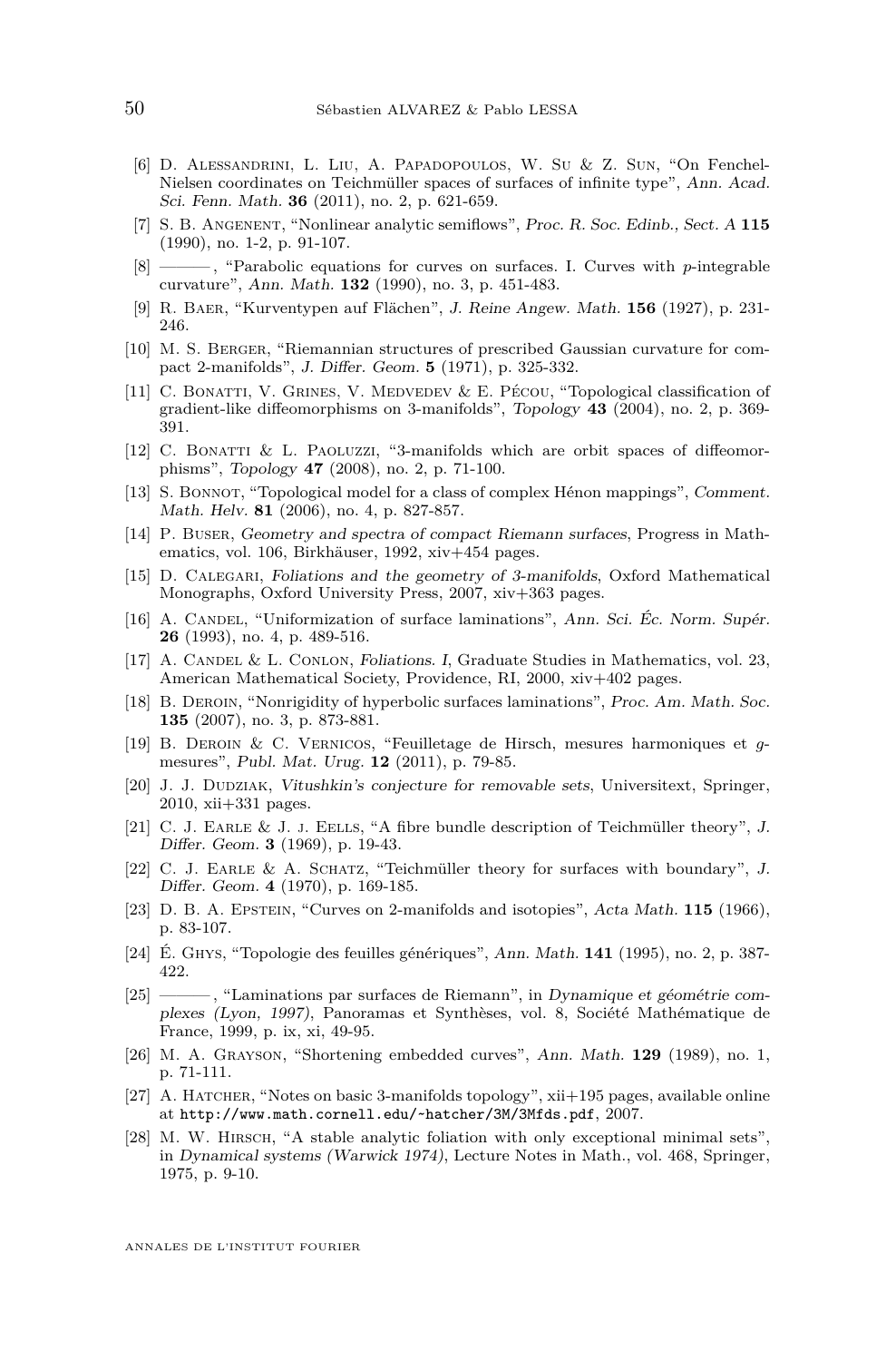[6] D. Alessandrini, L. Liu, A. Papadopoulos, W. Su & Z. Sun, "On Fenchel-Nielsen coordinates on Teichmüller spaces of surfaces of infinite type", *Ann. Acad. Sci. Fenn. Math.* **36** (2011), no. 2, p. 621-659.

[7] S. B. Angenent, "Nonlinear analytic semiflows", *Proc. R. Soc. Edinb., Sect. A* **115** (1990), no. 1-2, p. 91-107.

[8] ———, "Parabolic equations for curves on surfaces. I. Curves with $p$-integrable curvature", *Ann. Math.* **132** (1990), no. 3, p. 451-483.

[9] R. Baer, "Kurventypen auf Flächen", *J. Reine Angew. Math.* **156** (1927), p. 231-246.

[10] M. S. Berger, "Riemannian structures of prescribed Gaussian curvature for compact 2-manifolds", *J. Differ. Geom.* **5** (1971), p. 325-332.

[11] C. Bonatti, V. Grines, V. Medvedev & E. Pécou, "Topological classification of gradient-like diffeomorphisms on 3-manifolds", *Topology* **43** (2004), no. 2, p. 369-391.

[12] C. Bonatti & L. Paoluzzi, "3-manifolds which are orbit spaces of diffeomorphisms", *Topology* **47** (2008), no. 2, p. 71-100.

[13] S. Bonnot, "Topological model for a class of complex Hénon mappings", *Comment. Math. Helv.* **81** (2006), no. 4, p. 827-857.

[14] P. Buser, *Geometry and spectra of compact Riemann surfaces*, Progress in Mathematics, vol. 106, Birkhäuser, 1992, xiv+454 pages.

[15] D. Calegari, *Foliations and the geometry of 3-manifolds*, Oxford Mathematical Monographs, Oxford University Press, 2007, xiv+363 pages.

[16] A. Candel, "Uniformization of surface laminations", *Ann. Sci. Éc. Norm. Supér.* **26** (1993), no. 4, p. 489-516.

[17] A. Candel & L. Conlon, *Foliations. I*, Graduate Studies in Mathematics, vol. 23, American Mathematical Society, Providence, RI, 2000, xiv+402 pages.

[18] B. Deroin, "Nonrigidity of hyperbolic surfaces laminations", *Proc. Am. Math. Soc.* **135** (2007), no. 3, p. 873-881.

[19] B. Deroin & C. Vernicos, "Feuilletage de Hirsch, mesures harmoniques et $g$-mesures", *Publ. Mat. Urug.* **12** (2011), p. 79-85.

[20] J. J. Dudziak, *Vitushkin's conjecture for removable sets*, Universitext, Springer, 2010, xii+331 pages.

[21] C. J. Earle & J. j. Eells, "A fibre bundle description of Teichmüller theory", *J. Differ. Geom.* **3** (1969), p. 19-43.

[22] C. J. Earle & A. Schatz, "Teichmüller theory for surfaces with boundary", *J. Differ. Geom.* **4** (1970), p. 169-185.

[23] D. B. A. Epstein, "Curves on 2-manifolds and isotopies", *Acta Math.* **115** (1966), p. 83-107.

[24] É. Ghys, "Topologie des feuilles génériques", *Ann. Math.* **141** (1995), no. 2, p. 387-422.

[25] ———, "Laminations par surfaces de Riemann", in *Dynamique et géométrie complexes (Lyon, 1997)*, Panoramas et Synthèses, vol. 8, Société Mathématique de France, 1999, p. ix, xi, 49-95.

[26] M. A. Grayson, "Shortening embedded curves", *Ann. Math.* **129** (1989), no. 1, p. 71-111.

[27] A. Hatcher, "Notes on basic 3-manifolds topology", xii+195 pages, available online at http://www.math.cornell.edu/~hatcher/3M/3Mfds.pdf, 2007.

[28] M. W. Hirsch, "A stable analytic foliation with only exceptional minimal sets", in *Dynamical systems (Warwick 1974)*, Lecture Notes in Math., vol. 468, Springer, 1975, p. 9-10.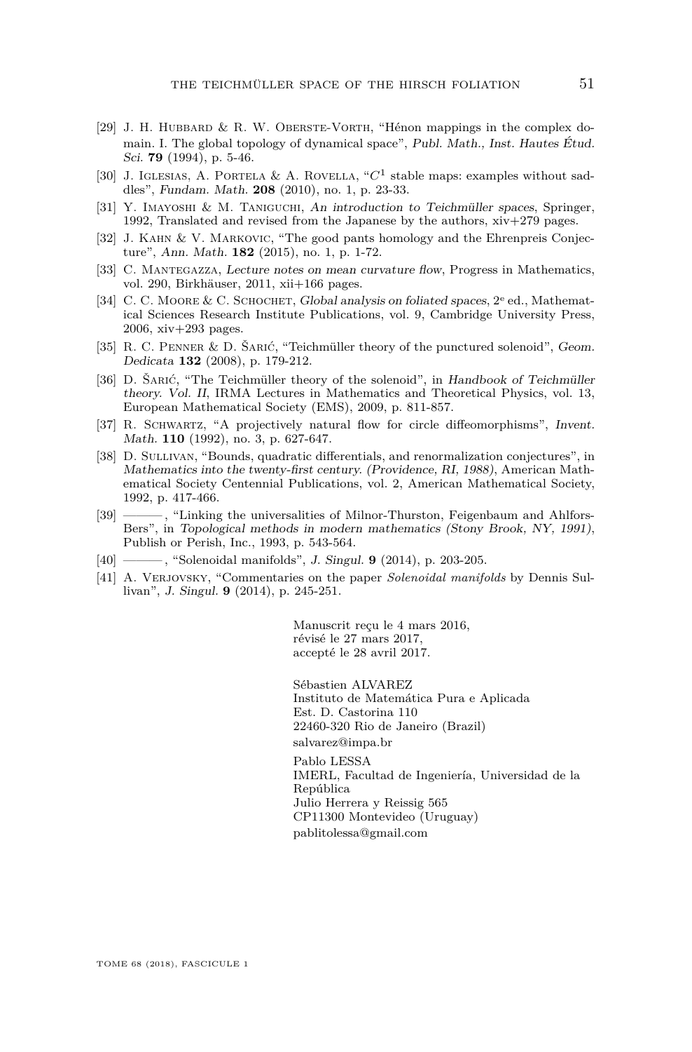[29] J. H. Hubbard & R. W. Oberste-Vorth, “Hénon mappings in the complex domain. I. The global topology of dynamical space”, *Publ. Math., Inst. Hautes Étud. Sci.* **79** (1994), p. 5-46.

[30] J. Iglesias, A. Portela & A. Rovella, “$C^1$ stable maps: examples without saddles”, *Fundam. Math.* **208** (2010), no. 1, p. 23-33.

[31] Y. Imayoshi & M. Taniguchi, *An introduction to Teichmüller spaces*, Springer, 1992, Translated and revised from the Japanese by the authors, xiv+279 pages.

[32] J. Kahn & V. Markovic, “The good pants homology and the Ehrenpreis Conjecture”, *Ann. Math.* **182** (2015), no. 1, p. 1-72.

[33] C. Mantegazza, *Lecture notes on mean curvature flow*, Progress in Mathematics, vol. 290, Birkhäuser, 2011, xii+166 pages.

[34] C. C. Moore & C. Schochet, *Global analysis on foliated spaces*, 2e ed., Mathematical Sciences Research Institute Publications, vol. 9, Cambridge University Press, 2006, xiv+293 pages.

[35] R. C. Penner & D. Šarić, “Teichmüller theory of the punctured solenoid”, *Geom. Dedicata* **132** (2008), p. 179-212.

[36] D. Šarić, “The Teichmüller theory of the solenoid”, in *Handbook of Teichmüller theory. Vol. II*, IRMA Lectures in Mathematics and Theoretical Physics, vol. 13, European Mathematical Society (EMS), 2009, p. 811-857.

[37] R. Schwartz, “A projectively natural flow for circle diffeomorphisms”, *Invent. Math.* **110** (1992), no. 3, p. 627-647.

[38] D. Sullivan, “Bounds, quadratic differentials, and renormalization conjectures”, in *Mathematics into the twenty-first century. (Providence, RI, 1988)*, American Mathematical Society Centennial Publications, vol. 2, American Mathematical Society, 1992, p. 417-466.

[39] ———, “Linking the universalities of Milnor-Thurston, Feigenbaum and Ahlfors-Bers”, in *Topological methods in modern mathematics (Stony Brook, NY, 1991)*, Publish or Perish, Inc., 1993, p. 543-564.

[40] ———, “Solenoidal manifolds”, *J. Singul.* **9** (2014), p. 203-205.

[41] A. Verjovsky, “Commentaries on the paper *Solenoidal manifolds* by Dennis Sullivan”, *J. Singul.* **9** (2014), p. 245-251.

Manuscrit reçu le 4 mars 2016,
révisé le 27 mars 2017,
accepté le 28 avril 2017.

Sébastien ALVAREZ
Instituto de Matemática Pura e Aplicada
Est. D. Castorina 110
22460-320 Rio de Janeiro (Brazil)
salvarez@impa.br

Pablo LESSA
IMERL, Facultad de Ingeniería, Universidad de la República
Julio Herrera y Reissig 565
CP11300 Montevideo (Uruguay)
pablitolessa@gmail.com